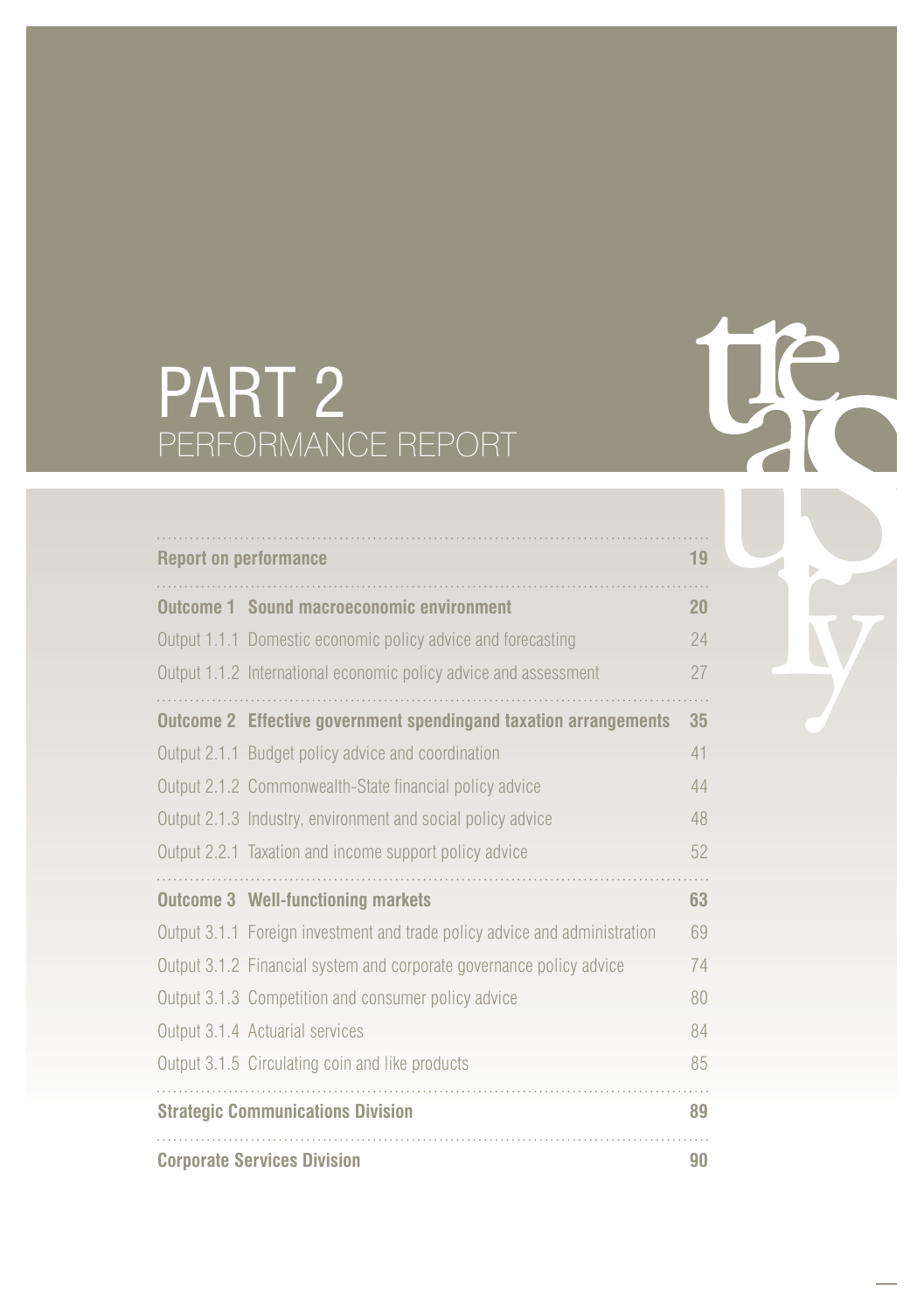# PART 2
## PERFORMANCE REPORT

| | |
|---|---|
| **Report on performance** | **19** |
| **Outcome 1 Sound macroeconomic environment** | **20** |
| Output 1.1.1 Domestic economic policy advice and forecasting | 24 |
| Output 1.1.2 International economic policy advice and assessment | 27 |
| **Outcome 2 Effective government spendingand taxation arrangements** | **35** |
| Output 2.1.1 Budget policy advice and coordination | 41 |
| Output 2.1.2 Commonwealth-State financial policy advice | 44 |
| Output 2.1.3 Industry, environment and social policy advice | 48 |
| Output 2.2.1 Taxation and income support policy advice | 52 |
| **Outcome 3 Well-functioning markets** | **63** |
| Output 3.1.1 Foreign investment and trade policy advice and administration | 69 |
| Output 3.1.2 Financial system and corporate governance policy advice | 74 |
| Output 3.1.3 Competition and consumer policy advice | 80 |
| Output 3.1.4 Actuarial services | 84 |
| Output 3.1.5 Circulating coin and like products | 85 |
| **Strategic Communications Division** | **89** |
| **Corporate Services Division** | **90** |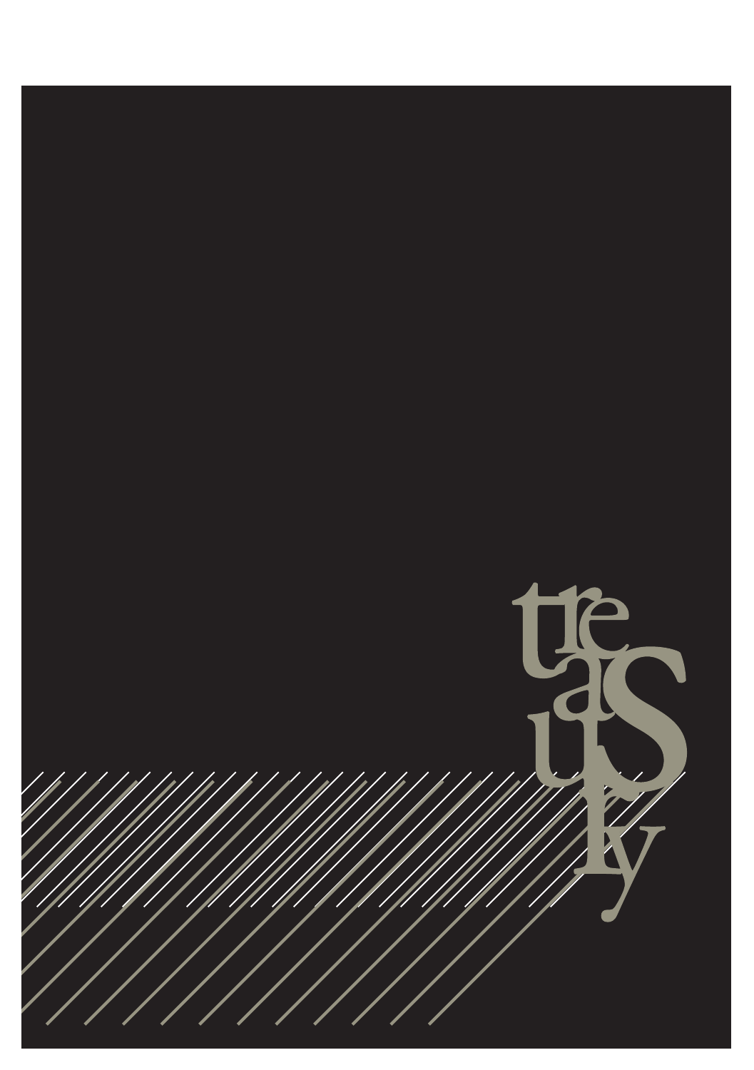treaSury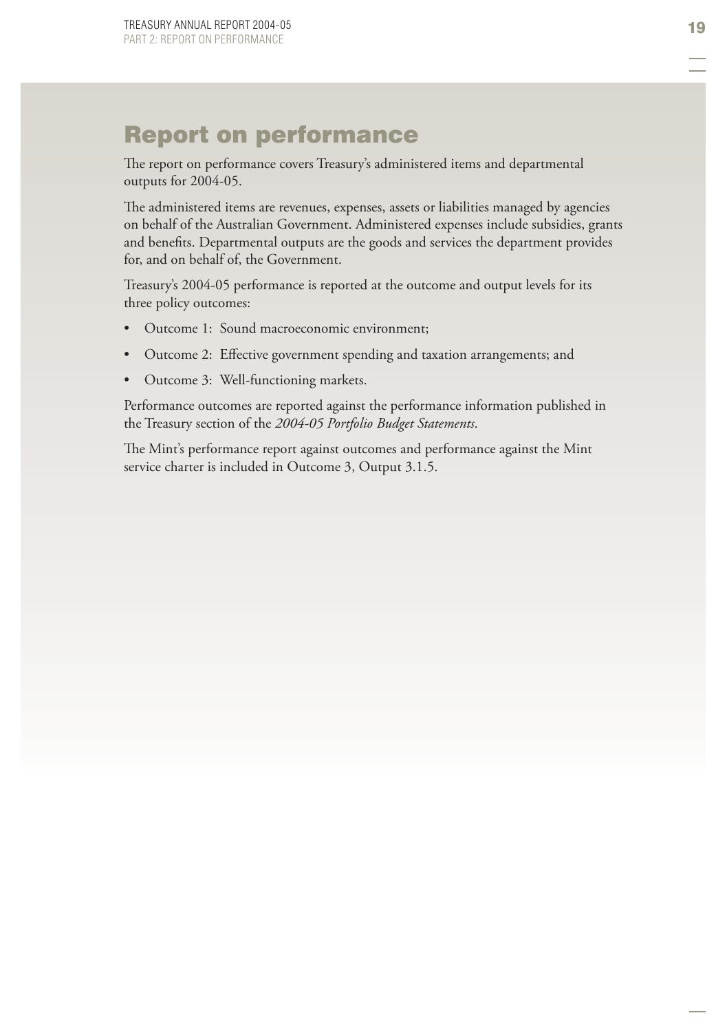# Report on performance

The report on performance covers Treasury's administered items and departmental outputs for 2004-05.

The administered items are revenues, expenses, assets or liabilities managed by agencies on behalf of the Australian Government. Administered expenses include subsidies, grants and benefits. Departmental outputs are the goods and services the department provides for, and on behalf of, the Government.

Treasury's 2004-05 performance is reported at the outcome and output levels for its three policy outcomes:

- Outcome 1: Sound macroeconomic environment;
- Outcome 2: Effective government spending and taxation arrangements; and
- Outcome 3: Well-functioning markets.

Performance outcomes are reported against the performance information published in the Treasury section of the *2004-05 Portfolio Budget Statements*.

The Mint's performance report against outcomes and performance against the Mint service charter is included in Outcome 3, Output 3.1.5.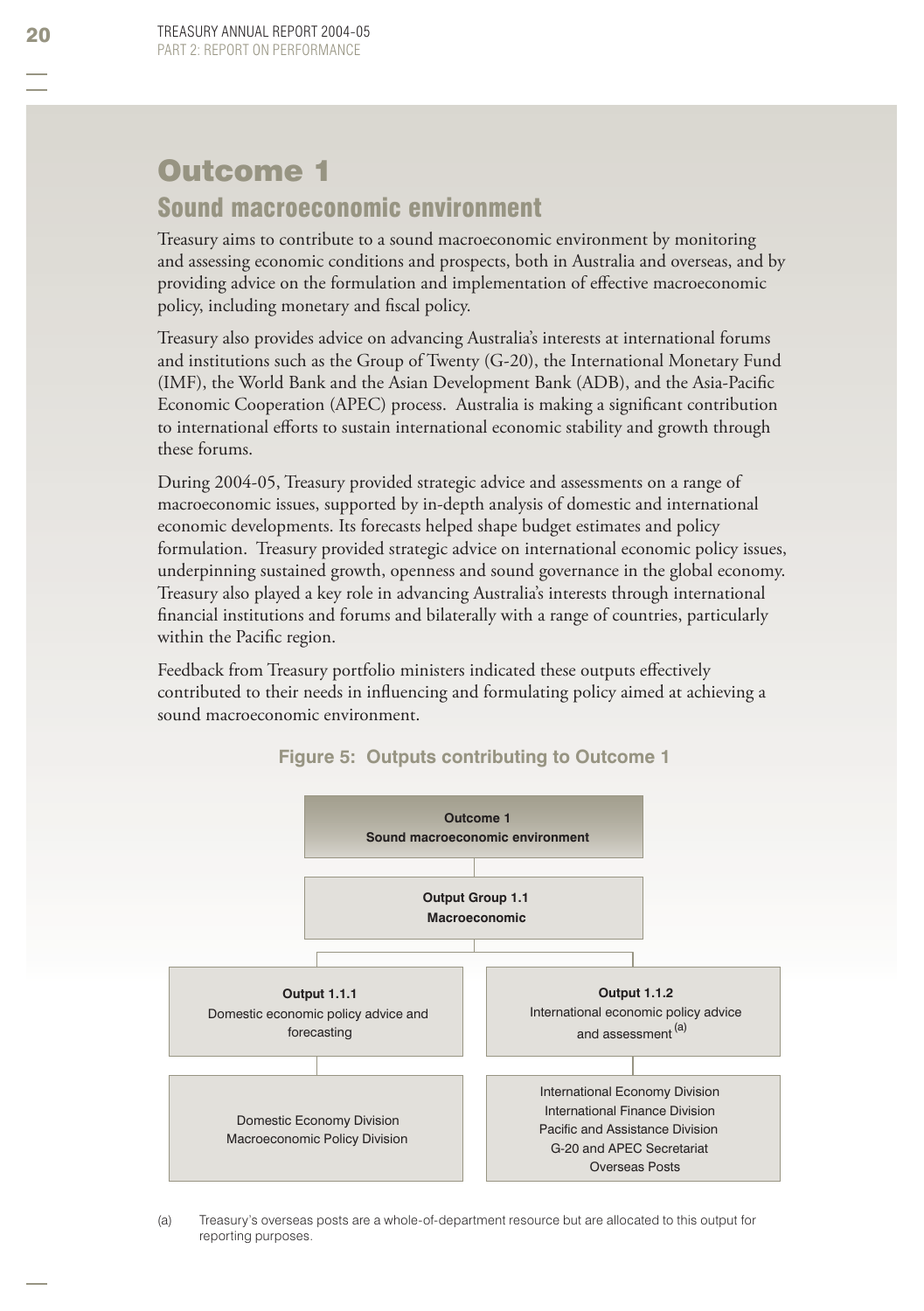# Outcome 1

## Sound macroeconomic environment

Treasury aims to contribute to a sound macroeconomic environment by monitoring and assessing economic conditions and prospects, both in Australia and overseas, and by providing advice on the formulation and implementation of effective macroeconomic policy, including monetary and fiscal policy.

Treasury also provides advice on advancing Australia's interests at international forums and institutions such as the Group of Twenty (G-20), the International Monetary Fund (IMF), the World Bank and the Asian Development Bank (ADB), and the Asia-Pacific Economic Cooperation (APEC) process. Australia is making a significant contribution to international efforts to sustain international economic stability and growth through these forums.

During 2004-05, Treasury provided strategic advice and assessments on a range of macroeconomic issues, supported by in-depth analysis of domestic and international economic developments. Its forecasts helped shape budget estimates and policy formulation. Treasury provided strategic advice on international economic policy issues, underpinning sustained growth, openness and sound governance in the global economy. Treasury also played a key role in advancing Australia's interests through international financial institutions and forums and bilaterally with a range of countries, particularly within the Pacific region.

Feedback from Treasury portfolio ministers indicated these outputs effectively contributed to their needs in influencing and formulating policy aimed at achieving a sound macroeconomic environment.

**Figure 5: Outputs contributing to Outcome 1**

**Outcome 1**
**Sound macroeconomic environment**

**Output Group 1.1**
**Macroeconomic**

**Output 1.1.1**
Domestic economic policy advice and forecasting

- Domestic Economy Division
- Macroeconomic Policy Division

**Output 1.1.2**
International economic policy advice and assessment [(a)]

- International Economy Division
- International Finance Division
- Pacific and Assistance Division
- G-20 and APEC Secretariat
- Overseas Posts

(a) Treasury's overseas posts are a whole-of-department resource but are allocated to this output for reporting purposes.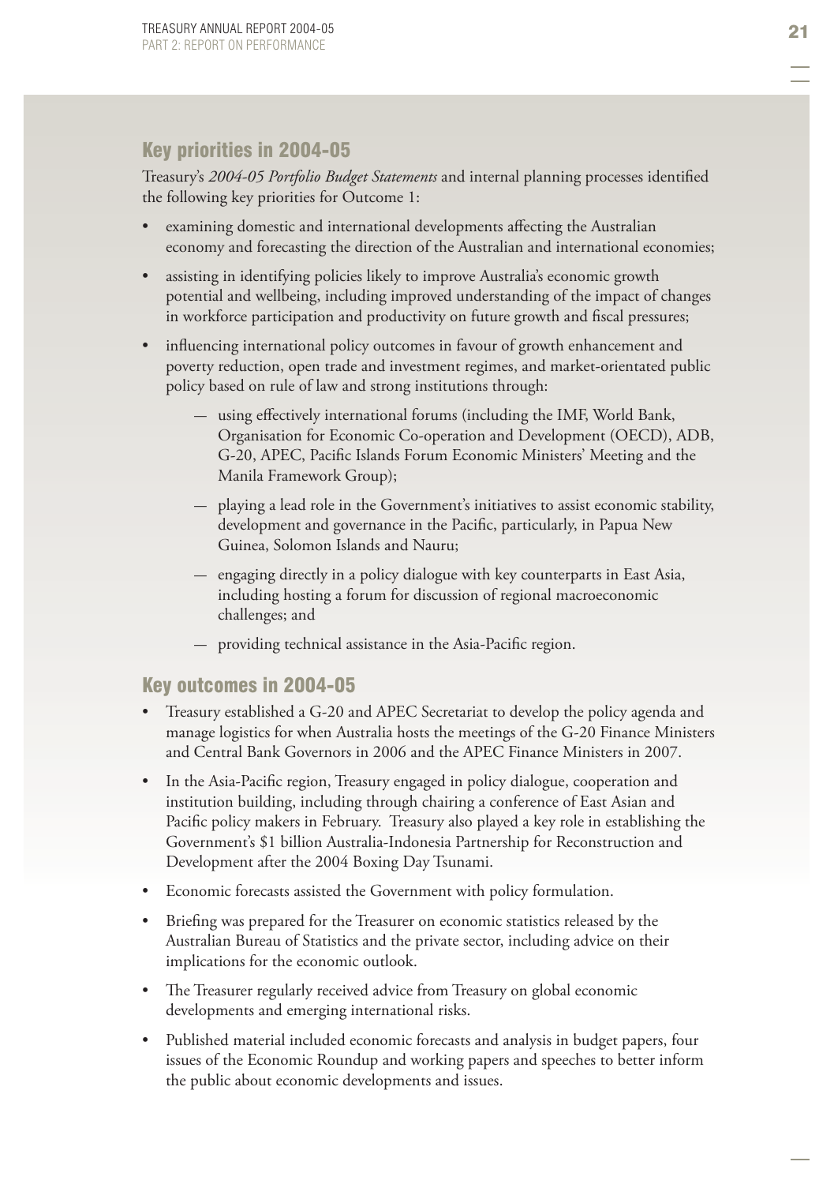## Key priorities in 2004-05

Treasury's *2004-05 Portfolio Budget Statements* and internal planning processes identified the following key priorities for Outcome 1:

- examining domestic and international developments affecting the Australian economy and forecasting the direction of the Australian and international economies;
- assisting in identifying policies likely to improve Australia's economic growth potential and wellbeing, including improved understanding of the impact of changes in workforce participation and productivity on future growth and fiscal pressures;
- influencing international policy outcomes in favour of growth enhancement and poverty reduction, open trade and investment regimes, and market-orientated public policy based on rule of law and strong institutions through:
  - using effectively international forums (including the IMF, World Bank, Organisation for Economic Co-operation and Development (OECD), ADB, G-20, APEC, Pacific Islands Forum Economic Ministers' Meeting and the Manila Framework Group);
  - playing a lead role in the Government's initiatives to assist economic stability, development and governance in the Pacific, particularly, in Papua New Guinea, Solomon Islands and Nauru;
  - engaging directly in a policy dialogue with key counterparts in East Asia, including hosting a forum for discussion of regional macroeconomic challenges; and
  - providing technical assistance in the Asia-Pacific region.

## Key outcomes in 2004-05

- Treasury established a G-20 and APEC Secretariat to develop the policy agenda and manage logistics for when Australia hosts the meetings of the G-20 Finance Ministers and Central Bank Governors in 2006 and the APEC Finance Ministers in 2007.
- In the Asia-Pacific region, Treasury engaged in policy dialogue, cooperation and institution building, including through chairing a conference of East Asian and Pacific policy makers in February. Treasury also played a key role in establishing the Government's $1 billion Australia-Indonesia Partnership for Reconstruction and Development after the 2004 Boxing Day Tsunami.
- Economic forecasts assisted the Government with policy formulation.
- Briefing was prepared for the Treasurer on economic statistics released by the Australian Bureau of Statistics and the private sector, including advice on their implications for the economic outlook.
- The Treasurer regularly received advice from Treasury on global economic developments and emerging international risks.
- Published material included economic forecasts and analysis in budget papers, four issues of the Economic Roundup and working papers and speeches to better inform the public about economic developments and issues.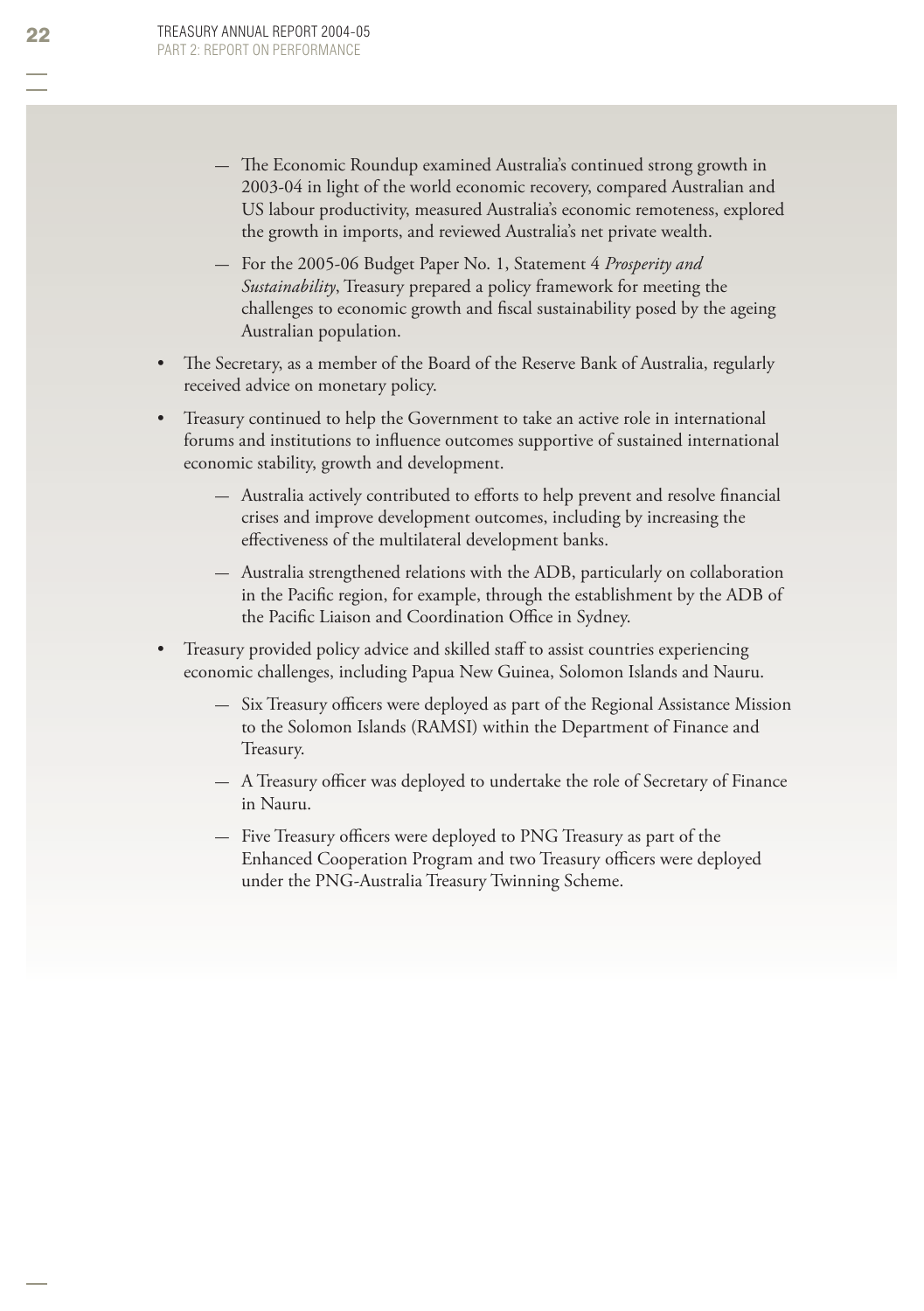- The Economic Roundup examined Australia's continued strong growth in 2003-04 in light of the world economic recovery, compared Australian and US labour productivity, measured Australia's economic remoteness, explored the growth in imports, and reviewed Australia's net private wealth.
  - For the 2005-06 Budget Paper No. 1, Statement 4 *Prosperity and Sustainability*, Treasury prepared a policy framework for meeting the challenges to economic growth and fiscal sustainability posed by the ageing Australian population.
- The Secretary, as a member of the Board of the Reserve Bank of Australia, regularly received advice on monetary policy.
- Treasury continued to help the Government to take an active role in international forums and institutions to influence outcomes supportive of sustained international economic stability, growth and development.
  - Australia actively contributed to efforts to help prevent and resolve financial crises and improve development outcomes, including by increasing the effectiveness of the multilateral development banks.
  - Australia strengthened relations with the ADB, particularly on collaboration in the Pacific region, for example, through the establishment by the ADB of the Pacific Liaison and Coordination Office in Sydney.
- Treasury provided policy advice and skilled staff to assist countries experiencing economic challenges, including Papua New Guinea, Solomon Islands and Nauru.
  - Six Treasury officers were deployed as part of the Regional Assistance Mission to the Solomon Islands (RAMSI) within the Department of Finance and Treasury.
  - A Treasury officer was deployed to undertake the role of Secretary of Finance in Nauru.
  - Five Treasury officers were deployed to PNG Treasury as part of the Enhanced Cooperation Program and two Treasury officers were deployed under the PNG-Australia Treasury Twinning Scheme.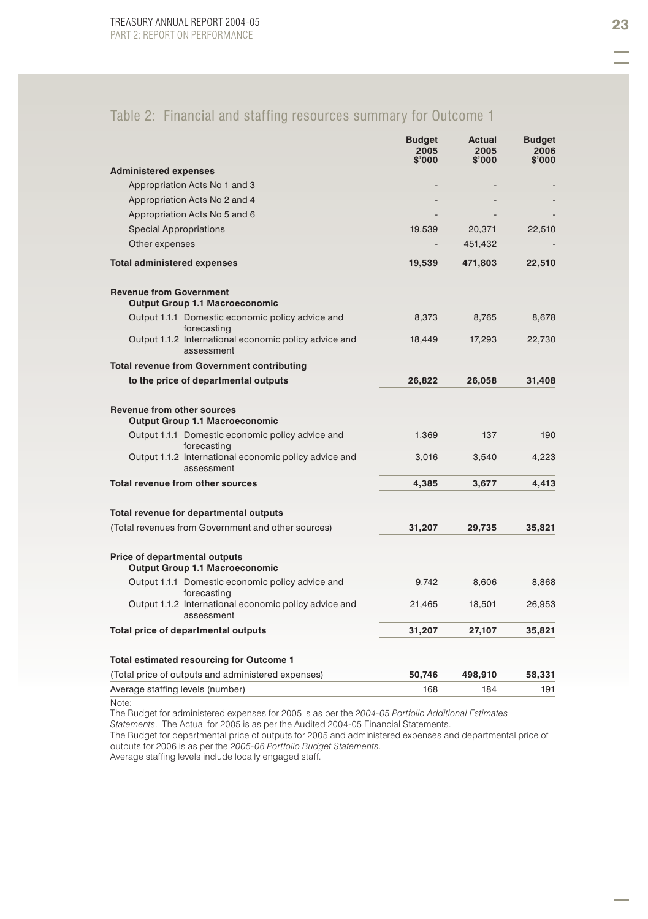## Table 2: Financial and staffing resources summary for Outcome 1

| | Budget 2005 $'000 | Actual 2005 $'000 | Budget 2006 $'000 |
|---|---|---|---|
| **Administered expenses** | | | |
| Appropriation Acts No 1 and 3 | - | - | - |
| Appropriation Acts No 2 and 4 | - | - | - |
| Appropriation Acts No 5 and 6 | - | - | - |
| Special Appropriations | 19,539 | 20,371 | 22,510 |
| Other expenses | - | 451,432 | - |
| **Total administered expenses** | **19,539** | **471,803** | **22,510** |
| **Revenue from Government** | | | |
| **Output Group 1.1 Macroeconomic** | | | |
| Output 1.1.1 Domestic economic policy advice and forecasting | 8,373 | 8,765 | 8,678 |
| Output 1.1.2 International economic policy advice and assessment | 18,449 | 17,293 | 22,730 |
| **Total revenue from Government contributing to the price of departmental outputs** | **26,822** | **26,058** | **31,408** |
| **Revenue from other sources** | | | |
| **Output Group 1.1 Macroeconomic** | | | |
| Output 1.1.1 Domestic economic policy advice and forecasting | 1,369 | 137 | 190 |
| Output 1.1.2 International economic policy advice and assessment | 3,016 | 3,540 | 4,223 |
| **Total revenue from other sources** | **4,385** | **3,677** | **4,413** |
| **Total revenue for departmental outputs** | | | |
| (Total revenues from Government and other sources) | **31,207** | **29,735** | **35,821** |
| **Price of departmental outputs** | | | |
| **Output Group 1.1 Macroeconomic** | | | |
| Output 1.1.1 Domestic economic policy advice and forecasting | 9,742 | 8,606 | 8,868 |
| Output 1.1.2 International economic policy advice and assessment | 21,465 | 18,501 | 26,953 |
| **Total price of departmental outputs** | **31,207** | **27,107** | **35,821** |
| **Total estimated resourcing for Outcome 1** | | | |
| (Total price of outputs and administered expenses) | **50,746** | **498,910** | **58,331** |
| Average staffing levels (number) | 168 | 184 | 191 |

Note:
The Budget for administered expenses for 2005 is as per the *2004-05 Portfolio Additional Estimates Statements*. The Actual for 2005 is as per the Audited 2004-05 Financial Statements.
The Budget for departmental price of outputs for 2005 and administered expenses and departmental price of outputs for 2006 is as per the *2005-06 Portfolio Budget Statements*.
Average staffing levels include locally engaged staff.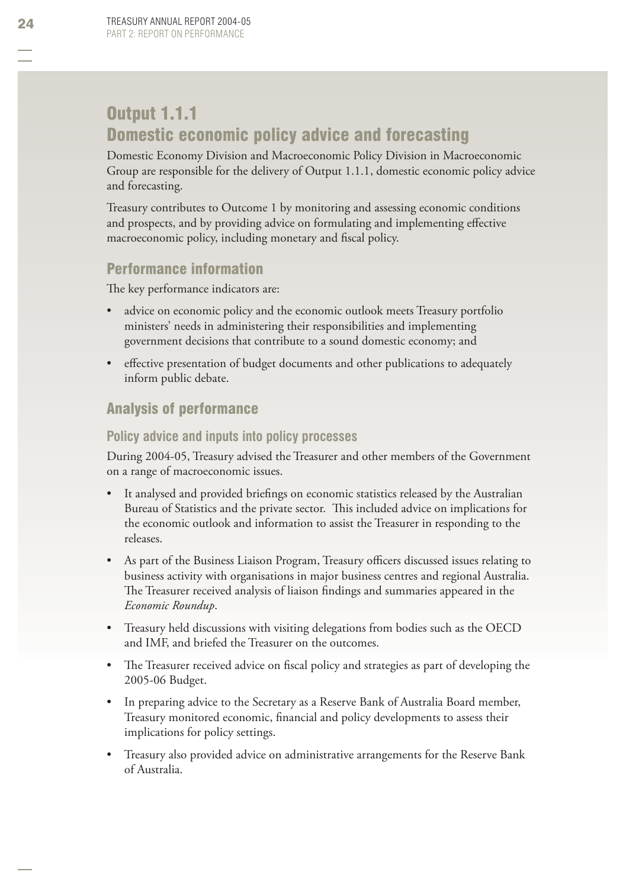# Output 1.1.1
# Domestic economic policy advice and forecasting

Domestic Economy Division and Macroeconomic Policy Division in Macroeconomic Group are responsible for the delivery of Output 1.1.1, domestic economic policy advice and forecasting.

Treasury contributes to Outcome 1 by monitoring and assessing economic conditions and prospects, and by providing advice on formulating and implementing effective macroeconomic policy, including monetary and fiscal policy.

## Performance information

The key performance indicators are:

- advice on economic policy and the economic outlook meets Treasury portfolio ministers' needs in administering their responsibilities and implementing government decisions that contribute to a sound domestic economy; and
- effective presentation of budget documents and other publications to adequately inform public debate.

## Analysis of performance

### Policy advice and inputs into policy processes

During 2004-05, Treasury advised the Treasurer and other members of the Government on a range of macroeconomic issues.

- It analysed and provided briefings on economic statistics released by the Australian Bureau of Statistics and the private sector. This included advice on implications for the economic outlook and information to assist the Treasurer in responding to the releases.
- As part of the Business Liaison Program, Treasury officers discussed issues relating to business activity with organisations in major business centres and regional Australia. The Treasurer received analysis of liaison findings and summaries appeared in the *Economic Roundup*.
- Treasury held discussions with visiting delegations from bodies such as the OECD and IMF, and briefed the Treasurer on the outcomes.
- The Treasurer received advice on fiscal policy and strategies as part of developing the 2005-06 Budget.
- In preparing advice to the Secretary as a Reserve Bank of Australia Board member, Treasury monitored economic, financial and policy developments to assess their implications for policy settings.
- Treasury also provided advice on administrative arrangements for the Reserve Bank of Australia.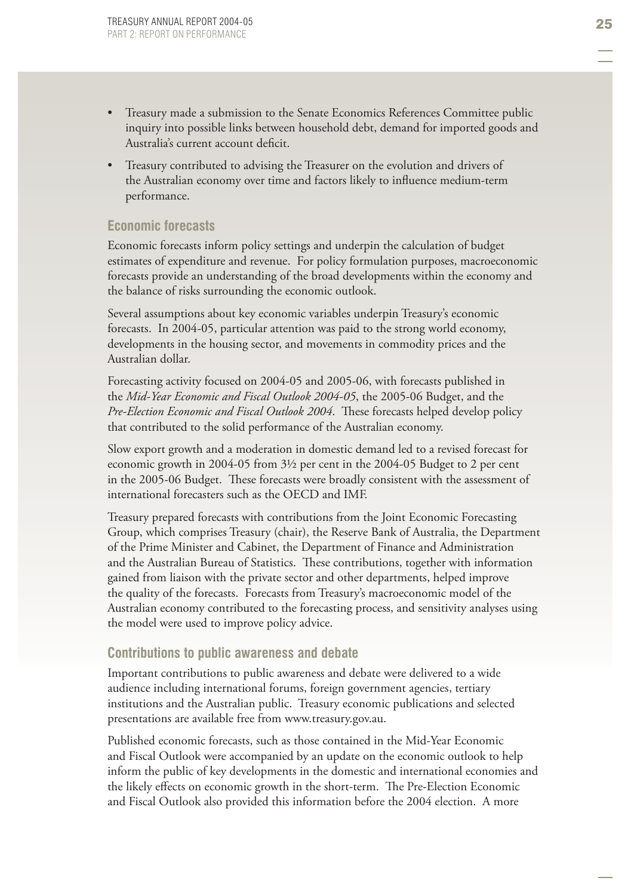- Treasury made a submission to the Senate Economics References Committee public inquiry into possible links between household debt, demand for imported goods and Australia's current account deficit.
- Treasury contributed to advising the Treasurer on the evolution and drivers of the Australian economy over time and factors likely to influence medium-term performance.

### Economic forecasts

Economic forecasts inform policy settings and underpin the calculation of budget estimates of expenditure and revenue. For policy formulation purposes, macroeconomic forecasts provide an understanding of the broad developments within the economy and the balance of risks surrounding the economic outlook.

Several assumptions about key economic variables underpin Treasury's economic forecasts. In 2004-05, particular attention was paid to the strong world economy, developments in the housing sector, and movements in commodity prices and the Australian dollar.

Forecasting activity focused on 2004-05 and 2005-06, with forecasts published in the *Mid-Year Economic and Fiscal Outlook 2004-05*, the 2005-06 Budget, and the *Pre-Election Economic and Fiscal Outlook 2004*. These forecasts helped develop policy that contributed to the solid performance of the Australian economy.

Slow export growth and a moderation in domestic demand led to a revised forecast for economic growth in 2004-05 from 3½ per cent in the 2004-05 Budget to 2 per cent in the 2005-06 Budget. These forecasts were broadly consistent with the assessment of international forecasters such as the OECD and IMF.

Treasury prepared forecasts with contributions from the Joint Economic Forecasting Group, which comprises Treasury (chair), the Reserve Bank of Australia, the Department of the Prime Minister and Cabinet, the Department of Finance and Administration and the Australian Bureau of Statistics. These contributions, together with information gained from liaison with the private sector and other departments, helped improve the quality of the forecasts. Forecasts from Treasury's macroeconomic model of the Australian economy contributed to the forecasting process, and sensitivity analyses using the model were used to improve policy advice.

### Contributions to public awareness and debate

Important contributions to public awareness and debate were delivered to a wide audience including international forums, foreign government agencies, tertiary institutions and the Australian public. Treasury economic publications and selected presentations are available free from www.treasury.gov.au.

Published economic forecasts, such as those contained in the Mid-Year Economic and Fiscal Outlook were accompanied by an update on the economic outlook to help inform the public of key developments in the domestic and international economies and the likely effects on economic growth in the short-term. The Pre-Election Economic and Fiscal Outlook also provided this information before the 2004 election. A more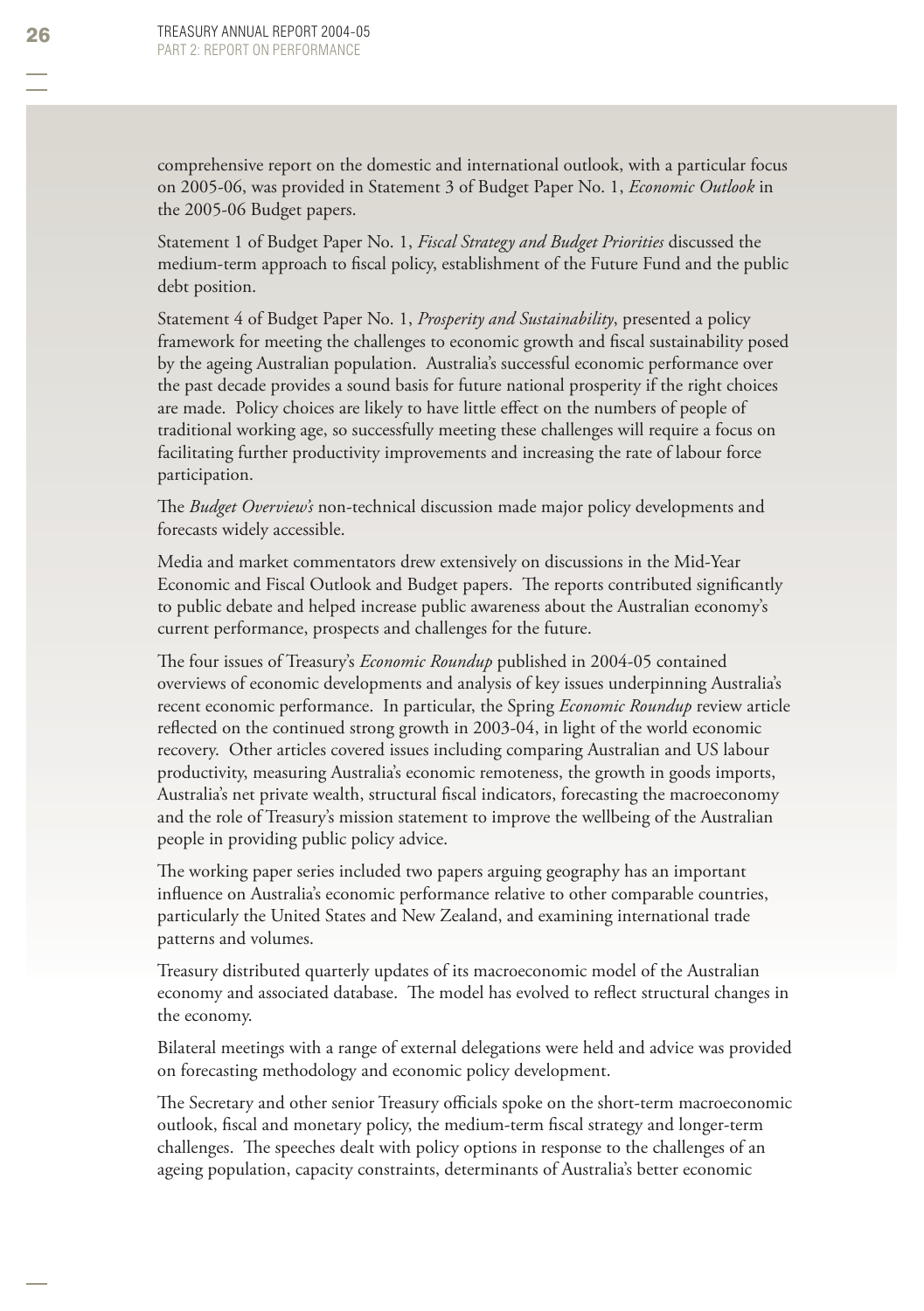comprehensive report on the domestic and international outlook, with a particular focus on 2005-06, was provided in Statement 3 of Budget Paper No. 1, *Economic Outlook* in the 2005-06 Budget papers.

Statement 1 of Budget Paper No. 1, *Fiscal Strategy and Budget Priorities* discussed the medium-term approach to fiscal policy, establishment of the Future Fund and the public debt position.

Statement 4 of Budget Paper No. 1, *Prosperity and Sustainability*, presented a policy framework for meeting the challenges to economic growth and fiscal sustainability posed by the ageing Australian population. Australia's successful economic performance over the past decade provides a sound basis for future national prosperity if the right choices are made. Policy choices are likely to have little effect on the numbers of people of traditional working age, so successfully meeting these challenges will require a focus on facilitating further productivity improvements and increasing the rate of labour force participation.

The *Budget Overview's* non-technical discussion made major policy developments and forecasts widely accessible.

Media and market commentators drew extensively on discussions in the Mid-Year Economic and Fiscal Outlook and Budget papers. The reports contributed significantly to public debate and helped increase public awareness about the Australian economy's current performance, prospects and challenges for the future.

The four issues of Treasury's *Economic Roundup* published in 2004-05 contained overviews of economic developments and analysis of key issues underpinning Australia's recent economic performance. In particular, the Spring *Economic Roundup* review article reflected on the continued strong growth in 2003-04, in light of the world economic recovery. Other articles covered issues including comparing Australian and US labour productivity, measuring Australia's economic remoteness, the growth in goods imports, Australia's net private wealth, structural fiscal indicators, forecasting the macroeconomy and the role of Treasury's mission statement to improve the wellbeing of the Australian people in providing public policy advice.

The working paper series included two papers arguing geography has an important influence on Australia's economic performance relative to other comparable countries, particularly the United States and New Zealand, and examining international trade patterns and volumes.

Treasury distributed quarterly updates of its macroeconomic model of the Australian economy and associated database. The model has evolved to reflect structural changes in the economy.

Bilateral meetings with a range of external delegations were held and advice was provided on forecasting methodology and economic policy development.

The Secretary and other senior Treasury officials spoke on the short-term macroeconomic outlook, fiscal and monetary policy, the medium-term fiscal strategy and longer-term challenges. The speeches dealt with policy options in response to the challenges of an ageing population, capacity constraints, determinants of Australia's better economic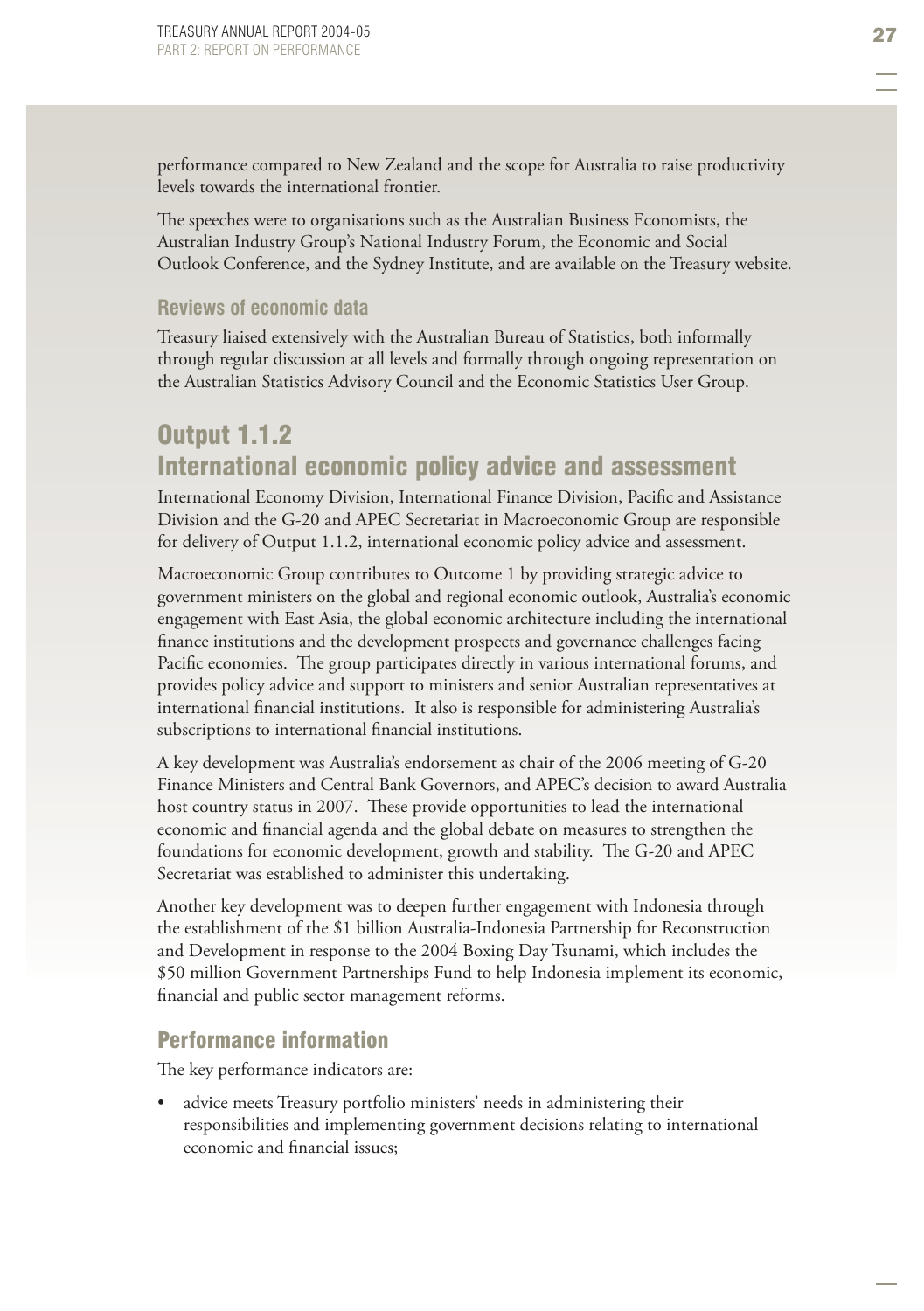performance compared to New Zealand and the scope for Australia to raise productivity levels towards the international frontier.

The speeches were to organisations such as the Australian Business Economists, the Australian Industry Group's National Industry Forum, the Economic and Social Outlook Conference, and the Sydney Institute, and are available on the Treasury website.

### Reviews of economic data

Treasury liaised extensively with the Australian Bureau of Statistics, both informally through regular discussion at all levels and formally through ongoing representation on the Australian Statistics Advisory Council and the Economic Statistics User Group.

# Output 1.1.2 International economic policy advice and assessment

International Economy Division, International Finance Division, Pacific and Assistance Division and the G-20 and APEC Secretariat in Macroeconomic Group are responsible for delivery of Output 1.1.2, international economic policy advice and assessment.

Macroeconomic Group contributes to Outcome 1 by providing strategic advice to government ministers on the global and regional economic outlook, Australia's economic engagement with East Asia, the global economic architecture including the international finance institutions and the development prospects and governance challenges facing Pacific economies. The group participates directly in various international forums, and provides policy advice and support to ministers and senior Australian representatives at international financial institutions. It also is responsible for administering Australia's subscriptions to international financial institutions.

A key development was Australia's endorsement as chair of the 2006 meeting of G-20 Finance Ministers and Central Bank Governors, and APEC's decision to award Australia host country status in 2007. These provide opportunities to lead the international economic and financial agenda and the global debate on measures to strengthen the foundations for economic development, growth and stability. The G-20 and APEC Secretariat was established to administer this undertaking.

Another key development was to deepen further engagement with Indonesia through the establishment of the $1 billion Australia-Indonesia Partnership for Reconstruction and Development in response to the 2004 Boxing Day Tsunami, which includes the $50 million Government Partnerships Fund to help Indonesia implement its economic, financial and public sector management reforms.

## Performance information

The key performance indicators are:

- advice meets Treasury portfolio ministers' needs in administering their responsibilities and implementing government decisions relating to international economic and financial issues;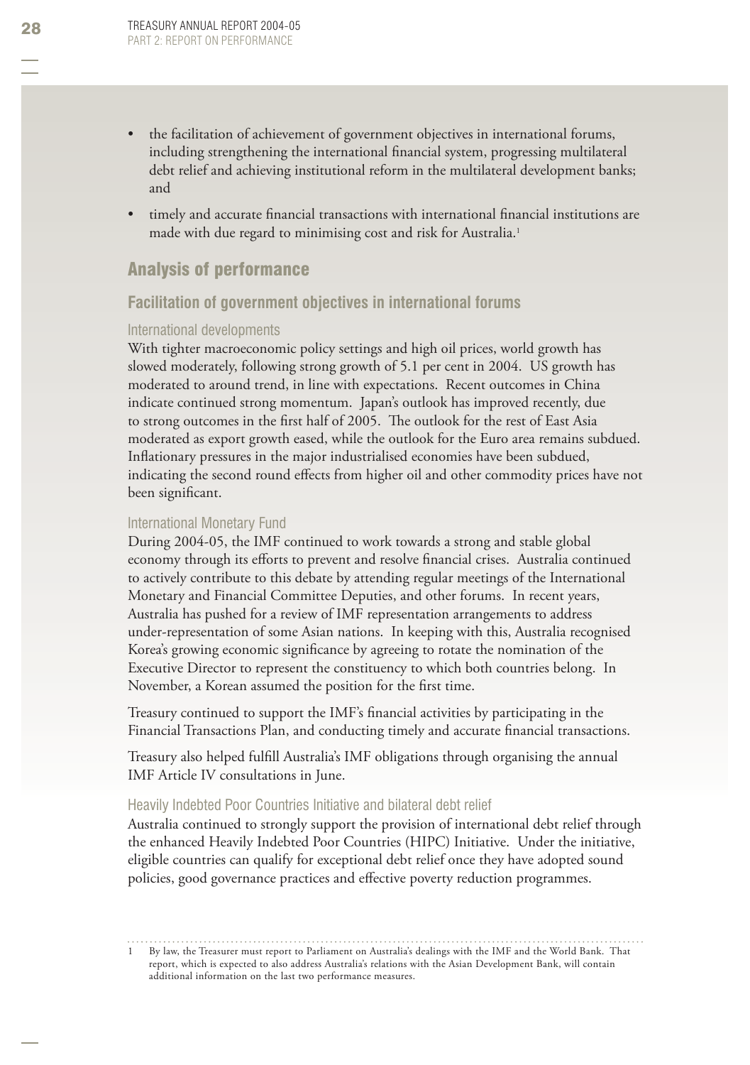- the facilitation of achievement of government objectives in international forums, including strengthening the international financial system, progressing multilateral debt relief and achieving institutional reform in the multilateral development banks; and
- timely and accurate financial transactions with international financial institutions are made with due regard to minimising cost and risk for Australia.[1]

## Analysis of performance

### Facilitation of government objectives in international forums

#### International developments

With tighter macroeconomic policy settings and high oil prices, world growth has slowed moderately, following strong growth of 5.1 per cent in 2004. US growth has moderated to around trend, in line with expectations. Recent outcomes in China indicate continued strong momentum. Japan's outlook has improved recently, due to strong outcomes in the first half of 2005. The outlook for the rest of East Asia moderated as export growth eased, while the outlook for the Euro area remains subdued. Inflationary pressures in the major industrialised economies have been subdued, indicating the second round effects from higher oil and other commodity prices have not been significant.

#### International Monetary Fund

During 2004-05, the IMF continued to work towards a strong and stable global economy through its efforts to prevent and resolve financial crises. Australia continued to actively contribute to this debate by attending regular meetings of the International Monetary and Financial Committee Deputies, and other forums. In recent years, Australia has pushed for a review of IMF representation arrangements to address under-representation of some Asian nations. In keeping with this, Australia recognised Korea's growing economic significance by agreeing to rotate the nomination of the Executive Director to represent the constituency to which both countries belong. In November, a Korean assumed the position for the first time.

Treasury continued to support the IMF's financial activities by participating in the Financial Transactions Plan, and conducting timely and accurate financial transactions.

Treasury also helped fulfill Australia's IMF obligations through organising the annual IMF Article IV consultations in June.

#### Heavily Indebted Poor Countries Initiative and bilateral debt relief

Australia continued to strongly support the provision of international debt relief through the enhanced Heavily Indebted Poor Countries (HIPC) Initiative. Under the initiative, eligible countries can qualify for exceptional debt relief once they have adopted sound policies, good governance practices and effective poverty reduction programmes.

---

1 By law, the Treasurer must report to Parliament on Australia's dealings with the IMF and the World Bank. That report, which is expected to also address Australia's relations with the Asian Development Bank, will contain additional information on the last two performance measures.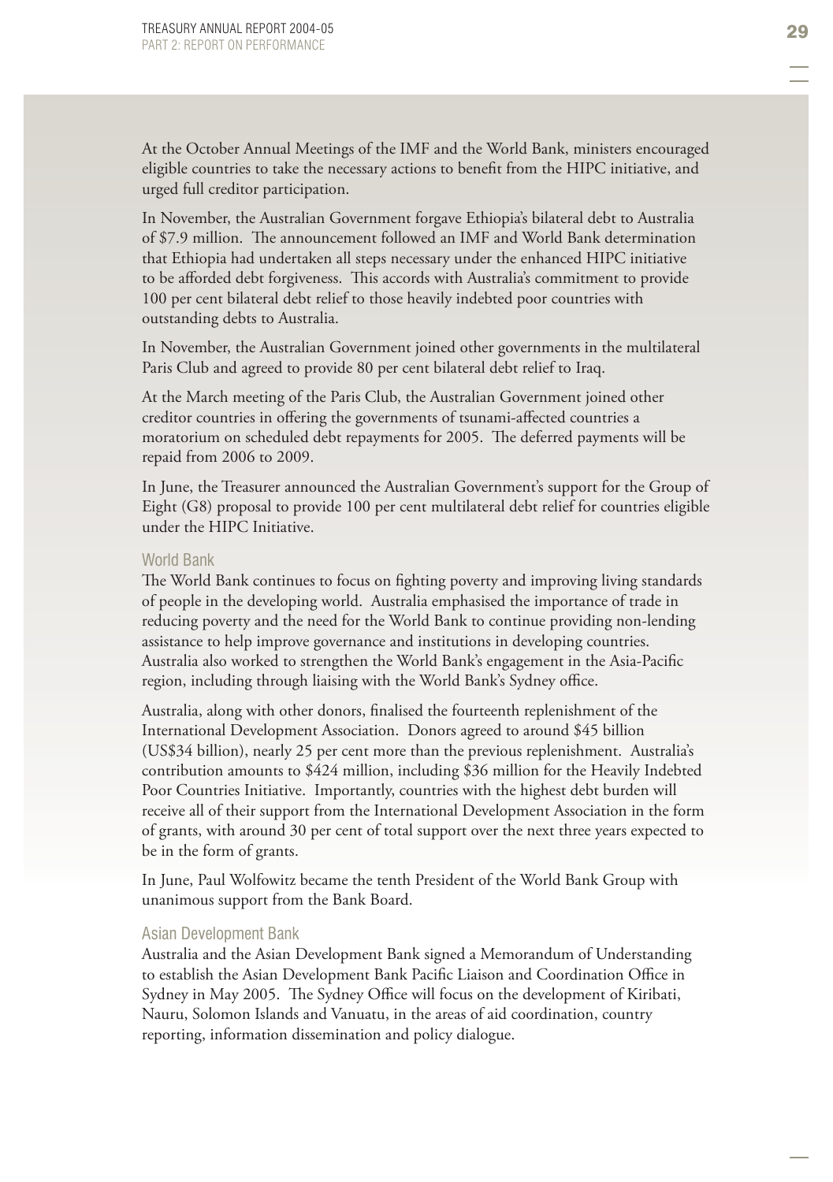At the October Annual Meetings of the IMF and the World Bank, ministers encouraged eligible countries to take the necessary actions to benefit from the HIPC initiative, and urged full creditor participation.

In November, the Australian Government forgave Ethiopia's bilateral debt to Australia of $7.9 million. The announcement followed an IMF and World Bank determination that Ethiopia had undertaken all steps necessary under the enhanced HIPC initiative to be afforded debt forgiveness. This accords with Australia's commitment to provide 100 per cent bilateral debt relief to those heavily indebted poor countries with outstanding debts to Australia.

In November, the Australian Government joined other governments in the multilateral Paris Club and agreed to provide 80 per cent bilateral debt relief to Iraq.

At the March meeting of the Paris Club, the Australian Government joined other creditor countries in offering the governments of tsunami-affected countries a moratorium on scheduled debt repayments for 2005. The deferred payments will be repaid from 2006 to 2009.

In June, the Treasurer announced the Australian Government's support for the Group of Eight (G8) proposal to provide 100 per cent multilateral debt relief for countries eligible under the HIPC Initiative.

### World Bank

The World Bank continues to focus on fighting poverty and improving living standards of people in the developing world. Australia emphasised the importance of trade in reducing poverty and the need for the World Bank to continue providing non-lending assistance to help improve governance and institutions in developing countries. Australia also worked to strengthen the World Bank's engagement in the Asia-Pacific region, including through liaising with the World Bank's Sydney office.

Australia, along with other donors, finalised the fourteenth replenishment of the International Development Association. Donors agreed to around $45 billion (US$34 billion), nearly 25 per cent more than the previous replenishment. Australia's contribution amounts to $424 million, including $36 million for the Heavily Indebted Poor Countries Initiative. Importantly, countries with the highest debt burden will receive all of their support from the International Development Association in the form of grants, with around 30 per cent of total support over the next three years expected to be in the form of grants.

In June, Paul Wolfowitz became the tenth President of the World Bank Group with unanimous support from the Bank Board.

### Asian Development Bank

Australia and the Asian Development Bank signed a Memorandum of Understanding to establish the Asian Development Bank Pacific Liaison and Coordination Office in Sydney in May 2005. The Sydney Office will focus on the development of Kiribati, Nauru, Solomon Islands and Vanuatu, in the areas of aid coordination, country reporting, information dissemination and policy dialogue.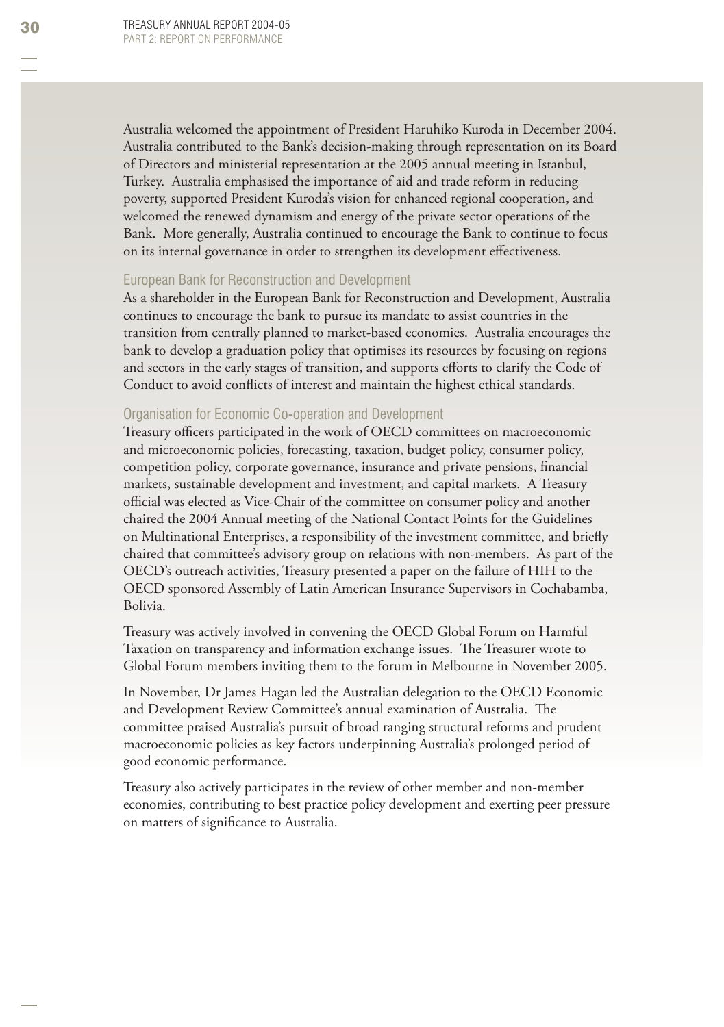Australia welcomed the appointment of President Haruhiko Kuroda in December 2004. Australia contributed to the Bank's decision-making through representation on its Board of Directors and ministerial representation at the 2005 annual meeting in Istanbul, Turkey. Australia emphasised the importance of aid and trade reform in reducing poverty, supported President Kuroda's vision for enhanced regional cooperation, and welcomed the renewed dynamism and energy of the private sector operations of the Bank. More generally, Australia continued to encourage the Bank to continue to focus on its internal governance in order to strengthen its development effectiveness.

### European Bank for Reconstruction and Development

As a shareholder in the European Bank for Reconstruction and Development, Australia continues to encourage the bank to pursue its mandate to assist countries in the transition from centrally planned to market-based economies. Australia encourages the bank to develop a graduation policy that optimises its resources by focusing on regions and sectors in the early stages of transition, and supports efforts to clarify the Code of Conduct to avoid conflicts of interest and maintain the highest ethical standards.

### Organisation for Economic Co-operation and Development

Treasury officers participated in the work of OECD committees on macroeconomic and microeconomic policies, forecasting, taxation, budget policy, consumer policy, competition policy, corporate governance, insurance and private pensions, financial markets, sustainable development and investment, and capital markets. A Treasury official was elected as Vice-Chair of the committee on consumer policy and another chaired the 2004 Annual meeting of the National Contact Points for the Guidelines on Multinational Enterprises, a responsibility of the investment committee, and briefly chaired that committee's advisory group on relations with non-members. As part of the OECD's outreach activities, Treasury presented a paper on the failure of HIH to the OECD sponsored Assembly of Latin American Insurance Supervisors in Cochabamba, Bolivia.

Treasury was actively involved in convening the OECD Global Forum on Harmful Taxation on transparency and information exchange issues. The Treasurer wrote to Global Forum members inviting them to the forum in Melbourne in November 2005.

In November, Dr James Hagan led the Australian delegation to the OECD Economic and Development Review Committee's annual examination of Australia. The committee praised Australia's pursuit of broad ranging structural reforms and prudent macroeconomic policies as key factors underpinning Australia's prolonged period of good economic performance.

Treasury also actively participates in the review of other member and non-member economies, contributing to best practice policy development and exerting peer pressure on matters of significance to Australia.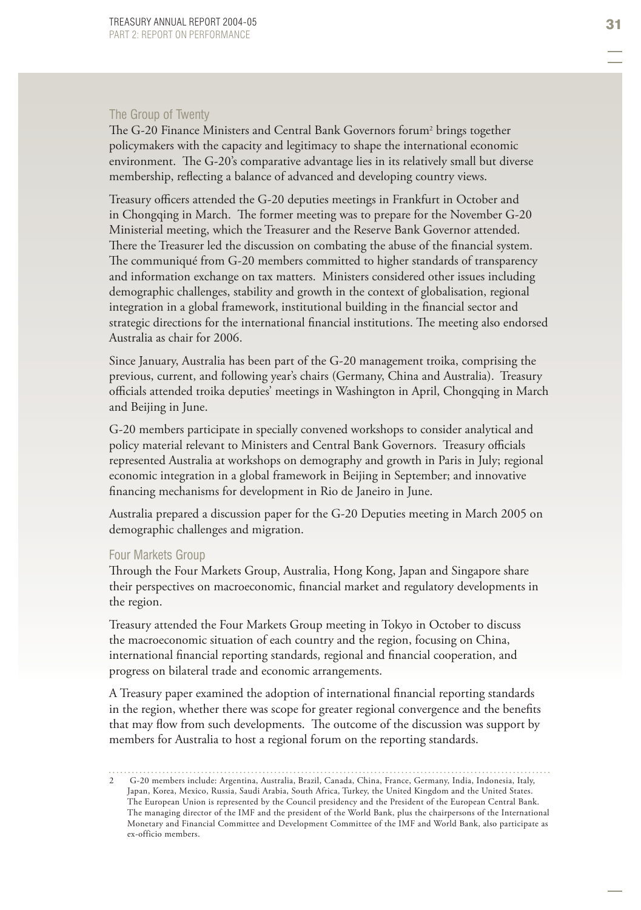## The Group of Twenty

The G-20 Finance Ministers and Central Bank Governors forum[2] brings together policymakers with the capacity and legitimacy to shape the international economic environment. The G-20's comparative advantage lies in its relatively small but diverse membership, reflecting a balance of advanced and developing country views.

Treasury officers attended the G-20 deputies meetings in Frankfurt in October and in Chongqing in March. The former meeting was to prepare for the November G-20 Ministerial meeting, which the Treasurer and the Reserve Bank Governor attended. There the Treasurer led the discussion on combating the abuse of the financial system. The communiqué from G-20 members committed to higher standards of transparency and information exchange on tax matters. Ministers considered other issues including demographic challenges, stability and growth in the context of globalisation, regional integration in a global framework, institutional building in the financial sector and strategic directions for the international financial institutions. The meeting also endorsed Australia as chair for 2006.

Since January, Australia has been part of the G-20 management troika, comprising the previous, current, and following year's chairs (Germany, China and Australia). Treasury officials attended troika deputies' meetings in Washington in April, Chongqing in March and Beijing in June.

G-20 members participate in specially convened workshops to consider analytical and policy material relevant to Ministers and Central Bank Governors. Treasury officials represented Australia at workshops on demography and growth in Paris in July; regional economic integration in a global framework in Beijing in September; and innovative financing mechanisms for development in Rio de Janeiro in June.

Australia prepared a discussion paper for the G-20 Deputies meeting in March 2005 on demographic challenges and migration.

## Four Markets Group

Through the Four Markets Group, Australia, Hong Kong, Japan and Singapore share their perspectives on macroeconomic, financial market and regulatory developments in the region.

Treasury attended the Four Markets Group meeting in Tokyo in October to discuss the macroeconomic situation of each country and the region, focusing on China, international financial reporting standards, regional and financial cooperation, and progress on bilateral trade and economic arrangements.

A Treasury paper examined the adoption of international financial reporting standards in the region, whether there was scope for greater regional convergence and the benefits that may flow from such developments. The outcome of the discussion was support by members for Australia to host a regional forum on the reporting standards.

---

2 G-20 members include: Argentina, Australia, Brazil, Canada, China, France, Germany, India, Indonesia, Italy, Japan, Korea, Mexico, Russia, Saudi Arabia, South Africa, Turkey, the United Kingdom and the United States. The European Union is represented by the Council presidency and the President of the European Central Bank. The managing director of the IMF and the president of the World Bank, plus the chairpersons of the International Monetary and Financial Committee and Development Committee of the IMF and World Bank, also participate as ex-officio members.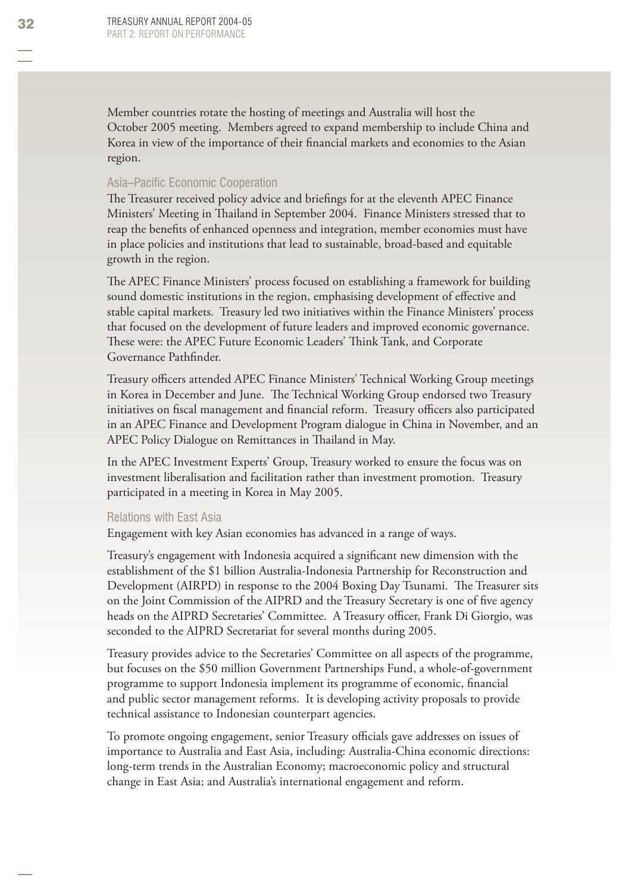Member countries rotate the hosting of meetings and Australia will host the October 2005 meeting. Members agreed to expand membership to include China and Korea in view of the importance of their financial markets and economies to the Asian region.

### Asia–Pacific Economic Cooperation

The Treasurer received policy advice and briefings for at the eleventh APEC Finance Ministers' Meeting in Thailand in September 2004. Finance Ministers stressed that to reap the benefits of enhanced openness and integration, member economies must have in place policies and institutions that lead to sustainable, broad-based and equitable growth in the region.

The APEC Finance Ministers' process focused on establishing a framework for building sound domestic institutions in the region, emphasising development of effective and stable capital markets. Treasury led two initiatives within the Finance Ministers' process that focused on the development of future leaders and improved economic governance. These were: the APEC Future Economic Leaders' Think Tank, and Corporate Governance Pathfinder.

Treasury officers attended APEC Finance Ministers' Technical Working Group meetings in Korea in December and June. The Technical Working Group endorsed two Treasury initiatives on fiscal management and financial reform. Treasury officers also participated in an APEC Finance and Development Program dialogue in China in November, and an APEC Policy Dialogue on Remittances in Thailand in May.

In the APEC Investment Experts' Group, Treasury worked to ensure the focus was on investment liberalisation and facilitation rather than investment promotion. Treasury participated in a meeting in Korea in May 2005.

### Relations with East Asia

Engagement with key Asian economies has advanced in a range of ways.

Treasury's engagement with Indonesia acquired a significant new dimension with the establishment of the $1 billion Australia-Indonesia Partnership for Reconstruction and Development (AIRPD) in response to the 2004 Boxing Day Tsunami. The Treasurer sits on the Joint Commission of the AIPRD and the Treasury Secretary is one of five agency heads on the AIPRD Secretaries' Committee. A Treasury officer, Frank Di Giorgio, was seconded to the AIPRD Secretariat for several months during 2005.

Treasury provides advice to the Secretaries' Committee on all aspects of the programme, but focuses on the $50 million Government Partnerships Fund, a whole-of-government programme to support Indonesia implement its programme of economic, financial and public sector management reforms. It is developing activity proposals to provide technical assistance to Indonesian counterpart agencies.

To promote ongoing engagement, senior Treasury officials gave addresses on issues of importance to Australia and East Asia, including: Australia-China economic directions: long-term trends in the Australian Economy; macroeconomic policy and structural change in East Asia; and Australia's international engagement and reform.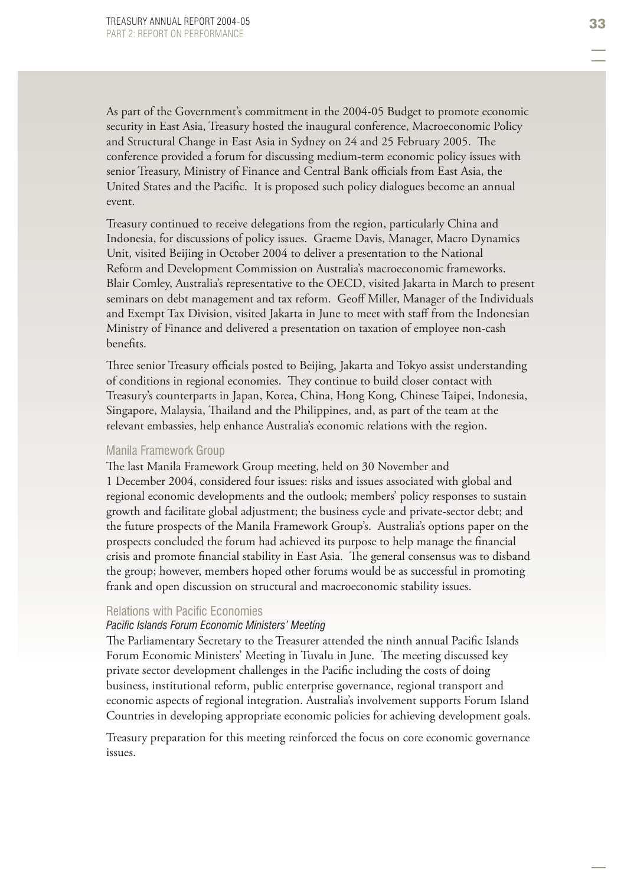As part of the Government's commitment in the 2004-05 Budget to promote economic security in East Asia, Treasury hosted the inaugural conference, Macroeconomic Policy and Structural Change in East Asia in Sydney on 24 and 25 February 2005. The conference provided a forum for discussing medium-term economic policy issues with senior Treasury, Ministry of Finance and Central Bank officials from East Asia, the United States and the Pacific. It is proposed such policy dialogues become an annual event.

Treasury continued to receive delegations from the region, particularly China and Indonesia, for discussions of policy issues. Graeme Davis, Manager, Macro Dynamics Unit, visited Beijing in October 2004 to deliver a presentation to the National Reform and Development Commission on Australia's macroeconomic frameworks. Blair Comley, Australia's representative to the OECD, visited Jakarta in March to present seminars on debt management and tax reform. Geoff Miller, Manager of the Individuals and Exempt Tax Division, visited Jakarta in June to meet with staff from the Indonesian Ministry of Finance and delivered a presentation on taxation of employee non-cash benefits.

Three senior Treasury officials posted to Beijing, Jakarta and Tokyo assist understanding of conditions in regional economies. They continue to build closer contact with Treasury's counterparts in Japan, Korea, China, Hong Kong, Chinese Taipei, Indonesia, Singapore, Malaysia, Thailand and the Philippines, and, as part of the team at the relevant embassies, help enhance Australia's economic relations with the region.

### Manila Framework Group

The last Manila Framework Group meeting, held on 30 November and 1 December 2004, considered four issues: risks and issues associated with global and regional economic developments and the outlook; members' policy responses to sustain growth and facilitate global adjustment; the business cycle and private-sector debt; and the future prospects of the Manila Framework Group's. Australia's options paper on the prospects concluded the forum had achieved its purpose to help manage the financial crisis and promote financial stability in East Asia. The general consensus was to disband the group; however, members hoped other forums would be as successful in promoting frank and open discussion on structural and macroeconomic stability issues.

### Relations with Pacific Economies

#### *Pacific Islands Forum Economic Ministers' Meeting*

The Parliamentary Secretary to the Treasurer attended the ninth annual Pacific Islands Forum Economic Ministers' Meeting in Tuvalu in June. The meeting discussed key private sector development challenges in the Pacific including the costs of doing business, institutional reform, public enterprise governance, regional transport and economic aspects of regional integration. Australia's involvement supports Forum Island Countries in developing appropriate economic policies for achieving development goals.

Treasury preparation for this meeting reinforced the focus on core economic governance issues.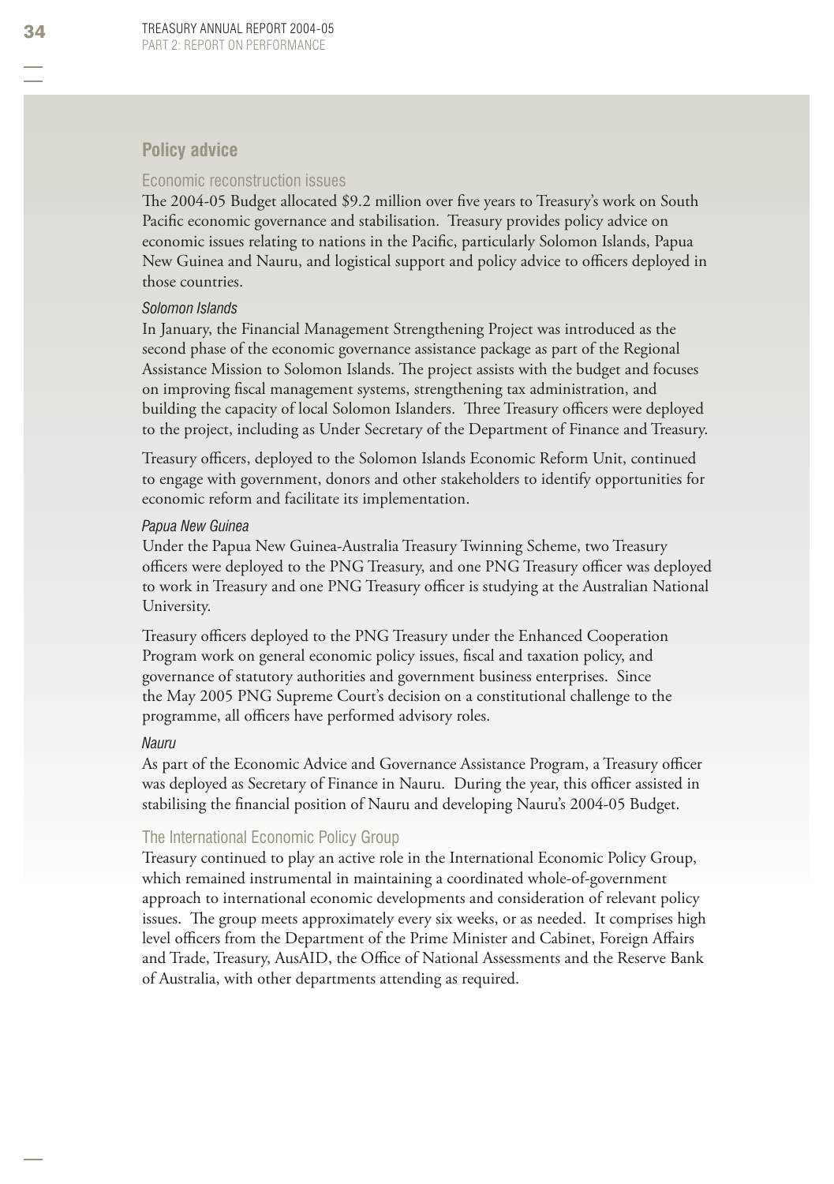## Policy advice

### Economic reconstruction issues

The 2004-05 Budget allocated $9.2 million over five years to Treasury's work on South Pacific economic governance and stabilisation. Treasury provides policy advice on economic issues relating to nations in the Pacific, particularly Solomon Islands, Papua New Guinea and Nauru, and logistical support and policy advice to officers deployed in those countries.

#### *Solomon Islands*

In January, the Financial Management Strengthening Project was introduced as the second phase of the economic governance assistance package as part of the Regional Assistance Mission to Solomon Islands. The project assists with the budget and focuses on improving fiscal management systems, strengthening tax administration, and building the capacity of local Solomon Islanders. Three Treasury officers were deployed to the project, including as Under Secretary of the Department of Finance and Treasury.

Treasury officers, deployed to the Solomon Islands Economic Reform Unit, continued to engage with government, donors and other stakeholders to identify opportunities for economic reform and facilitate its implementation.

#### *Papua New Guinea*

Under the Papua New Guinea-Australia Treasury Twinning Scheme, two Treasury officers were deployed to the PNG Treasury, and one PNG Treasury officer was deployed to work in Treasury and one PNG Treasury officer is studying at the Australian National University.

Treasury officers deployed to the PNG Treasury under the Enhanced Cooperation Program work on general economic policy issues, fiscal and taxation policy, and governance of statutory authorities and government business enterprises. Since the May 2005 PNG Supreme Court's decision on a constitutional challenge to the programme, all officers have performed advisory roles.

#### *Nauru*

As part of the Economic Advice and Governance Assistance Program, a Treasury officer was deployed as Secretary of Finance in Nauru. During the year, this officer assisted in stabilising the financial position of Nauru and developing Nauru's 2004-05 Budget.

### The International Economic Policy Group

Treasury continued to play an active role in the International Economic Policy Group, which remained instrumental in maintaining a coordinated whole-of-government approach to international economic developments and consideration of relevant policy issues. The group meets approximately every six weeks, or as needed. It comprises high level officers from the Department of the Prime Minister and Cabinet, Foreign Affairs and Trade, Treasury, AusAID, the Office of National Assessments and the Reserve Bank of Australia, with other departments attending as required.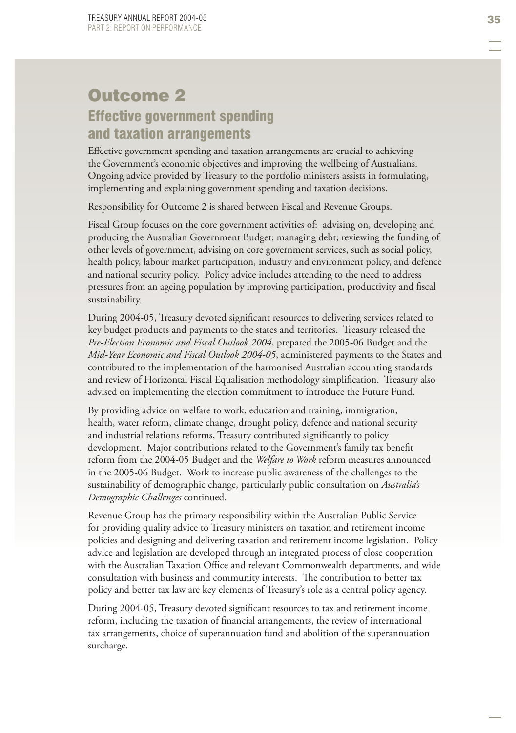# Outcome 2

## Effective government spending and taxation arrangements

Effective government spending and taxation arrangements are crucial to achieving the Government's economic objectives and improving the wellbeing of Australians. Ongoing advice provided by Treasury to the portfolio ministers assists in formulating, implementing and explaining government spending and taxation decisions.

Responsibility for Outcome 2 is shared between Fiscal and Revenue Groups.

Fiscal Group focuses on the core government activities of: advising on, developing and producing the Australian Government Budget; managing debt; reviewing the funding of other levels of government, advising on core government services, such as social policy, health policy, labour market participation, industry and environment policy, and defence and national security policy. Policy advice includes attending to the need to address pressures from an ageing population by improving participation, productivity and fiscal sustainability.

During 2004-05, Treasury devoted significant resources to delivering services related to key budget products and payments to the states and territories. Treasury released the *Pre-Election Economic and Fiscal Outlook 2004*, prepared the 2005-06 Budget and the *Mid-Year Economic and Fiscal Outlook 2004-05*, administered payments to the States and contributed to the implementation of the harmonised Australian accounting standards and review of Horizontal Fiscal Equalisation methodology simplification. Treasury also advised on implementing the election commitment to introduce the Future Fund.

By providing advice on welfare to work, education and training, immigration, health, water reform, climate change, drought policy, defence and national security and industrial relations reforms, Treasury contributed significantly to policy development. Major contributions related to the Government's family tax benefit reform from the 2004-05 Budget and the *Welfare to Work* reform measures announced in the 2005-06 Budget. Work to increase public awareness of the challenges to the sustainability of demographic change, particularly public consultation on *Australia's Demographic Challenges* continued.

Revenue Group has the primary responsibility within the Australian Public Service for providing quality advice to Treasury ministers on taxation and retirement income policies and designing and delivering taxation and retirement income legislation. Policy advice and legislation are developed through an integrated process of close cooperation with the Australian Taxation Office and relevant Commonwealth departments, and wide consultation with business and community interests. The contribution to better tax policy and better tax law are key elements of Treasury's role as a central policy agency.

During 2004-05, Treasury devoted significant resources to tax and retirement income reform, including the taxation of financial arrangements, the review of international tax arrangements, choice of superannuation fund and abolition of the superannuation surcharge.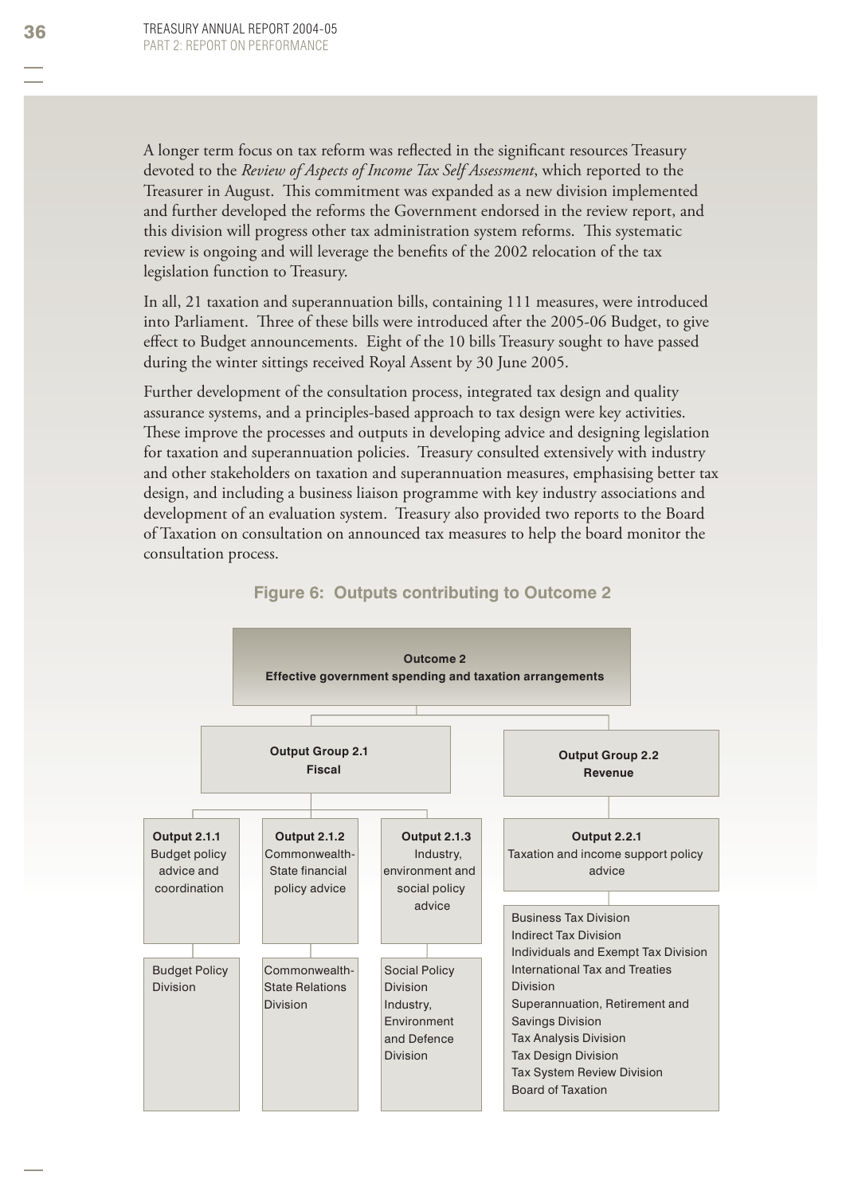A longer term focus on tax reform was reflected in the significant resources Treasury devoted to the *Review of Aspects of Income Tax Self Assessment*, which reported to the Treasurer in August. This commitment was expanded as a new division implemented and further developed the reforms the Government endorsed in the review report, and this division will progress other tax administration system reforms. This systematic review is ongoing and will leverage the benefits of the 2002 relocation of the tax legislation function to Treasury.

In all, 21 taxation and superannuation bills, containing 111 measures, were introduced into Parliament. Three of these bills were introduced after the 2005-06 Budget, to give effect to Budget announcements. Eight of the 10 bills Treasury sought to have passed during the winter sittings received Royal Assent by 30 June 2005.

Further development of the consultation process, integrated tax design and quality assurance systems, and a principles-based approach to tax design were key activities. These improve the processes and outputs in developing advice and designing legislation for taxation and superannuation policies. Treasury consulted extensively with industry and other stakeholders on taxation and superannuation measures, emphasising better tax design, and including a business liaison programme with key industry associations and development of an evaluation system. Treasury also provided two reports to the Board of Taxation on consultation on announced tax measures to help the board monitor the consultation process.

**Figure 6: Outputs contributing to Outcome 2**

**Outcome 2**
**Effective government spending and taxation arrangements**

- **Output Group 2.1 — Fiscal**
  - **Output 2.1.1** Budget policy advice and coordination
    - Budget Policy Division
  - **Output 2.1.2** Commonwealth-State financial policy advice
    - Commonwealth-State Relations Division
  - **Output 2.1.3** Industry, environment and social policy advice
    - Social Policy Division
    - Industry, Environment and Defence Division
- **Output Group 2.2 — Revenue**
  - **Output 2.2.1** Taxation and income support policy advice
    - Business Tax Division
    - Indirect Tax Division
    - Individuals and Exempt Tax Division
    - International Tax and Treaties Division
    - Superannuation, Retirement and Savings Division
    - Tax Analysis Division
    - Tax Design Division
    - Tax System Review Division
    - Board of Taxation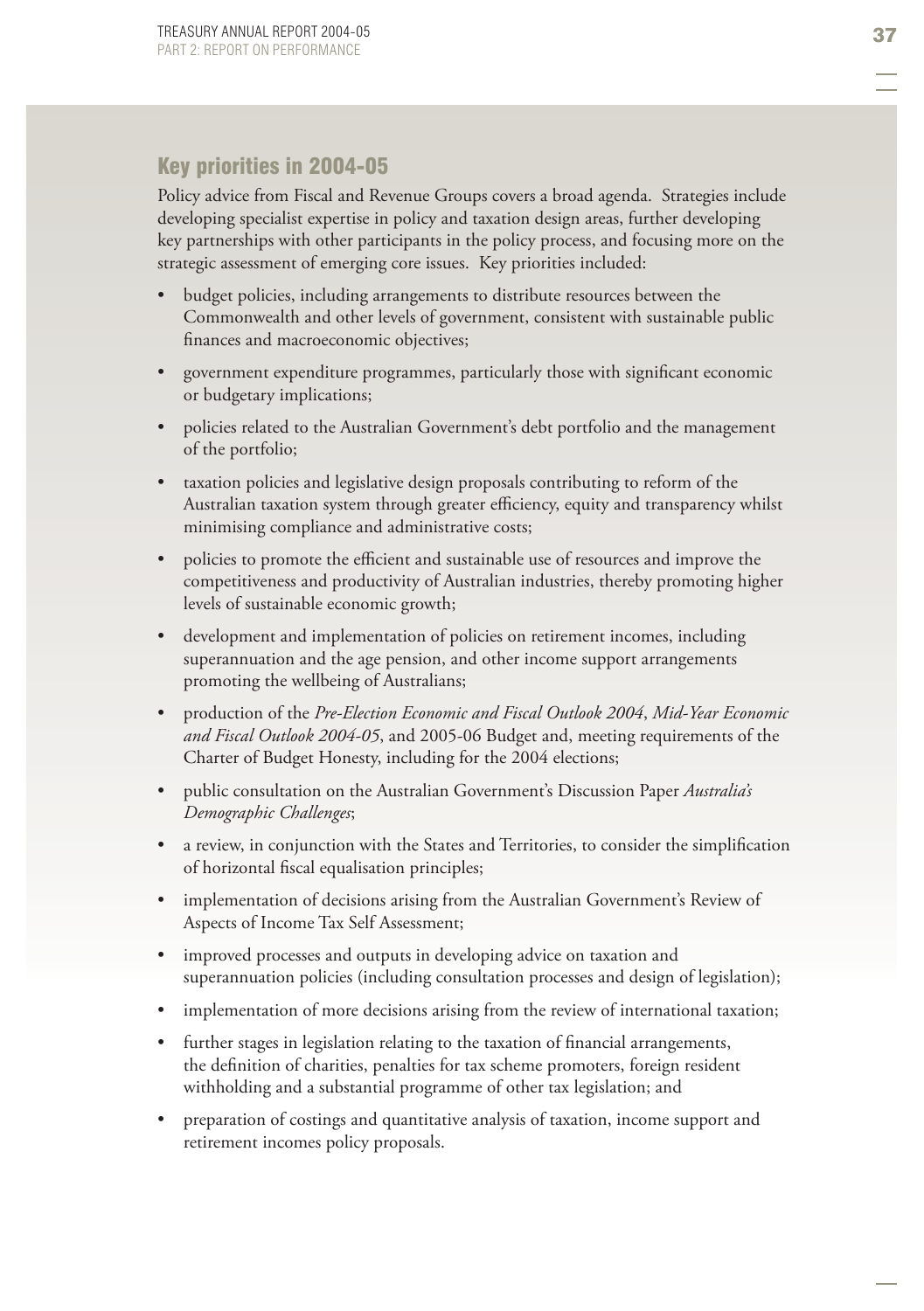## Key priorities in 2004-05

Policy advice from Fiscal and Revenue Groups covers a broad agenda. Strategies include developing specialist expertise in policy and taxation design areas, further developing key partnerships with other participants in the policy process, and focusing more on the strategic assessment of emerging core issues. Key priorities included:

- budget policies, including arrangements to distribute resources between the Commonwealth and other levels of government, consistent with sustainable public finances and macroeconomic objectives;
- government expenditure programmes, particularly those with significant economic or budgetary implications;
- policies related to the Australian Government's debt portfolio and the management of the portfolio;
- taxation policies and legislative design proposals contributing to reform of the Australian taxation system through greater efficiency, equity and transparency whilst minimising compliance and administrative costs;
- policies to promote the efficient and sustainable use of resources and improve the competitiveness and productivity of Australian industries, thereby promoting higher levels of sustainable economic growth;
- development and implementation of policies on retirement incomes, including superannuation and the age pension, and other income support arrangements promoting the wellbeing of Australians;
- production of the *Pre-Election Economic and Fiscal Outlook 2004*, *Mid-Year Economic and Fiscal Outlook 2004-05*, and 2005-06 Budget and, meeting requirements of the Charter of Budget Honesty, including for the 2004 elections;
- public consultation on the Australian Government's Discussion Paper *Australia's Demographic Challenges*;
- a review, in conjunction with the States and Territories, to consider the simplification of horizontal fiscal equalisation principles;
- implementation of decisions arising from the Australian Government's Review of Aspects of Income Tax Self Assessment;
- improved processes and outputs in developing advice on taxation and superannuation policies (including consultation processes and design of legislation);
- implementation of more decisions arising from the review of international taxation;
- further stages in legislation relating to the taxation of financial arrangements, the definition of charities, penalties for tax scheme promoters, foreign resident withholding and a substantial programme of other tax legislation; and
- preparation of costings and quantitative analysis of taxation, income support and retirement incomes policy proposals.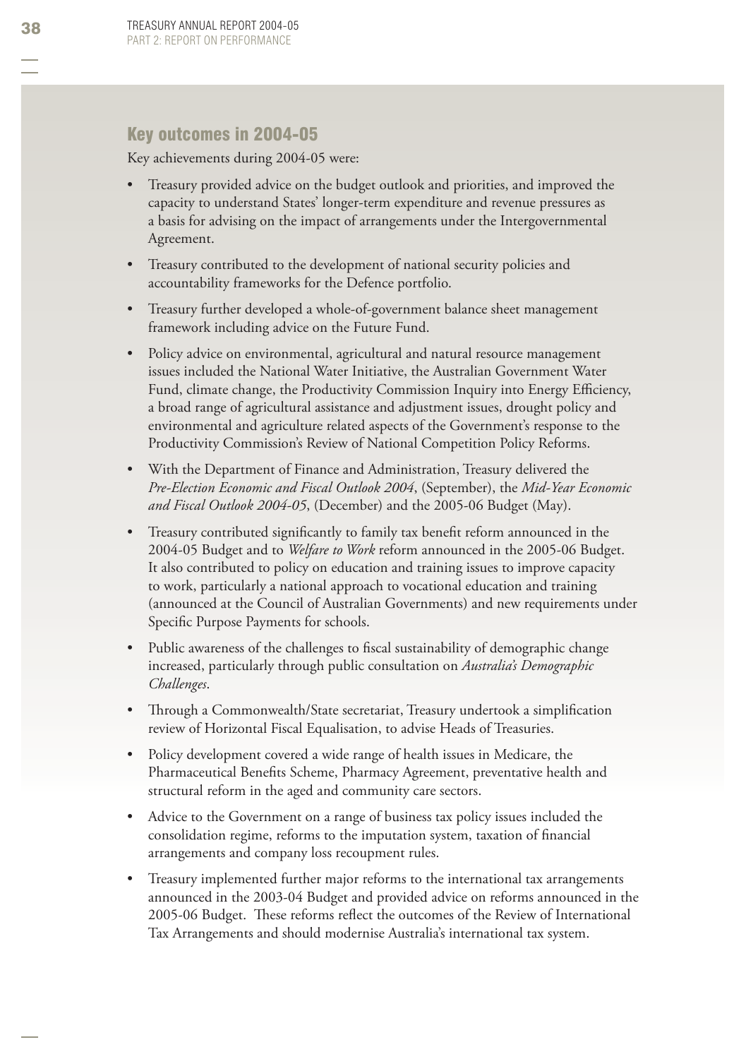## Key outcomes in 2004-05

Key achievements during 2004-05 were:

- Treasury provided advice on the budget outlook and priorities, and improved the capacity to understand States' longer-term expenditure and revenue pressures as a basis for advising on the impact of arrangements under the Intergovernmental Agreement.
- Treasury contributed to the development of national security policies and accountability frameworks for the Defence portfolio.
- Treasury further developed a whole-of-government balance sheet management framework including advice on the Future Fund.
- Policy advice on environmental, agricultural and natural resource management issues included the National Water Initiative, the Australian Government Water Fund, climate change, the Productivity Commission Inquiry into Energy Efficiency, a broad range of agricultural assistance and adjustment issues, drought policy and environmental and agriculture related aspects of the Government's response to the Productivity Commission's Review of National Competition Policy Reforms.
- With the Department of Finance and Administration, Treasury delivered the *Pre-Election Economic and Fiscal Outlook 2004*, (September), the *Mid-Year Economic and Fiscal Outlook 2004-05*, (December) and the 2005-06 Budget (May).
- Treasury contributed significantly to family tax benefit reform announced in the 2004-05 Budget and to *Welfare to Work* reform announced in the 2005-06 Budget. It also contributed to policy on education and training issues to improve capacity to work, particularly a national approach to vocational education and training (announced at the Council of Australian Governments) and new requirements under Specific Purpose Payments for schools.
- Public awareness of the challenges to fiscal sustainability of demographic change increased, particularly through public consultation on *Australia's Demographic Challenges*.
- Through a Commonwealth/State secretariat, Treasury undertook a simplification review of Horizontal Fiscal Equalisation, to advise Heads of Treasuries.
- Policy development covered a wide range of health issues in Medicare, the Pharmaceutical Benefits Scheme, Pharmacy Agreement, preventative health and structural reform in the aged and community care sectors.
- Advice to the Government on a range of business tax policy issues included the consolidation regime, reforms to the imputation system, taxation of financial arrangements and company loss recoupment rules.
- Treasury implemented further major reforms to the international tax arrangements announced in the 2003-04 Budget and provided advice on reforms announced in the 2005-06 Budget. These reforms reflect the outcomes of the Review of International Tax Arrangements and should modernise Australia's international tax system.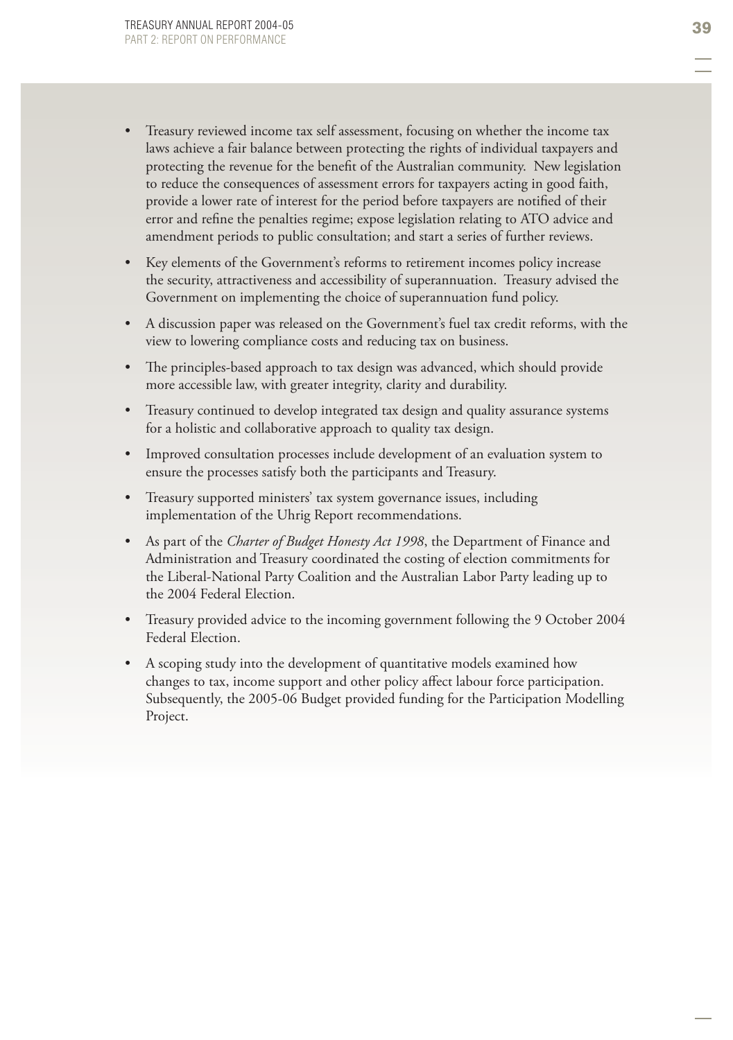- Treasury reviewed income tax self assessment, focusing on whether the income tax laws achieve a fair balance between protecting the rights of individual taxpayers and protecting the revenue for the benefit of the Australian community. New legislation to reduce the consequences of assessment errors for taxpayers acting in good faith, provide a lower rate of interest for the period before taxpayers are notified of their error and refine the penalties regime; expose legislation relating to ATO advice and amendment periods to public consultation; and start a series of further reviews.
- Key elements of the Government's reforms to retirement incomes policy increase the security, attractiveness and accessibility of superannuation. Treasury advised the Government on implementing the choice of superannuation fund policy.
- A discussion paper was released on the Government's fuel tax credit reforms, with the view to lowering compliance costs and reducing tax on business.
- The principles-based approach to tax design was advanced, which should provide more accessible law, with greater integrity, clarity and durability.
- Treasury continued to develop integrated tax design and quality assurance systems for a holistic and collaborative approach to quality tax design.
- Improved consultation processes include development of an evaluation system to ensure the processes satisfy both the participants and Treasury.
- Treasury supported ministers' tax system governance issues, including implementation of the Uhrig Report recommendations.
- As part of the *Charter of Budget Honesty Act 1998*, the Department of Finance and Administration and Treasury coordinated the costing of election commitments for the Liberal-National Party Coalition and the Australian Labor Party leading up to the 2004 Federal Election.
- Treasury provided advice to the incoming government following the 9 October 2004 Federal Election.
- A scoping study into the development of quantitative models examined how changes to tax, income support and other policy affect labour force participation. Subsequently, the 2005-06 Budget provided funding for the Participation Modelling Project.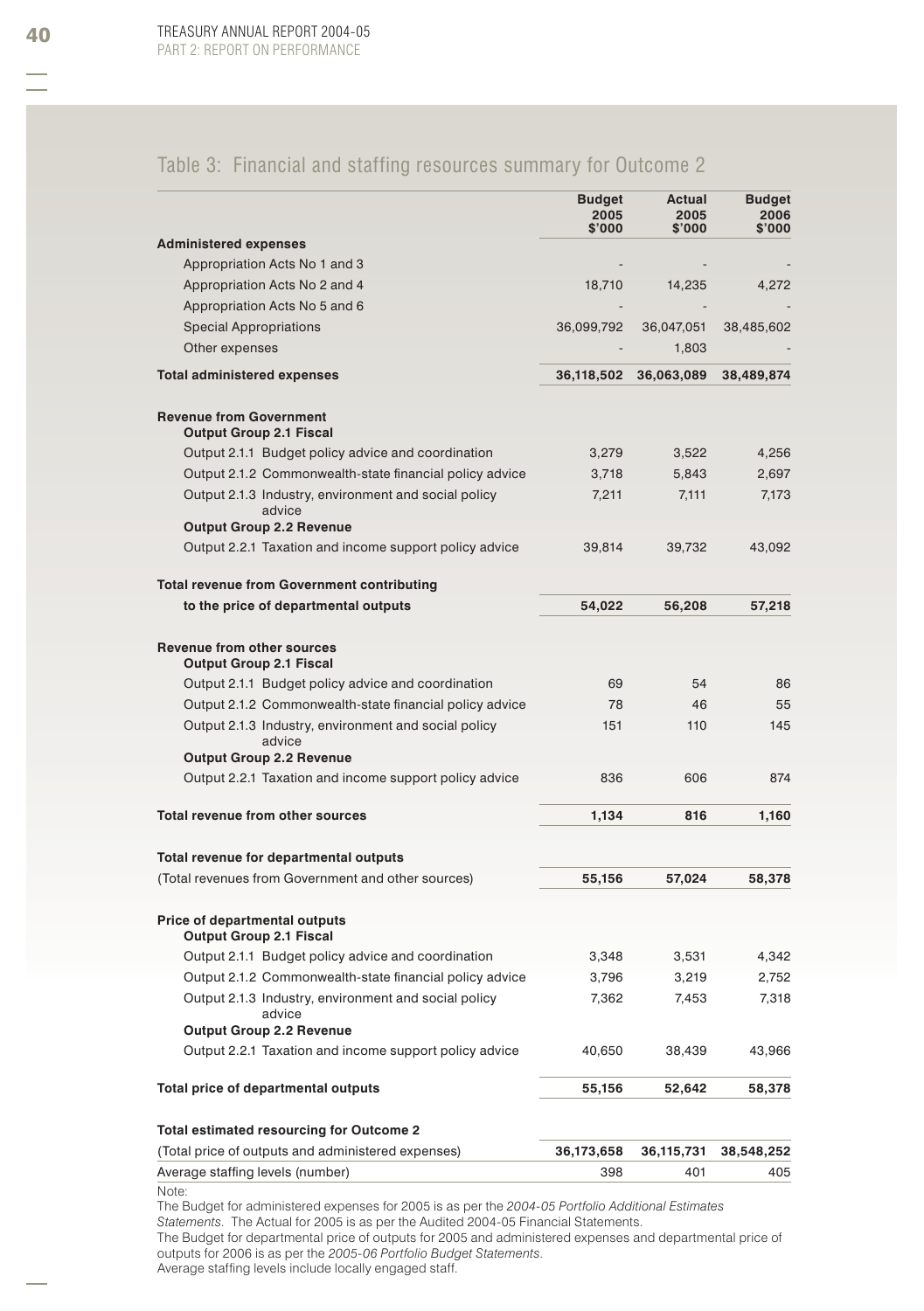## Table 3: Financial and staffing resources summary for Outcome 2

| | Budget 2005 $'000 | Actual 2005 $'000 | Budget 2006 $'000 |
|---|---|---|---|
| **Administered expenses** | | | |
| Appropriation Acts No 1 and 3 | - | - | - |
| Appropriation Acts No 2 and 4 | 18,710 | 14,235 | 4,272 |
| Appropriation Acts No 5 and 6 | - | - | - |
| Special Appropriations | 36,099,792 | 36,047,051 | 38,485,602 |
| Other expenses | - | 1,803 | - |
| **Total administered expenses** | **36,118,502** | **36,063,089** | **38,489,874** |
| **Revenue from Government** | | | |
| **Output Group 2.1 Fiscal** | | | |
| Output 2.1.1 Budget policy advice and coordination | 3,279 | 3,522 | 4,256 |
| Output 2.1.2 Commonwealth-state financial policy advice | 3,718 | 5,843 | 2,697 |
| Output 2.1.3 Industry, environment and social policy advice | 7,211 | 7,111 | 7,173 |
| **Output Group 2.2 Revenue** | | | |
| Output 2.2.1 Taxation and income support policy advice | 39,814 | 39,732 | 43,092 |
| **Total revenue from Government contributing to the price of departmental outputs** | **54,022** | **56,208** | **57,218** |
| **Revenue from other sources** | | | |
| **Output Group 2.1 Fiscal** | | | |
| Output 2.1.1 Budget policy advice and coordination | 69 | 54 | 86 |
| Output 2.1.2 Commonwealth-state financial policy advice | 78 | 46 | 55 |
| Output 2.1.3 Industry, environment and social policy advice | 151 | 110 | 145 |
| **Output Group 2.2 Revenue** | | | |
| Output 2.2.1 Taxation and income support policy advice | 836 | 606 | 874 |
| **Total revenue from other sources** | **1,134** | **816** | **1,160** |
| **Total revenue for departmental outputs** | | | |
| (Total revenues from Government and other sources) | **55,156** | **57,024** | **58,378** |
| **Price of departmental outputs** | | | |
| **Output Group 2.1 Fiscal** | | | |
| Output 2.1.1 Budget policy advice and coordination | 3,348 | 3,531 | 4,342 |
| Output 2.1.2 Commonwealth-state financial policy advice | 3,796 | 3,219 | 2,752 |
| Output 2.1.3 Industry, environment and social policy advice | 7,362 | 7,453 | 7,318 |
| **Output Group 2.2 Revenue** | | | |
| Output 2.2.1 Taxation and income support policy advice | 40,650 | 38,439 | 43,966 |
| **Total price of departmental outputs** | **55,156** | **52,642** | **58,378** |
| **Total estimated resourcing for Outcome 2** | | | |
| (Total price of outputs and administered expenses) | **36,173,658** | **36,115,731** | **38,548,252** |
| Average staffing levels (number) | 398 | 401 | 405 |

Note:
The Budget for administered expenses for 2005 is as per the *2004-05 Portfolio Additional Estimates Statements*. The Actual for 2005 is as per the Audited 2004-05 Financial Statements.
The Budget for departmental price of outputs for 2005 and administered expenses and departmental price of outputs for 2006 is as per the *2005-06 Portfolio Budget Statements*.
Average staffing levels include locally engaged staff.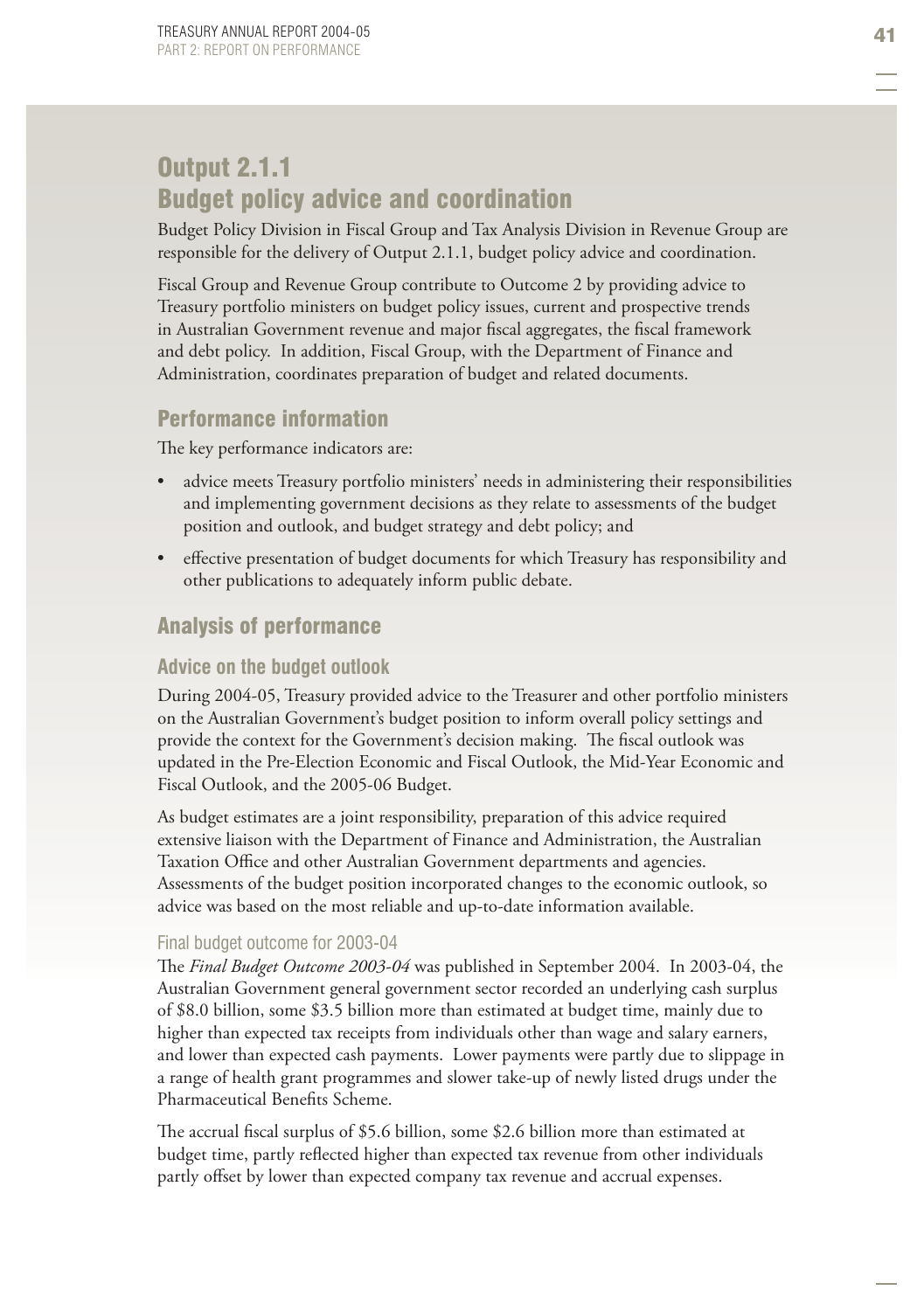# Output 2.1.1
# Budget policy advice and coordination

Budget Policy Division in Fiscal Group and Tax Analysis Division in Revenue Group are responsible for the delivery of Output 2.1.1, budget policy advice and coordination.

Fiscal Group and Revenue Group contribute to Outcome 2 by providing advice to Treasury portfolio ministers on budget policy issues, current and prospective trends in Australian Government revenue and major fiscal aggregates, the fiscal framework and debt policy. In addition, Fiscal Group, with the Department of Finance and Administration, coordinates preparation of budget and related documents.

## Performance information

The key performance indicators are:

- advice meets Treasury portfolio ministers' needs in administering their responsibilities and implementing government decisions as they relate to assessments of the budget position and outlook, and budget strategy and debt policy; and
- effective presentation of budget documents for which Treasury has responsibility and other publications to adequately inform public debate.

## Analysis of performance

### Advice on the budget outlook

During 2004-05, Treasury provided advice to the Treasurer and other portfolio ministers on the Australian Government's budget position to inform overall policy settings and provide the context for the Government's decision making. The fiscal outlook was updated in the Pre-Election Economic and Fiscal Outlook, the Mid-Year Economic and Fiscal Outlook, and the 2005-06 Budget.

As budget estimates are a joint responsibility, preparation of this advice required extensive liaison with the Department of Finance and Administration, the Australian Taxation Office and other Australian Government departments and agencies. Assessments of the budget position incorporated changes to the economic outlook, so advice was based on the most reliable and up-to-date information available.

#### Final budget outcome for 2003-04

The *Final Budget Outcome 2003-04* was published in September 2004. In 2003-04, the Australian Government general government sector recorded an underlying cash surplus of $8.0 billion, some $3.5 billion more than estimated at budget time, mainly due to higher than expected tax receipts from individuals other than wage and salary earners, and lower than expected cash payments. Lower payments were partly due to slippage in a range of health grant programmes and slower take-up of newly listed drugs under the Pharmaceutical Benefits Scheme.

The accrual fiscal surplus of $5.6 billion, some $2.6 billion more than estimated at budget time, partly reflected higher than expected tax revenue from other individuals partly offset by lower than expected company tax revenue and accrual expenses.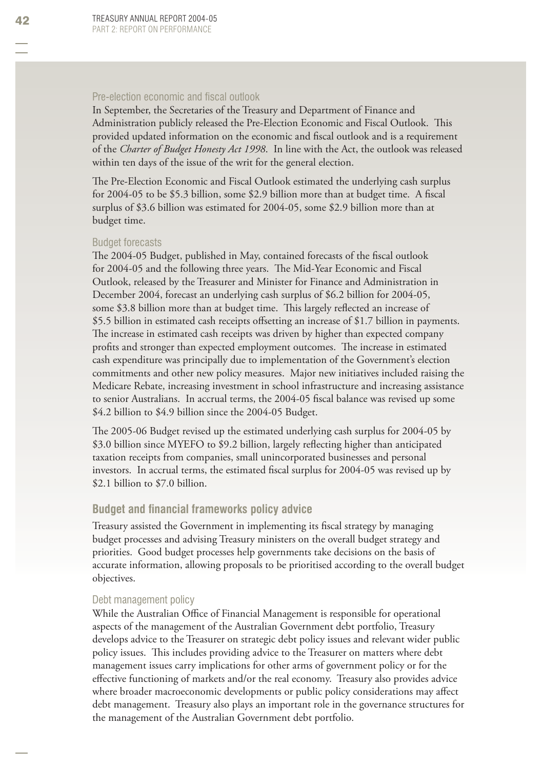### Pre-election economic and fiscal outlook

In September, the Secretaries of the Treasury and Department of Finance and Administration publicly released the Pre-Election Economic and Fiscal Outlook. This provided updated information on the economic and fiscal outlook and is a requirement of the *Charter of Budget Honesty Act 1998*. In line with the Act, the outlook was released within ten days of the issue of the writ for the general election.

The Pre-Election Economic and Fiscal Outlook estimated the underlying cash surplus for 2004-05 to be $5.3 billion, some $2.9 billion more than at budget time. A fiscal surplus of $3.6 billion was estimated for 2004-05, some $2.9 billion more than at budget time.

### Budget forecasts

The 2004-05 Budget, published in May, contained forecasts of the fiscal outlook for 2004-05 and the following three years. The Mid-Year Economic and Fiscal Outlook, released by the Treasurer and Minister for Finance and Administration in December 2004, forecast an underlying cash surplus of $6.2 billion for 2004-05, some $3.8 billion more than at budget time. This largely reflected an increase of $5.5 billion in estimated cash receipts offsetting an increase of $1.7 billion in payments. The increase in estimated cash receipts was driven by higher than expected company profits and stronger than expected employment outcomes. The increase in estimated cash expenditure was principally due to implementation of the Government's election commitments and other new policy measures. Major new initiatives included raising the Medicare Rebate, increasing investment in school infrastructure and increasing assistance to senior Australians. In accrual terms, the 2004-05 fiscal balance was revised up some $4.2 billion to $4.9 billion since the 2004-05 Budget.

The 2005-06 Budget revised up the estimated underlying cash surplus for 2004-05 by $3.0 billion since MYEFO to $9.2 billion, largely reflecting higher than anticipated taxation receipts from companies, small unincorporated businesses and personal investors. In accrual terms, the estimated fiscal surplus for 2004-05 was revised up by $2.1 billion to $7.0 billion.

## Budget and financial frameworks policy advice

Treasury assisted the Government in implementing its fiscal strategy by managing budget processes and advising Treasury ministers on the overall budget strategy and priorities. Good budget processes help governments take decisions on the basis of accurate information, allowing proposals to be prioritised according to the overall budget objectives.

### Debt management policy

While the Australian Office of Financial Management is responsible for operational aspects of the management of the Australian Government debt portfolio, Treasury develops advice to the Treasurer on strategic debt policy issues and relevant wider public policy issues. This includes providing advice to the Treasurer on matters where debt management issues carry implications for other arms of government policy or for the effective functioning of markets and/or the real economy. Treasury also provides advice where broader macroeconomic developments or public policy considerations may affect debt management. Treasury also plays an important role in the governance structures for the management of the Australian Government debt portfolio.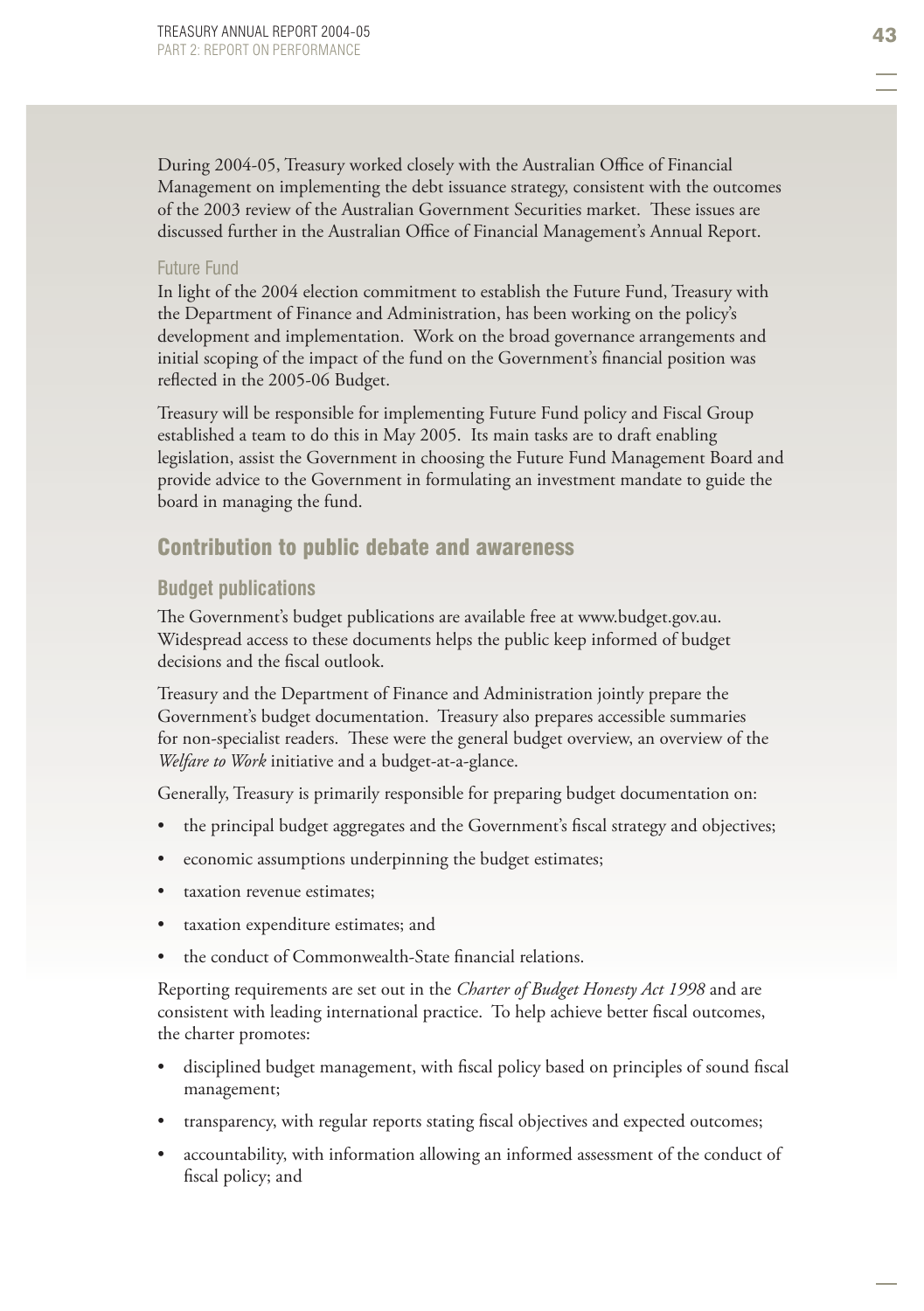During 2004-05, Treasury worked closely with the Australian Office of Financial Management on implementing the debt issuance strategy, consistent with the outcomes of the 2003 review of the Australian Government Securities market. These issues are discussed further in the Australian Office of Financial Management's Annual Report.

#### Future Fund

In light of the 2004 election commitment to establish the Future Fund, Treasury with the Department of Finance and Administration, has been working on the policy's development and implementation. Work on the broad governance arrangements and initial scoping of the impact of the fund on the Government's financial position was reflected in the 2005-06 Budget.

Treasury will be responsible for implementing Future Fund policy and Fiscal Group established a team to do this in May 2005. Its main tasks are to draft enabling legislation, assist the Government in choosing the Future Fund Management Board and provide advice to the Government in formulating an investment mandate to guide the board in managing the fund.

## Contribution to public debate and awareness

### Budget publications

The Government's budget publications are available free at www.budget.gov.au. Widespread access to these documents helps the public keep informed of budget decisions and the fiscal outlook.

Treasury and the Department of Finance and Administration jointly prepare the Government's budget documentation. Treasury also prepares accessible summaries for non-specialist readers. These were the general budget overview, an overview of the *Welfare to Work* initiative and a budget-at-a-glance.

Generally, Treasury is primarily responsible for preparing budget documentation on:

- the principal budget aggregates and the Government's fiscal strategy and objectives;
- economic assumptions underpinning the budget estimates;
- taxation revenue estimates;
- taxation expenditure estimates; and
- the conduct of Commonwealth-State financial relations.

Reporting requirements are set out in the *Charter of Budget Honesty Act 1998* and are consistent with leading international practice. To help achieve better fiscal outcomes, the charter promotes:

- disciplined budget management, with fiscal policy based on principles of sound fiscal management;
- transparency, with regular reports stating fiscal objectives and expected outcomes;
- accountability, with information allowing an informed assessment of the conduct of fiscal policy; and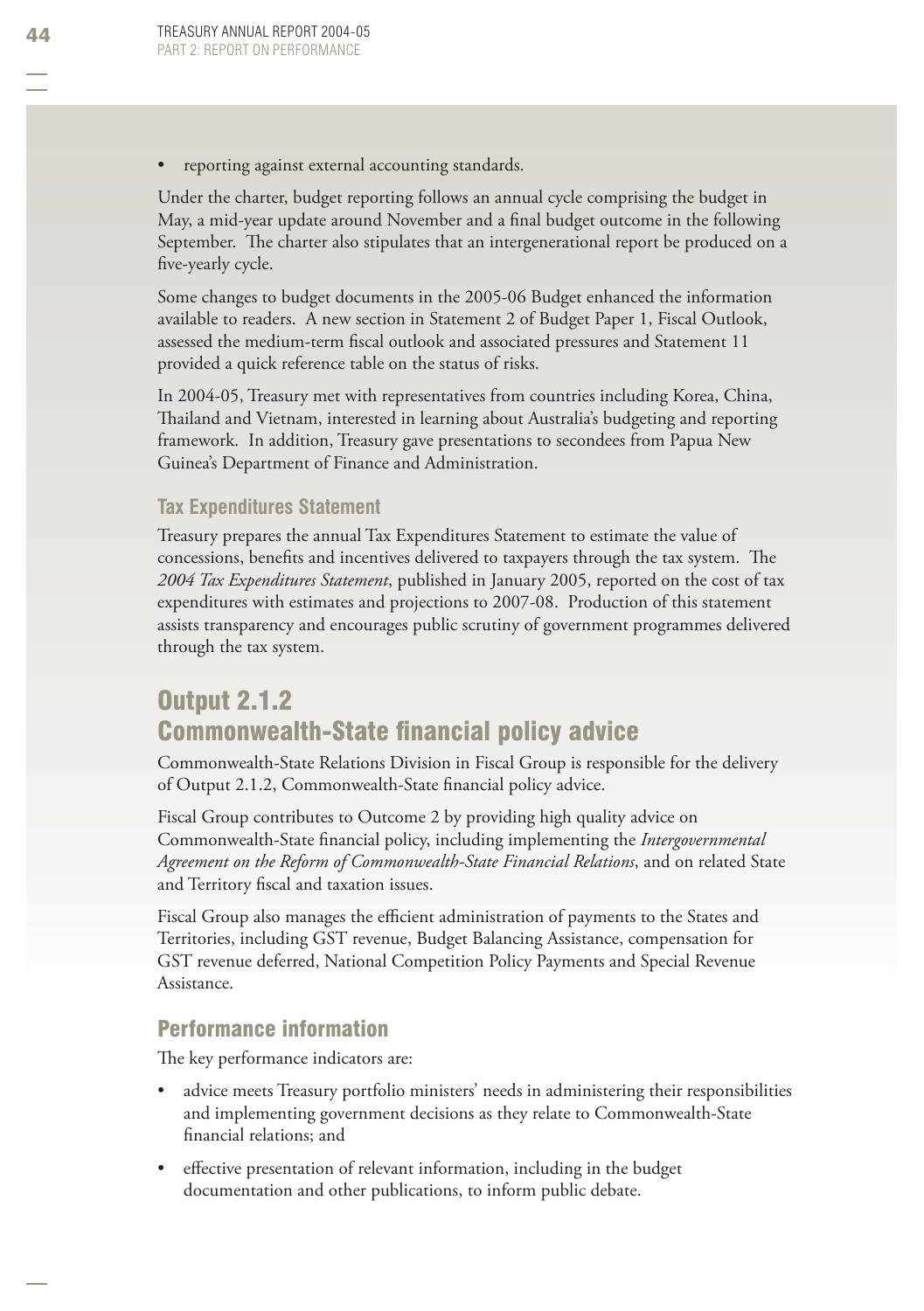- reporting against external accounting standards.

Under the charter, budget reporting follows an annual cycle comprising the budget in May, a mid-year update around November and a final budget outcome in the following September. The charter also stipulates that an intergenerational report be produced on a five-yearly cycle.

Some changes to budget documents in the 2005-06 Budget enhanced the information available to readers. A new section in Statement 2 of Budget Paper 1, Fiscal Outlook, assessed the medium-term fiscal outlook and associated pressures and Statement 11 provided a quick reference table on the status of risks.

In 2004-05, Treasury met with representatives from countries including Korea, China, Thailand and Vietnam, interested in learning about Australia's budgeting and reporting framework. In addition, Treasury gave presentations to secondees from Papua New Guinea's Department of Finance and Administration.

### Tax Expenditures Statement

Treasury prepares the annual Tax Expenditures Statement to estimate the value of concessions, benefits and incentives delivered to taxpayers through the tax system. The *2004 Tax Expenditures Statement*, published in January 2005, reported on the cost of tax expenditures with estimates and projections to 2007-08. Production of this statement assists transparency and encourages public scrutiny of government programmes delivered through the tax system.

# Output 2.1.2 Commonwealth-State financial policy advice

Commonwealth-State Relations Division in Fiscal Group is responsible for the delivery of Output 2.1.2, Commonwealth-State financial policy advice.

Fiscal Group contributes to Outcome 2 by providing high quality advice on Commonwealth-State financial policy, including implementing the *Intergovernmental Agreement on the Reform of Commonwealth-State Financial Relations*, and on related State and Territory fiscal and taxation issues.

Fiscal Group also manages the efficient administration of payments to the States and Territories, including GST revenue, Budget Balancing Assistance, compensation for GST revenue deferred, National Competition Policy Payments and Special Revenue Assistance.

## Performance information

The key performance indicators are:

- advice meets Treasury portfolio ministers' needs in administering their responsibilities and implementing government decisions as they relate to Commonwealth-State financial relations; and
- effective presentation of relevant information, including in the budget documentation and other publications, to inform public debate.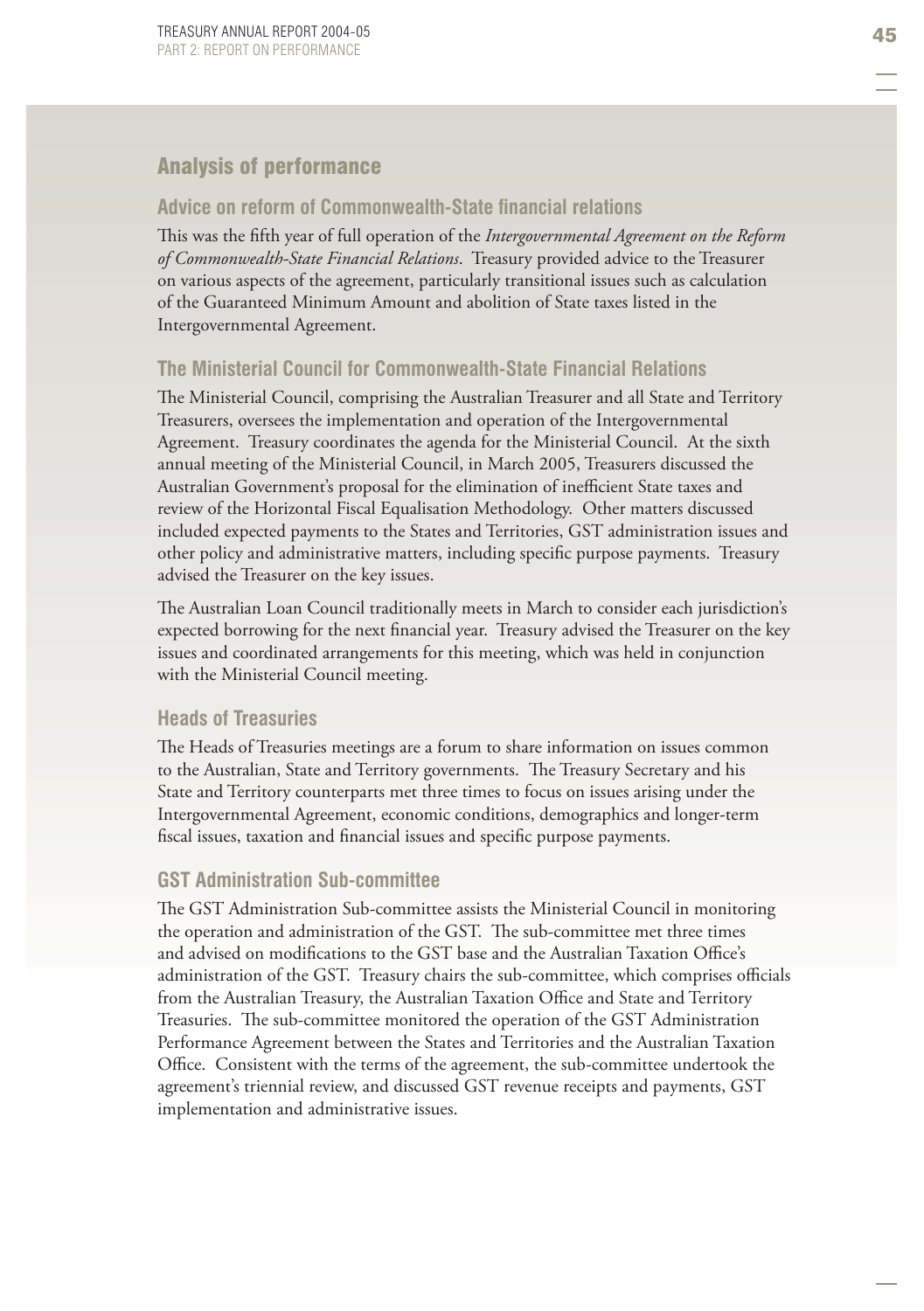## Analysis of performance

### Advice on reform of Commonwealth-State financial relations

This was the fifth year of full operation of the *Intergovernmental Agreement on the Reform of Commonwealth-State Financial Relations*. Treasury provided advice to the Treasurer on various aspects of the agreement, particularly transitional issues such as calculation of the Guaranteed Minimum Amount and abolition of State taxes listed in the Intergovernmental Agreement.

### The Ministerial Council for Commonwealth-State Financial Relations

The Ministerial Council, comprising the Australian Treasurer and all State and Territory Treasurers, oversees the implementation and operation of the Intergovernmental Agreement. Treasury coordinates the agenda for the Ministerial Council. At the sixth annual meeting of the Ministerial Council, in March 2005, Treasurers discussed the Australian Government's proposal for the elimination of inefficient State taxes and review of the Horizontal Fiscal Equalisation Methodology. Other matters discussed included expected payments to the States and Territories, GST administration issues and other policy and administrative matters, including specific purpose payments. Treasury advised the Treasurer on the key issues.

The Australian Loan Council traditionally meets in March to consider each jurisdiction's expected borrowing for the next financial year. Treasury advised the Treasurer on the key issues and coordinated arrangements for this meeting, which was held in conjunction with the Ministerial Council meeting.

### Heads of Treasuries

The Heads of Treasuries meetings are a forum to share information on issues common to the Australian, State and Territory governments. The Treasury Secretary and his State and Territory counterparts met three times to focus on issues arising under the Intergovernmental Agreement, economic conditions, demographics and longer-term fiscal issues, taxation and financial issues and specific purpose payments.

### GST Administration Sub-committee

The GST Administration Sub-committee assists the Ministerial Council in monitoring the operation and administration of the GST. The sub-committee met three times and advised on modifications to the GST base and the Australian Taxation Office's administration of the GST. Treasury chairs the sub-committee, which comprises officials from the Australian Treasury, the Australian Taxation Office and State and Territory Treasuries. The sub-committee monitored the operation of the GST Administration Performance Agreement between the States and Territories and the Australian Taxation Office. Consistent with the terms of the agreement, the sub-committee undertook the agreement's triennial review, and discussed GST revenue receipts and payments, GST implementation and administrative issues.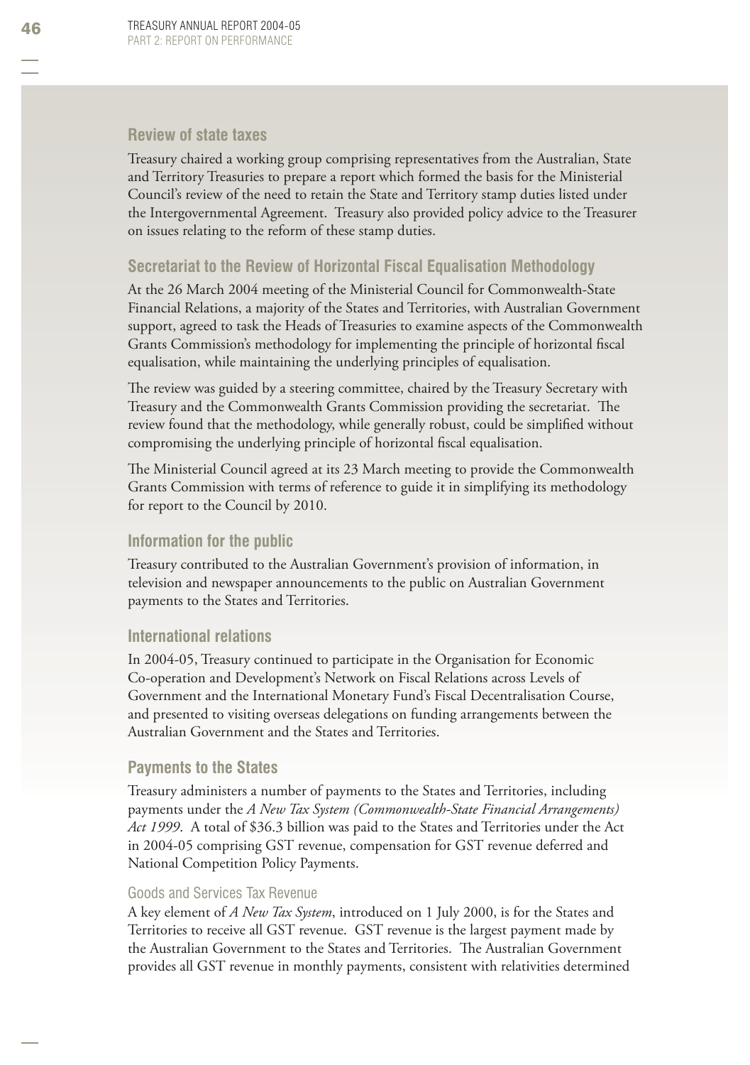### Review of state taxes

Treasury chaired a working group comprising representatives from the Australian, State and Territory Treasuries to prepare a report which formed the basis for the Ministerial Council's review of the need to retain the State and Territory stamp duties listed under the Intergovernmental Agreement. Treasury also provided policy advice to the Treasurer on issues relating to the reform of these stamp duties.

### Secretariat to the Review of Horizontal Fiscal Equalisation Methodology

At the 26 March 2004 meeting of the Ministerial Council for Commonwealth-State Financial Relations, a majority of the States and Territories, with Australian Government support, agreed to task the Heads of Treasuries to examine aspects of the Commonwealth Grants Commission's methodology for implementing the principle of horizontal fiscal equalisation, while maintaining the underlying principles of equalisation.

The review was guided by a steering committee, chaired by the Treasury Secretary with Treasury and the Commonwealth Grants Commission providing the secretariat. The review found that the methodology, while generally robust, could be simplified without compromising the underlying principle of horizontal fiscal equalisation.

The Ministerial Council agreed at its 23 March meeting to provide the Commonwealth Grants Commission with terms of reference to guide it in simplifying its methodology for report to the Council by 2010.

### Information for the public

Treasury contributed to the Australian Government's provision of information, in television and newspaper announcements to the public on Australian Government payments to the States and Territories.

### International relations

In 2004-05, Treasury continued to participate in the Organisation for Economic Co-operation and Development's Network on Fiscal Relations across Levels of Government and the International Monetary Fund's Fiscal Decentralisation Course, and presented to visiting overseas delegations on funding arrangements between the Australian Government and the States and Territories.

### Payments to the States

Treasury administers a number of payments to the States and Territories, including payments under the *A New Tax System (Commonwealth-State Financial Arrangements) Act 1999*. A total of $36.3 billion was paid to the States and Territories under the Act in 2004-05 comprising GST revenue, compensation for GST revenue deferred and National Competition Policy Payments.

#### Goods and Services Tax Revenue

A key element of *A New Tax System*, introduced on 1 July 2000, is for the States and Territories to receive all GST revenue. GST revenue is the largest payment made by the Australian Government to the States and Territories. The Australian Government provides all GST revenue in monthly payments, consistent with relativities determined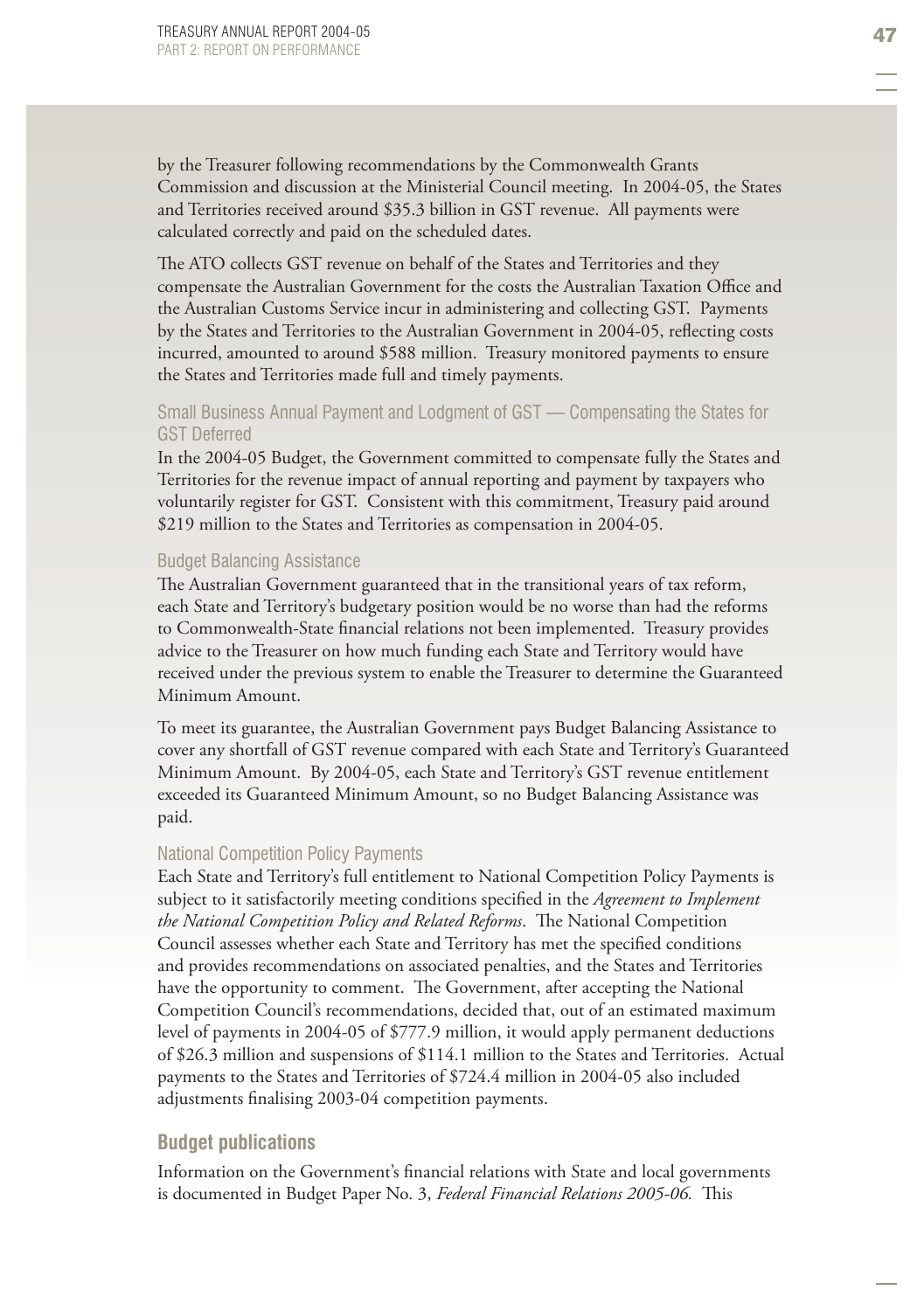by the Treasurer following recommendations by the Commonwealth Grants Commission and discussion at the Ministerial Council meeting. In 2004-05, the States and Territories received around $35.3 billion in GST revenue. All payments were calculated correctly and paid on the scheduled dates.

The ATO collects GST revenue on behalf of the States and Territories and they compensate the Australian Government for the costs the Australian Taxation Office and the Australian Customs Service incur in administering and collecting GST. Payments by the States and Territories to the Australian Government in 2004-05, reflecting costs incurred, amounted to around $588 million. Treasury monitored payments to ensure the States and Territories made full and timely payments.

#### Small Business Annual Payment and Lodgment of GST — Compensating the States for GST Deferred

In the 2004-05 Budget, the Government committed to compensate fully the States and Territories for the revenue impact of annual reporting and payment by taxpayers who voluntarily register for GST. Consistent with this commitment, Treasury paid around $219 million to the States and Territories as compensation in 2004-05.

#### Budget Balancing Assistance

The Australian Government guaranteed that in the transitional years of tax reform, each State and Territory's budgetary position would be no worse than had the reforms to Commonwealth-State financial relations not been implemented. Treasury provides advice to the Treasurer on how much funding each State and Territory would have received under the previous system to enable the Treasurer to determine the Guaranteed Minimum Amount.

To meet its guarantee, the Australian Government pays Budget Balancing Assistance to cover any shortfall of GST revenue compared with each State and Territory's Guaranteed Minimum Amount. By 2004-05, each State and Territory's GST revenue entitlement exceeded its Guaranteed Minimum Amount, so no Budget Balancing Assistance was paid.

#### National Competition Policy Payments

Each State and Territory's full entitlement to National Competition Policy Payments is subject to it satisfactorily meeting conditions specified in the *Agreement to Implement the National Competition Policy and Related Reforms*. The National Competition Council assesses whether each State and Territory has met the specified conditions and provides recommendations on associated penalties, and the States and Territories have the opportunity to comment. The Government, after accepting the National Competition Council's recommendations, decided that, out of an estimated maximum level of payments in 2004-05 of $777.9 million, it would apply permanent deductions of $26.3 million and suspensions of $114.1 million to the States and Territories. Actual payments to the States and Territories of $724.4 million in 2004-05 also included adjustments finalising 2003-04 competition payments.

### Budget publications

Information on the Government's financial relations with State and local governments is documented in Budget Paper No. 3, *Federal Financial Relations 2005-06.* This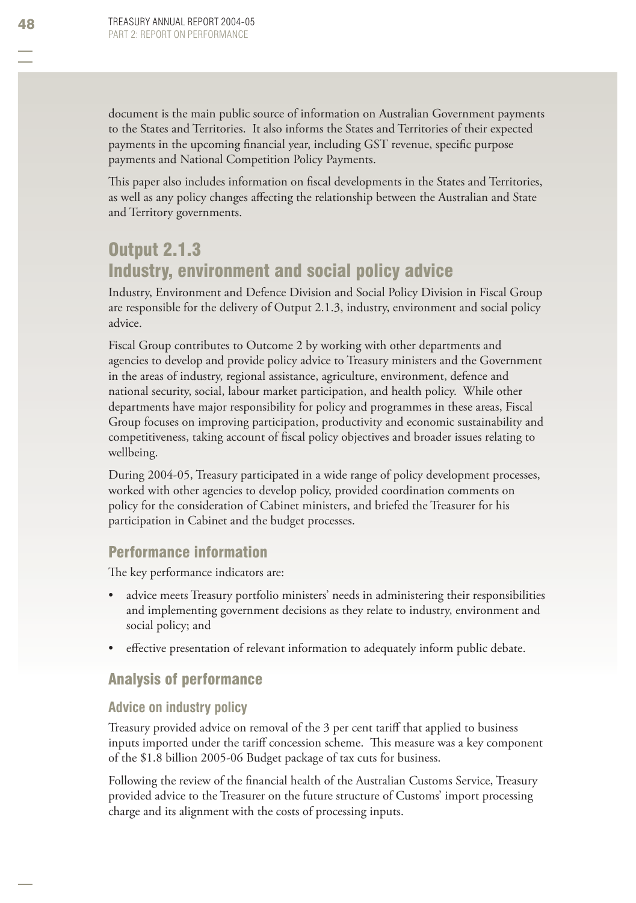document is the main public source of information on Australian Government payments to the States and Territories. It also informs the States and Territories of their expected payments in the upcoming financial year, including GST revenue, specific purpose payments and National Competition Policy Payments.

This paper also includes information on fiscal developments in the States and Territories, as well as any policy changes affecting the relationship between the Australian and State and Territory governments.

## Output 2.1.3
## Industry, environment and social policy advice

Industry, Environment and Defence Division and Social Policy Division in Fiscal Group are responsible for the delivery of Output 2.1.3, industry, environment and social policy advice.

Fiscal Group contributes to Outcome 2 by working with other departments and agencies to develop and provide policy advice to Treasury ministers and the Government in the areas of industry, regional assistance, agriculture, environment, defence and national security, social, labour market participation, and health policy. While other departments have major responsibility for policy and programmes in these areas, Fiscal Group focuses on improving participation, productivity and economic sustainability and competitiveness, taking account of fiscal policy objectives and broader issues relating to wellbeing.

During 2004-05, Treasury participated in a wide range of policy development processes, worked with other agencies to develop policy, provided coordination comments on policy for the consideration of Cabinet ministers, and briefed the Treasurer for his participation in Cabinet and the budget processes.

### Performance information

The key performance indicators are:

- advice meets Treasury portfolio ministers' needs in administering their responsibilities and implementing government decisions as they relate to industry, environment and social policy; and
- effective presentation of relevant information to adequately inform public debate.

### Analysis of performance

#### Advice on industry policy

Treasury provided advice on removal of the 3 per cent tariff that applied to business inputs imported under the tariff concession scheme. This measure was a key component of the $1.8 billion 2005-06 Budget package of tax cuts for business.

Following the review of the financial health of the Australian Customs Service, Treasury provided advice to the Treasurer on the future structure of Customs' import processing charge and its alignment with the costs of processing inputs.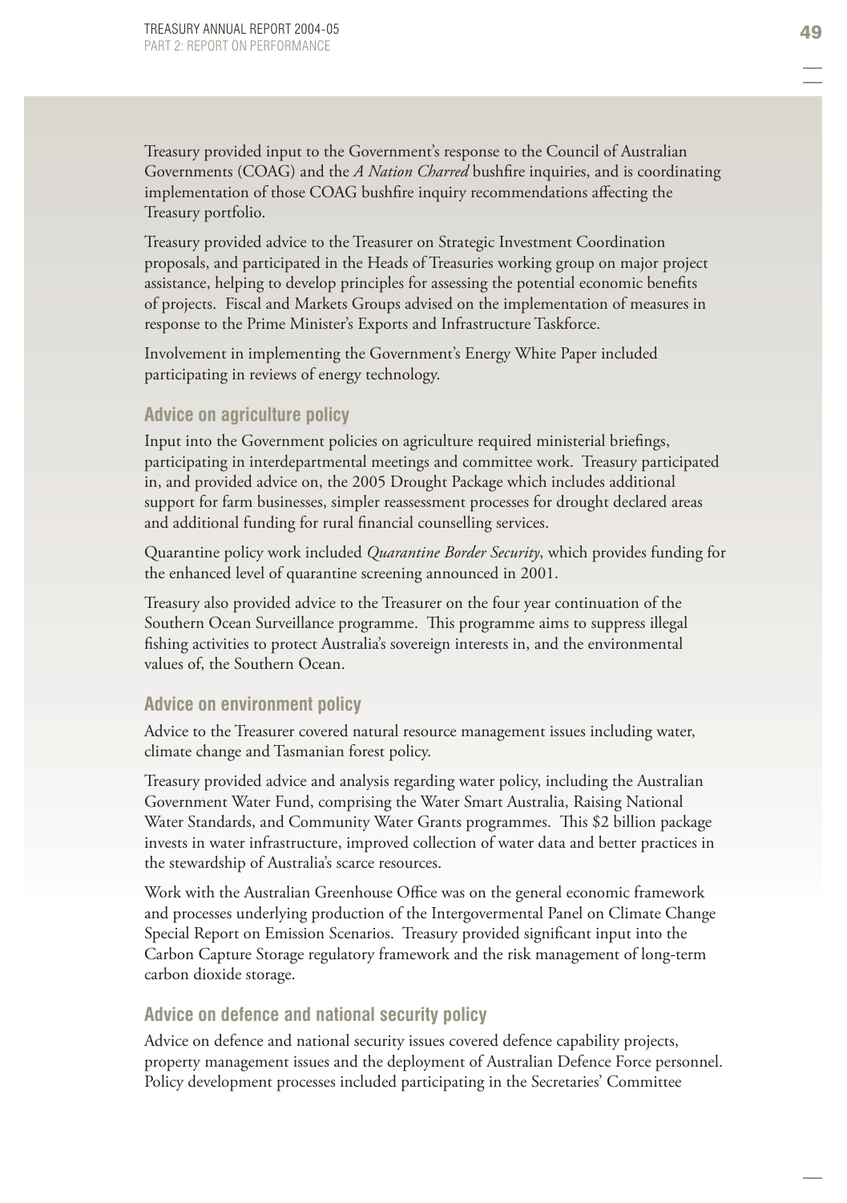Treasury provided input to the Government's response to the Council of Australian Governments (COAG) and the *A Nation Charred* bushfire inquiries, and is coordinating implementation of those COAG bushfire inquiry recommendations affecting the Treasury portfolio.

Treasury provided advice to the Treasurer on Strategic Investment Coordination proposals, and participated in the Heads of Treasuries working group on major project assistance, helping to develop principles for assessing the potential economic benefits of projects. Fiscal and Markets Groups advised on the implementation of measures in response to the Prime Minister's Exports and Infrastructure Taskforce.

Involvement in implementing the Government's Energy White Paper included participating in reviews of energy technology.

### Advice on agriculture policy

Input into the Government policies on agriculture required ministerial briefings, participating in interdepartmental meetings and committee work. Treasury participated in, and provided advice on, the 2005 Drought Package which includes additional support for farm businesses, simpler reassessment processes for drought declared areas and additional funding for rural financial counselling services.

Quarantine policy work included *Quarantine Border Security*, which provides funding for the enhanced level of quarantine screening announced in 2001.

Treasury also provided advice to the Treasurer on the four year continuation of the Southern Ocean Surveillance programme. This programme aims to suppress illegal fishing activities to protect Australia's sovereign interests in, and the environmental values of, the Southern Ocean.

### Advice on environment policy

Advice to the Treasurer covered natural resource management issues including water, climate change and Tasmanian forest policy.

Treasury provided advice and analysis regarding water policy, including the Australian Government Water Fund, comprising the Water Smart Australia, Raising National Water Standards, and Community Water Grants programmes. This $2 billion package invests in water infrastructure, improved collection of water data and better practices in the stewardship of Australia's scarce resources.

Work with the Australian Greenhouse Office was on the general economic framework and processes underlying production of the Intergovermental Panel on Climate Change Special Report on Emission Scenarios. Treasury provided significant input into the Carbon Capture Storage regulatory framework and the risk management of long-term carbon dioxide storage.

### Advice on defence and national security policy

Advice on defence and national security issues covered defence capability projects, property management issues and the deployment of Australian Defence Force personnel. Policy development processes included participating in the Secretaries' Committee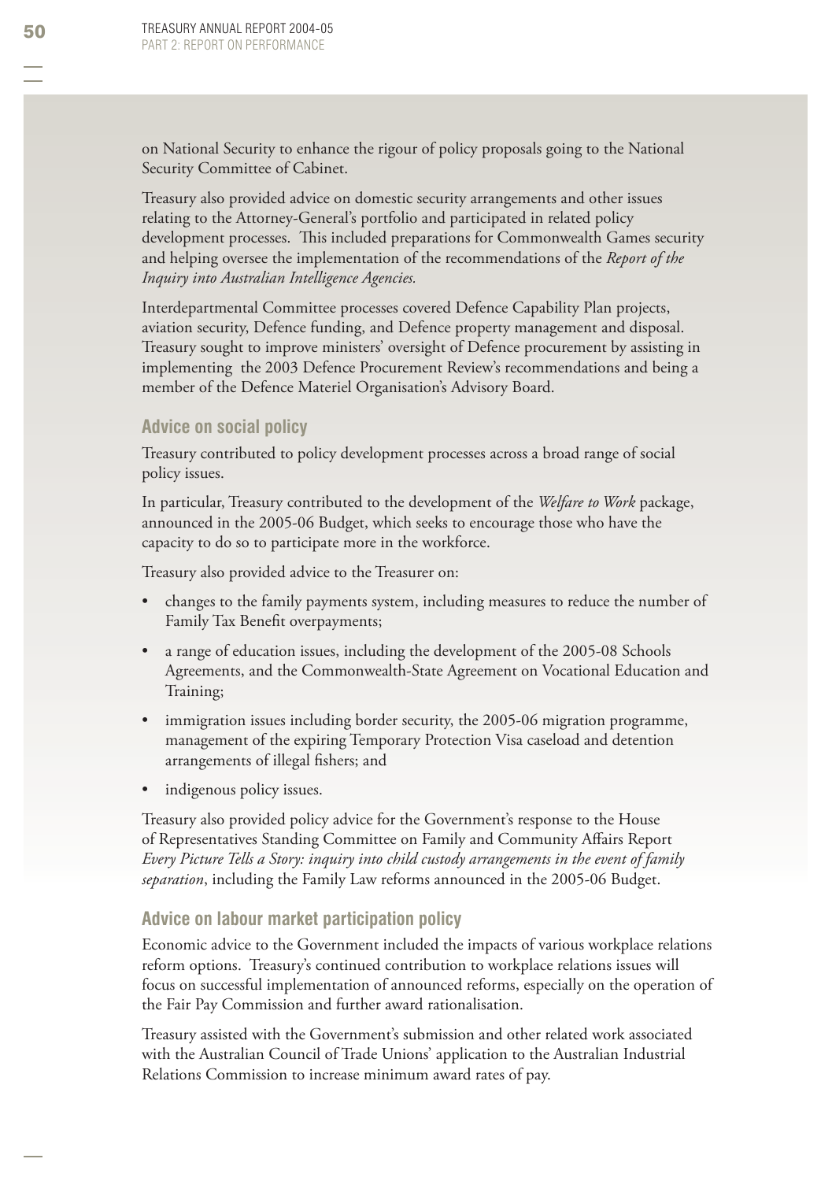on National Security to enhance the rigour of policy proposals going to the National Security Committee of Cabinet.

Treasury also provided advice on domestic security arrangements and other issues relating to the Attorney-General's portfolio and participated in related policy development processes. This included preparations for Commonwealth Games security and helping oversee the implementation of the recommendations of the *Report of the Inquiry into Australian Intelligence Agencies.*

Interdepartmental Committee processes covered Defence Capability Plan projects, aviation security, Defence funding, and Defence property management and disposal. Treasury sought to improve ministers' oversight of Defence procurement by assisting in implementing the 2003 Defence Procurement Review's recommendations and being a member of the Defence Materiel Organisation's Advisory Board.

### Advice on social policy

Treasury contributed to policy development processes across a broad range of social policy issues.

In particular, Treasury contributed to the development of the *Welfare to Work* package, announced in the 2005-06 Budget, which seeks to encourage those who have the capacity to do so to participate more in the workforce.

Treasury also provided advice to the Treasurer on:

- changes to the family payments system, including measures to reduce the number of Family Tax Benefit overpayments;
- a range of education issues, including the development of the 2005-08 Schools Agreements, and the Commonwealth-State Agreement on Vocational Education and Training;
- immigration issues including border security, the 2005-06 migration programme, management of the expiring Temporary Protection Visa caseload and detention arrangements of illegal fishers; and
- indigenous policy issues.

Treasury also provided policy advice for the Government's response to the House of Representatives Standing Committee on Family and Community Affairs Report *Every Picture Tells a Story: inquiry into child custody arrangements in the event of family separation*, including the Family Law reforms announced in the 2005-06 Budget.

### Advice on labour market participation policy

Economic advice to the Government included the impacts of various workplace relations reform options. Treasury's continued contribution to workplace relations issues will focus on successful implementation of announced reforms, especially on the operation of the Fair Pay Commission and further award rationalisation.

Treasury assisted with the Government's submission and other related work associated with the Australian Council of Trade Unions' application to the Australian Industrial Relations Commission to increase minimum award rates of pay.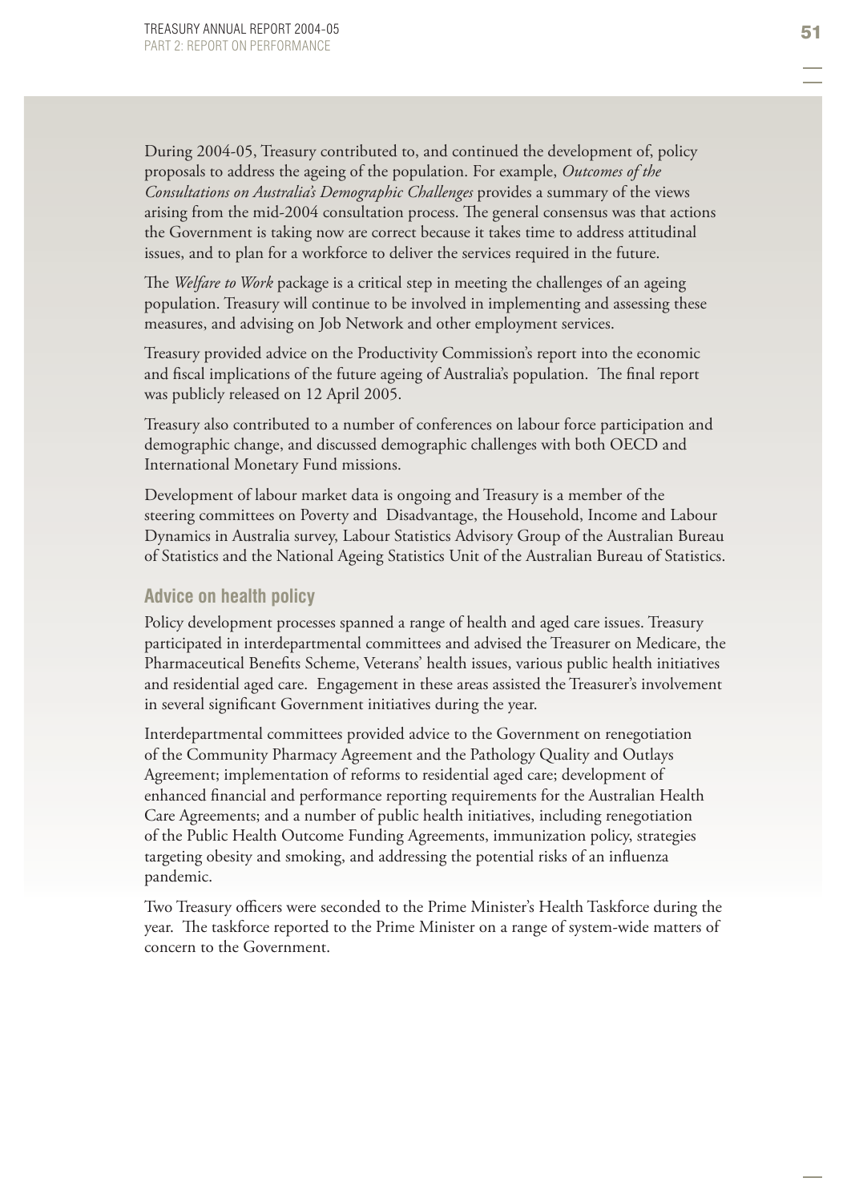During 2004-05, Treasury contributed to, and continued the development of, policy proposals to address the ageing of the population. For example, *Outcomes of the Consultations on Australia's Demographic Challenges* provides a summary of the views arising from the mid-2004 consultation process. The general consensus was that actions the Government is taking now are correct because it takes time to address attitudinal issues, and to plan for a workforce to deliver the services required in the future.

The *Welfare to Work* package is a critical step in meeting the challenges of an ageing population. Treasury will continue to be involved in implementing and assessing these measures, and advising on Job Network and other employment services.

Treasury provided advice on the Productivity Commission's report into the economic and fiscal implications of the future ageing of Australia's population. The final report was publicly released on 12 April 2005.

Treasury also contributed to a number of conferences on labour force participation and demographic change, and discussed demographic challenges with both OECD and International Monetary Fund missions.

Development of labour market data is ongoing and Treasury is a member of the steering committees on Poverty and Disadvantage, the Household, Income and Labour Dynamics in Australia survey, Labour Statistics Advisory Group of the Australian Bureau of Statistics and the National Ageing Statistics Unit of the Australian Bureau of Statistics.

### Advice on health policy

Policy development processes spanned a range of health and aged care issues. Treasury participated in interdepartmental committees and advised the Treasurer on Medicare, the Pharmaceutical Benefits Scheme, Veterans' health issues, various public health initiatives and residential aged care. Engagement in these areas assisted the Treasurer's involvement in several significant Government initiatives during the year.

Interdepartmental committees provided advice to the Government on renegotiation of the Community Pharmacy Agreement and the Pathology Quality and Outlays Agreement; implementation of reforms to residential aged care; development of enhanced financial and performance reporting requirements for the Australian Health Care Agreements; and a number of public health initiatives, including renegotiation of the Public Health Outcome Funding Agreements, immunization policy, strategies targeting obesity and smoking, and addressing the potential risks of an influenza pandemic.

Two Treasury officers were seconded to the Prime Minister's Health Taskforce during the year. The taskforce reported to the Prime Minister on a range of system-wide matters of concern to the Government.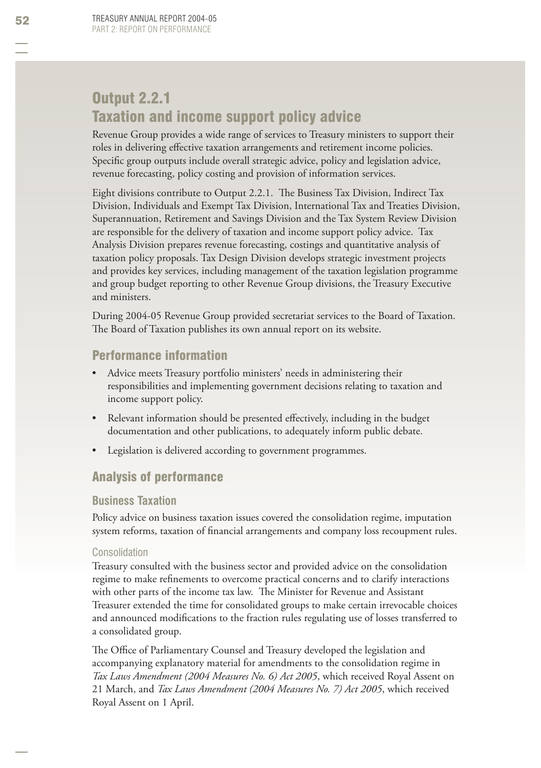# Output 2.2.1
# Taxation and income support policy advice

Revenue Group provides a wide range of services to Treasury ministers to support their roles in delivering effective taxation arrangements and retirement income policies. Specific group outputs include overall strategic advice, policy and legislation advice, revenue forecasting, policy costing and provision of information services.

Eight divisions contribute to Output 2.2.1. The Business Tax Division, Indirect Tax Division, Individuals and Exempt Tax Division, International Tax and Treaties Division, Superannuation, Retirement and Savings Division and the Tax System Review Division are responsible for the delivery of taxation and income support policy advice. Tax Analysis Division prepares revenue forecasting, costings and quantitative analysis of taxation policy proposals. Tax Design Division develops strategic investment projects and provides key services, including management of the taxation legislation programme and group budget reporting to other Revenue Group divisions, the Treasury Executive and ministers.

During 2004-05 Revenue Group provided secretariat services to the Board of Taxation. The Board of Taxation publishes its own annual report on its website.

## Performance information

- Advice meets Treasury portfolio ministers' needs in administering their responsibilities and implementing government decisions relating to taxation and income support policy.
- Relevant information should be presented effectively, including in the budget documentation and other publications, to adequately inform public debate.
- Legislation is delivered according to government programmes.

## Analysis of performance

### Business Taxation

Policy advice on business taxation issues covered the consolidation regime, imputation system reforms, taxation of financial arrangements and company loss recoupment rules.

#### Consolidation

Treasury consulted with the business sector and provided advice on the consolidation regime to make refinements to overcome practical concerns and to clarify interactions with other parts of the income tax law. The Minister for Revenue and Assistant Treasurer extended the time for consolidated groups to make certain irrevocable choices and announced modifications to the fraction rules regulating use of losses transferred to a consolidated group.

The Office of Parliamentary Counsel and Treasury developed the legislation and accompanying explanatory material for amendments to the consolidation regime in *Tax Laws Amendment (2004 Measures No. 6) Act 2005*, which received Royal Assent on 21 March, and *Tax Laws Amendment (2004 Measures No. 7) Act 2005*, which received Royal Assent on 1 April.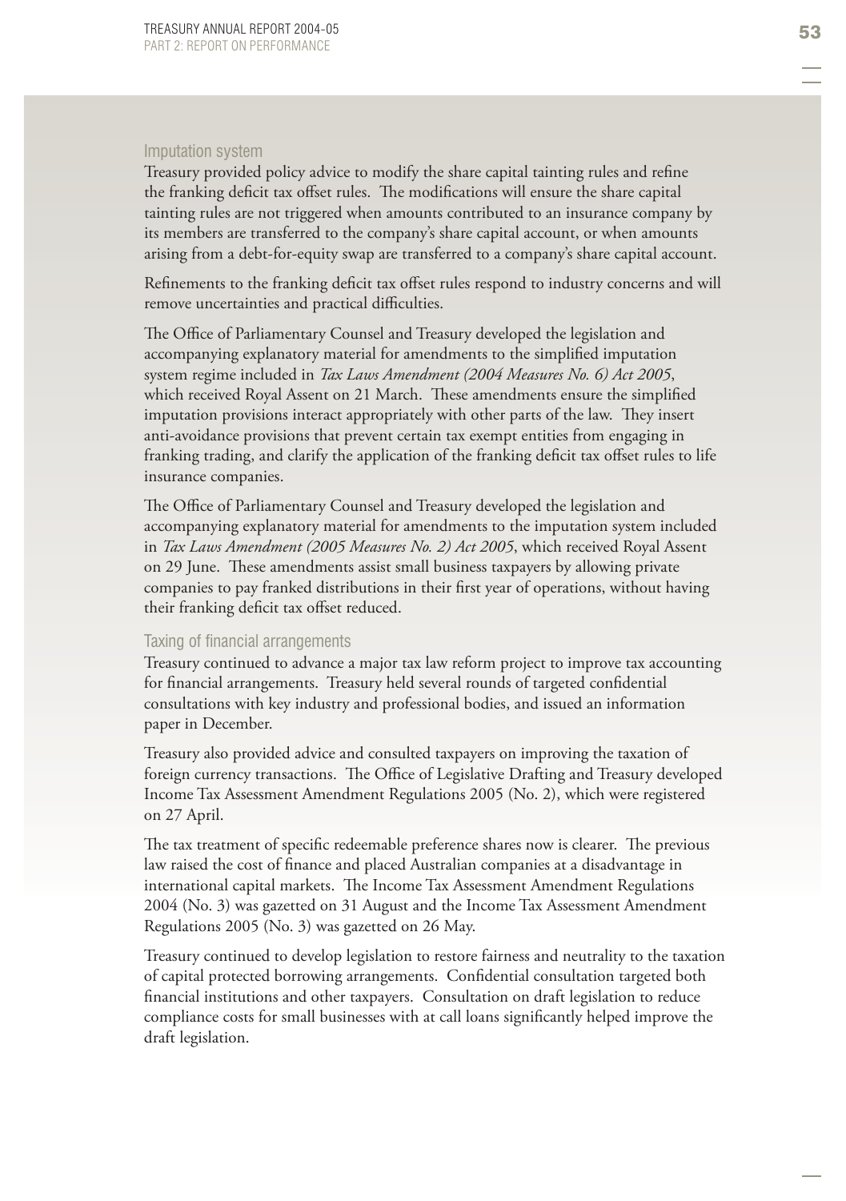### Imputation system

Treasury provided policy advice to modify the share capital tainting rules and refine the franking deficit tax offset rules. The modifications will ensure the share capital tainting rules are not triggered when amounts contributed to an insurance company by its members are transferred to the company's share capital account, or when amounts arising from a debt-for-equity swap are transferred to a company's share capital account.

Refinements to the franking deficit tax offset rules respond to industry concerns and will remove uncertainties and practical difficulties.

The Office of Parliamentary Counsel and Treasury developed the legislation and accompanying explanatory material for amendments to the simplified imputation system regime included in *Tax Laws Amendment (2004 Measures No. 6) Act 2005*, which received Royal Assent on 21 March. These amendments ensure the simplified imputation provisions interact appropriately with other parts of the law. They insert anti-avoidance provisions that prevent certain tax exempt entities from engaging in franking trading, and clarify the application of the franking deficit tax offset rules to life insurance companies.

The Office of Parliamentary Counsel and Treasury developed the legislation and accompanying explanatory material for amendments to the imputation system included in *Tax Laws Amendment (2005 Measures No. 2) Act 2005*, which received Royal Assent on 29 June. These amendments assist small business taxpayers by allowing private companies to pay franked distributions in their first year of operations, without having their franking deficit tax offset reduced.

### Taxing of financial arrangements

Treasury continued to advance a major tax law reform project to improve tax accounting for financial arrangements. Treasury held several rounds of targeted confidential consultations with key industry and professional bodies, and issued an information paper in December.

Treasury also provided advice and consulted taxpayers on improving the taxation of foreign currency transactions. The Office of Legislative Drafting and Treasury developed Income Tax Assessment Amendment Regulations 2005 (No. 2), which were registered on 27 April.

The tax treatment of specific redeemable preference shares now is clearer. The previous law raised the cost of finance and placed Australian companies at a disadvantage in international capital markets. The Income Tax Assessment Amendment Regulations 2004 (No. 3) was gazetted on 31 August and the Income Tax Assessment Amendment Regulations 2005 (No. 3) was gazetted on 26 May.

Treasury continued to develop legislation to restore fairness and neutrality to the taxation of capital protected borrowing arrangements. Confidential consultation targeted both financial institutions and other taxpayers. Consultation on draft legislation to reduce compliance costs for small businesses with at call loans significantly helped improve the draft legislation.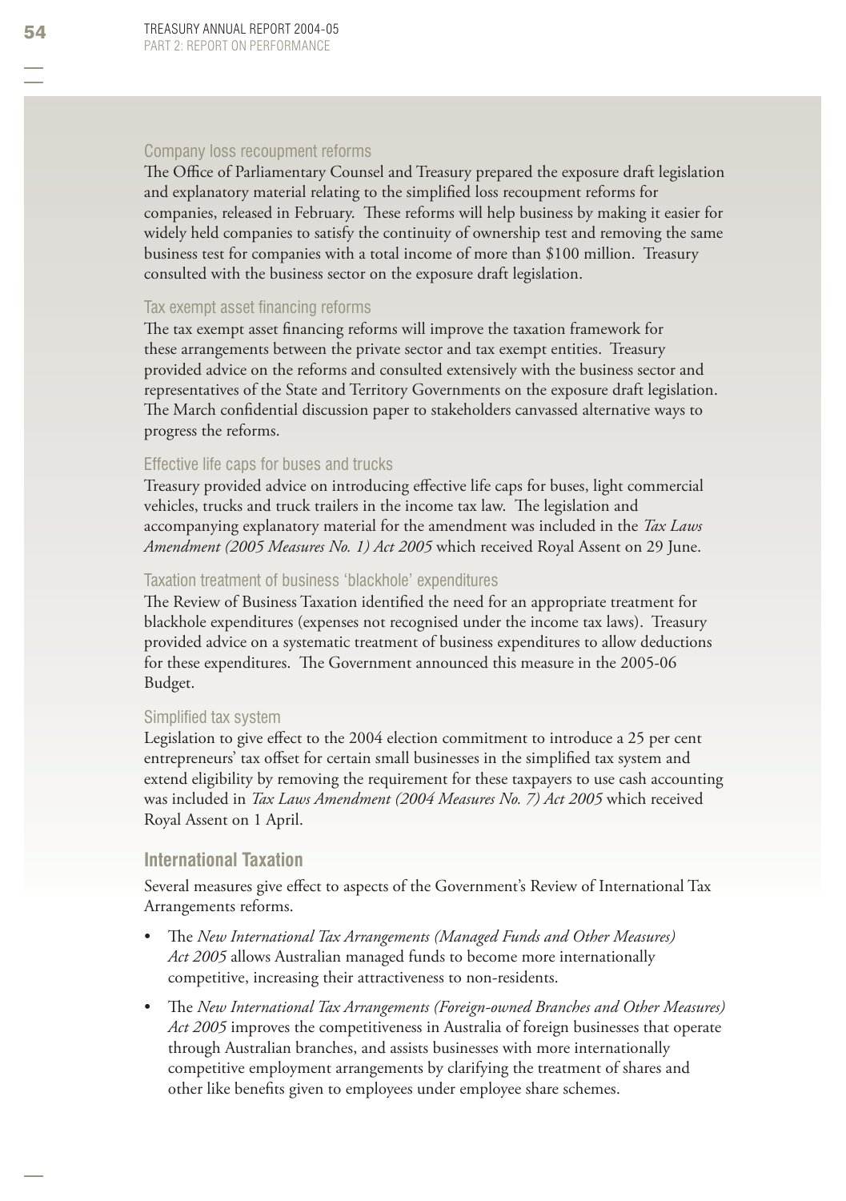### Company loss recoupment reforms

The Office of Parliamentary Counsel and Treasury prepared the exposure draft legislation and explanatory material relating to the simplified loss recoupment reforms for companies, released in February. These reforms will help business by making it easier for widely held companies to satisfy the continuity of ownership test and removing the same business test for companies with a total income of more than $100 million. Treasury consulted with the business sector on the exposure draft legislation.

### Tax exempt asset financing reforms

The tax exempt asset financing reforms will improve the taxation framework for these arrangements between the private sector and tax exempt entities. Treasury provided advice on the reforms and consulted extensively with the business sector and representatives of the State and Territory Governments on the exposure draft legislation. The March confidential discussion paper to stakeholders canvassed alternative ways to progress the reforms.

### Effective life caps for buses and trucks

Treasury provided advice on introducing effective life caps for buses, light commercial vehicles, trucks and truck trailers in the income tax law. The legislation and accompanying explanatory material for the amendment was included in the *Tax Laws Amendment (2005 Measures No. 1) Act 2005* which received Royal Assent on 29 June.

### Taxation treatment of business 'blackhole' expenditures

The Review of Business Taxation identified the need for an appropriate treatment for blackhole expenditures (expenses not recognised under the income tax laws). Treasury provided advice on a systematic treatment of business expenditures to allow deductions for these expenditures. The Government announced this measure in the 2005-06 Budget.

### Simplified tax system

Legislation to give effect to the 2004 election commitment to introduce a 25 per cent entrepreneurs' tax offset for certain small businesses in the simplified tax system and extend eligibility by removing the requirement for these taxpayers to use cash accounting was included in *Tax Laws Amendment (2004 Measures No. 7) Act 2005* which received Royal Assent on 1 April.

## International Taxation

Several measures give effect to aspects of the Government's Review of International Tax Arrangements reforms.

- The *New International Tax Arrangements (Managed Funds and Other Measures) Act 2005* allows Australian managed funds to become more internationally competitive, increasing their attractiveness to non-residents.
- The *New International Tax Arrangements (Foreign-owned Branches and Other Measures) Act 2005* improves the competitiveness in Australia of foreign businesses that operate through Australian branches, and assists businesses with more internationally competitive employment arrangements by clarifying the treatment of shares and other like benefits given to employees under employee share schemes.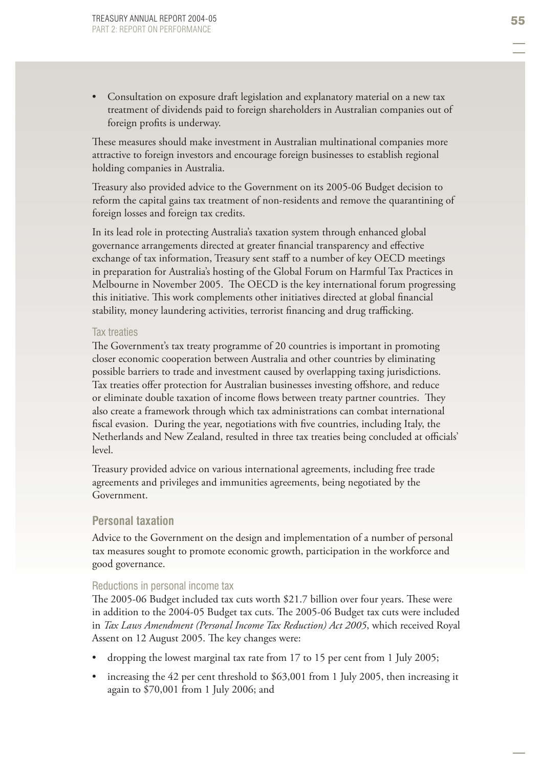- Consultation on exposure draft legislation and explanatory material on a new tax treatment of dividends paid to foreign shareholders in Australian companies out of foreign profits is underway.

These measures should make investment in Australian multinational companies more attractive to foreign investors and encourage foreign businesses to establish regional holding companies in Australia.

Treasury also provided advice to the Government on its 2005-06 Budget decision to reform the capital gains tax treatment of non-residents and remove the quarantining of foreign losses and foreign tax credits.

In its lead role in protecting Australia's taxation system through enhanced global governance arrangements directed at greater financial transparency and effective exchange of tax information, Treasury sent staff to a number of key OECD meetings in preparation for Australia's hosting of the Global Forum on Harmful Tax Practices in Melbourne in November 2005. The OECD is the key international forum progressing this initiative. This work complements other initiatives directed at global financial stability, money laundering activities, terrorist financing and drug trafficking.

#### Tax treaties

The Government's tax treaty programme of 20 countries is important in promoting closer economic cooperation between Australia and other countries by eliminating possible barriers to trade and investment caused by overlapping taxing jurisdictions. Tax treaties offer protection for Australian businesses investing offshore, and reduce or eliminate double taxation of income flows between treaty partner countries. They also create a framework through which tax administrations can combat international fiscal evasion. During the year, negotiations with five countries, including Italy, the Netherlands and New Zealand, resulted in three tax treaties being concluded at officials' level.

Treasury provided advice on various international agreements, including free trade agreements and privileges and immunities agreements, being negotiated by the Government.

### Personal taxation

Advice to the Government on the design and implementation of a number of personal tax measures sought to promote economic growth, participation in the workforce and good governance.

#### Reductions in personal income tax

The 2005-06 Budget included tax cuts worth $21.7 billion over four years. These were in addition to the 2004-05 Budget tax cuts. The 2005-06 Budget tax cuts were included in *Tax Laws Amendment (Personal Income Tax Reduction) Act 2005*, which received Royal Assent on 12 August 2005. The key changes were:

- dropping the lowest marginal tax rate from 17 to 15 per cent from 1 July 2005;
- increasing the 42 per cent threshold to $63,001 from 1 July 2005, then increasing it again to $70,001 from 1 July 2006; and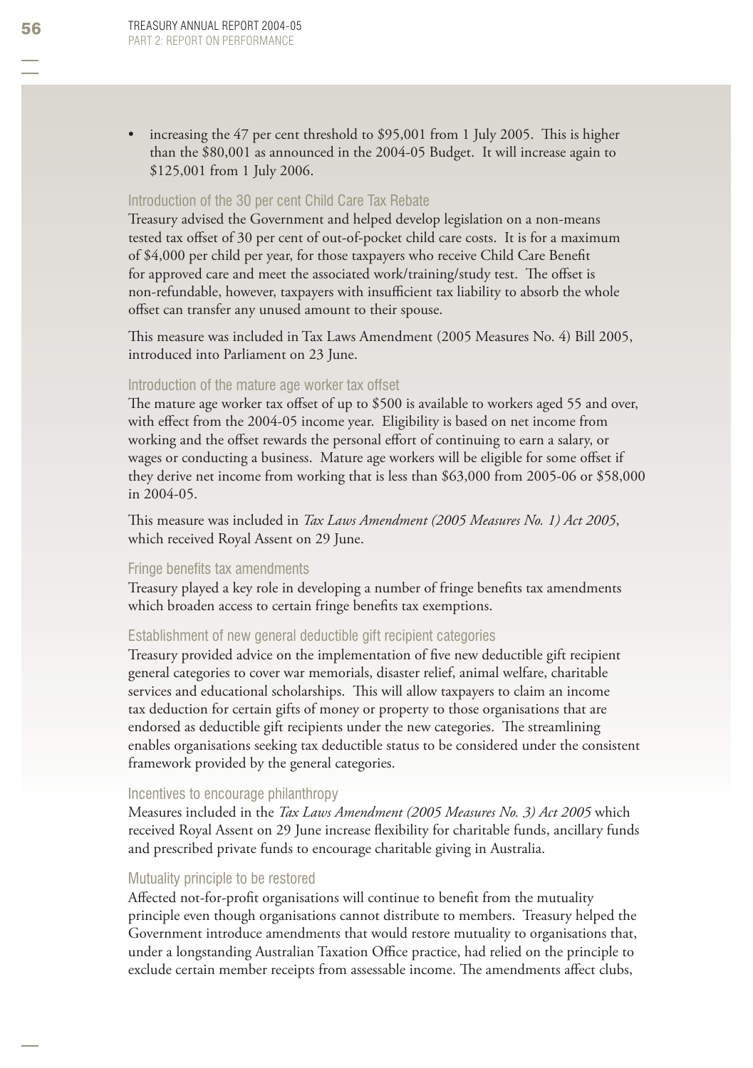- increasing the 47 per cent threshold to $95,001 from 1 July 2005. This is higher than the $80,001 as announced in the 2004-05 Budget. It will increase again to $125,001 from 1 July 2006.

### Introduction of the 30 per cent Child Care Tax Rebate

Treasury advised the Government and helped develop legislation on a non-means tested tax offset of 30 per cent of out-of-pocket child care costs. It is for a maximum of $4,000 per child per year, for those taxpayers who receive Child Care Benefit for approved care and meet the associated work/training/study test. The offset is non-refundable, however, taxpayers with insufficient tax liability to absorb the whole offset can transfer any unused amount to their spouse.

This measure was included in Tax Laws Amendment (2005 Measures No. 4) Bill 2005, introduced into Parliament on 23 June.

### Introduction of the mature age worker tax offset

The mature age worker tax offset of up to $500 is available to workers aged 55 and over, with effect from the 2004-05 income year. Eligibility is based on net income from working and the offset rewards the personal effort of continuing to earn a salary, or wages or conducting a business. Mature age workers will be eligible for some offset if they derive net income from working that is less than $63,000 from 2005-06 or $58,000 in 2004-05.

This measure was included in *Tax Laws Amendment (2005 Measures No. 1) Act 2005*, which received Royal Assent on 29 June.

### Fringe benefits tax amendments

Treasury played a key role in developing a number of fringe benefits tax amendments which broaden access to certain fringe benefits tax exemptions.

### Establishment of new general deductible gift recipient categories

Treasury provided advice on the implementation of five new deductible gift recipient general categories to cover war memorials, disaster relief, animal welfare, charitable services and educational scholarships. This will allow taxpayers to claim an income tax deduction for certain gifts of money or property to those organisations that are endorsed as deductible gift recipients under the new categories. The streamlining enables organisations seeking tax deductible status to be considered under the consistent framework provided by the general categories.

### Incentives to encourage philanthropy

Measures included in the *Tax Laws Amendment (2005 Measures No. 3) Act 2005* which received Royal Assent on 29 June increase flexibility for charitable funds, ancillary funds and prescribed private funds to encourage charitable giving in Australia.

### Mutuality principle to be restored

Affected not-for-profit organisations will continue to benefit from the mutuality principle even though organisations cannot distribute to members. Treasury helped the Government introduce amendments that would restore mutuality to organisations that, under a longstanding Australian Taxation Office practice, had relied on the principle to exclude certain member receipts from assessable income. The amendments affect clubs,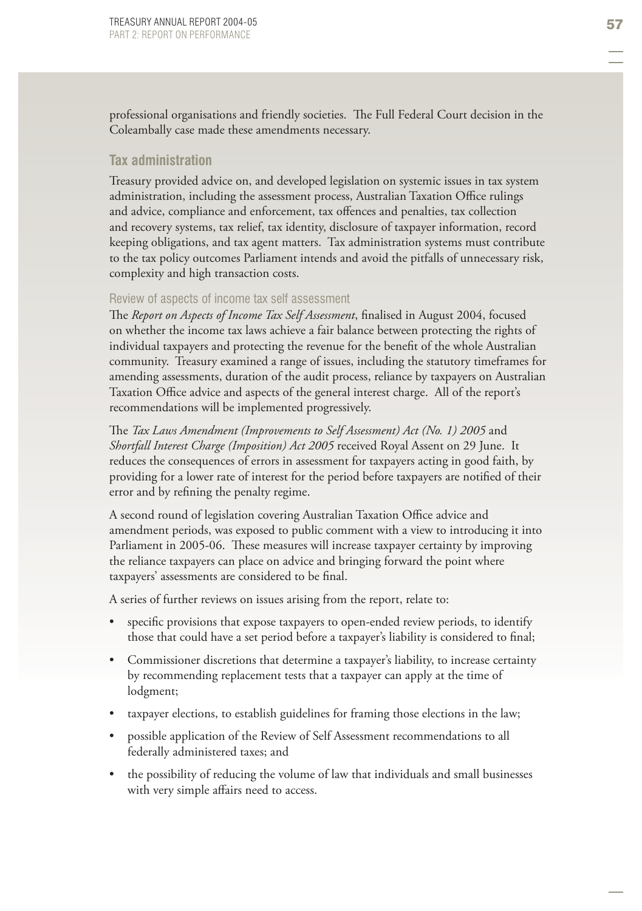professional organisations and friendly societies. The Full Federal Court decision in the Coleambally case made these amendments necessary.

## Tax administration

Treasury provided advice on, and developed legislation on systemic issues in tax system administration, including the assessment process, Australian Taxation Office rulings and advice, compliance and enforcement, tax offences and penalties, tax collection and recovery systems, tax relief, tax identity, disclosure of taxpayer information, record keeping obligations, and tax agent matters. Tax administration systems must contribute to the tax policy outcomes Parliament intends and avoid the pitfalls of unnecessary risk, complexity and high transaction costs.

### Review of aspects of income tax self assessment

The *Report on Aspects of Income Tax Self Assessment*, finalised in August 2004, focused on whether the income tax laws achieve a fair balance between protecting the rights of individual taxpayers and protecting the revenue for the benefit of the whole Australian community. Treasury examined a range of issues, including the statutory timeframes for amending assessments, duration of the audit process, reliance by taxpayers on Australian Taxation Office advice and aspects of the general interest charge. All of the report's recommendations will be implemented progressively.

The *Tax Laws Amendment (Improvements to Self Assessment) Act (No. 1) 2005* and *Shortfall Interest Charge (Imposition) Act 2005* received Royal Assent on 29 June. It reduces the consequences of errors in assessment for taxpayers acting in good faith, by providing for a lower rate of interest for the period before taxpayers are notified of their error and by refining the penalty regime.

A second round of legislation covering Australian Taxation Office advice and amendment periods, was exposed to public comment with a view to introducing it into Parliament in 2005-06. These measures will increase taxpayer certainty by improving the reliance taxpayers can place on advice and bringing forward the point where taxpayers' assessments are considered to be final.

A series of further reviews on issues arising from the report, relate to:

- specific provisions that expose taxpayers to open-ended review periods, to identify those that could have a set period before a taxpayer's liability is considered to final;
- Commissioner discretions that determine a taxpayer's liability, to increase certainty by recommending replacement tests that a taxpayer can apply at the time of lodgment;
- taxpayer elections, to establish guidelines for framing those elections in the law;
- possible application of the Review of Self Assessment recommendations to all federally administered taxes; and
- the possibility of reducing the volume of law that individuals and small businesses with very simple affairs need to access.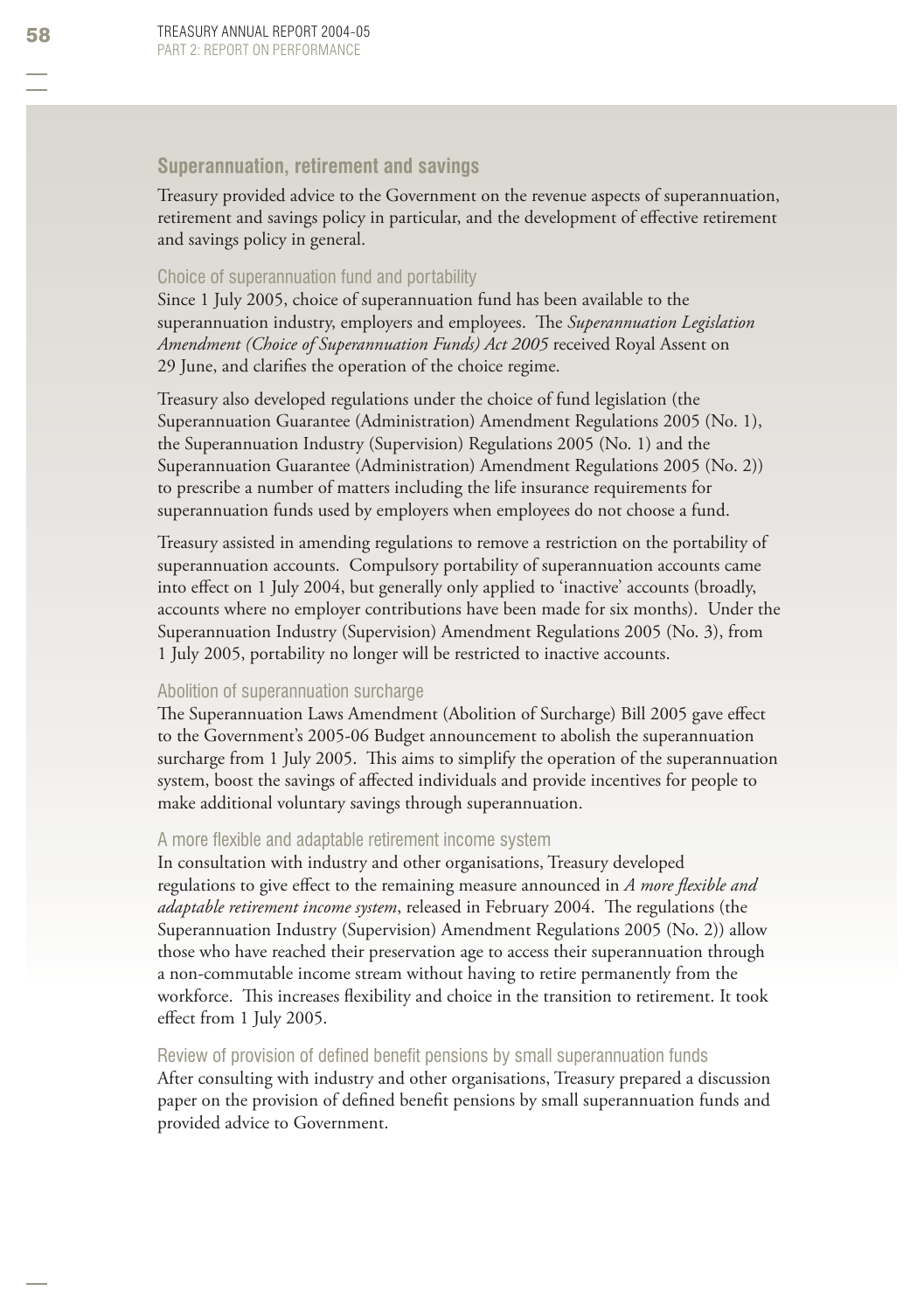## Superannuation, retirement and savings

Treasury provided advice to the Government on the revenue aspects of superannuation, retirement and savings policy in particular, and the development of effective retirement and savings policy in general.

### Choice of superannuation fund and portability

Since 1 July 2005, choice of superannuation fund has been available to the superannuation industry, employers and employees. The *Superannuation Legislation Amendment (Choice of Superannuation Funds) Act 2005* received Royal Assent on 29 June, and clarifies the operation of the choice regime.

Treasury also developed regulations under the choice of fund legislation (the Superannuation Guarantee (Administration) Amendment Regulations 2005 (No. 1), the Superannuation Industry (Supervision) Regulations 2005 (No. 1) and the Superannuation Guarantee (Administration) Amendment Regulations 2005 (No. 2)) to prescribe a number of matters including the life insurance requirements for superannuation funds used by employers when employees do not choose a fund.

Treasury assisted in amending regulations to remove a restriction on the portability of superannuation accounts. Compulsory portability of superannuation accounts came into effect on 1 July 2004, but generally only applied to 'inactive' accounts (broadly, accounts where no employer contributions have been made for six months). Under the Superannuation Industry (Supervision) Amendment Regulations 2005 (No. 3), from 1 July 2005, portability no longer will be restricted to inactive accounts.

### Abolition of superannuation surcharge

The Superannuation Laws Amendment (Abolition of Surcharge) Bill 2005 gave effect to the Government's 2005-06 Budget announcement to abolish the superannuation surcharge from 1 July 2005. This aims to simplify the operation of the superannuation system, boost the savings of affected individuals and provide incentives for people to make additional voluntary savings through superannuation.

### A more flexible and adaptable retirement income system

In consultation with industry and other organisations, Treasury developed regulations to give effect to the remaining measure announced in *A more flexible and adaptable retirement income system*, released in February 2004. The regulations (the Superannuation Industry (Supervision) Amendment Regulations 2005 (No. 2)) allow those who have reached their preservation age to access their superannuation through a non-commutable income stream without having to retire permanently from the workforce. This increases flexibility and choice in the transition to retirement. It took effect from 1 July 2005.

### Review of provision of defined benefit pensions by small superannuation funds

After consulting with industry and other organisations, Treasury prepared a discussion paper on the provision of defined benefit pensions by small superannuation funds and provided advice to Government.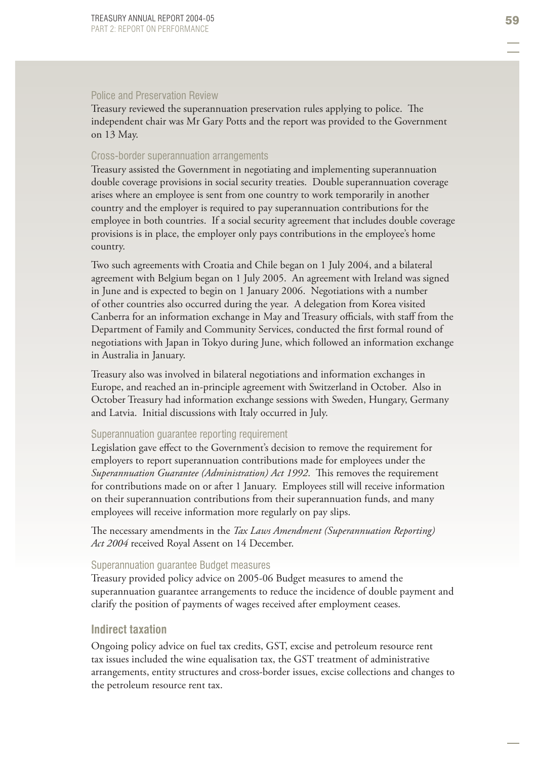### Police and Preservation Review

Treasury reviewed the superannuation preservation rules applying to police. The independent chair was Mr Gary Potts and the report was provided to the Government on 13 May.

### Cross-border superannuation arrangements

Treasury assisted the Government in negotiating and implementing superannuation double coverage provisions in social security treaties. Double superannuation coverage arises where an employee is sent from one country to work temporarily in another country and the employer is required to pay superannuation contributions for the employee in both countries. If a social security agreement that includes double coverage provisions is in place, the employer only pays contributions in the employee's home country.

Two such agreements with Croatia and Chile began on 1 July 2004, and a bilateral agreement with Belgium began on 1 July 2005. An agreement with Ireland was signed in June and is expected to begin on 1 January 2006. Negotiations with a number of other countries also occurred during the year. A delegation from Korea visited Canberra for an information exchange in May and Treasury officials, with staff from the Department of Family and Community Services, conducted the first formal round of negotiations with Japan in Tokyo during June, which followed an information exchange in Australia in January.

Treasury also was involved in bilateral negotiations and information exchanges in Europe, and reached an in-principle agreement with Switzerland in October. Also in October Treasury had information exchange sessions with Sweden, Hungary, Germany and Latvia. Initial discussions with Italy occurred in July.

### Superannuation guarantee reporting requirement

Legislation gave effect to the Government's decision to remove the requirement for employers to report superannuation contributions made for employees under the *Superannuation Guarantee (Administration) Act 1992*. This removes the requirement for contributions made on or after 1 January. Employees still will receive information on their superannuation contributions from their superannuation funds, and many employees will receive information more regularly on pay slips.

The necessary amendments in the *Tax Laws Amendment (Superannuation Reporting) Act 2004* received Royal Assent on 14 December.

### Superannuation guarantee Budget measures

Treasury provided policy advice on 2005-06 Budget measures to amend the superannuation guarantee arrangements to reduce the incidence of double payment and clarify the position of payments of wages received after employment ceases.

## Indirect taxation

Ongoing policy advice on fuel tax credits, GST, excise and petroleum resource rent tax issues included the wine equalisation tax, the GST treatment of administrative arrangements, entity structures and cross-border issues, excise collections and changes to the petroleum resource rent tax.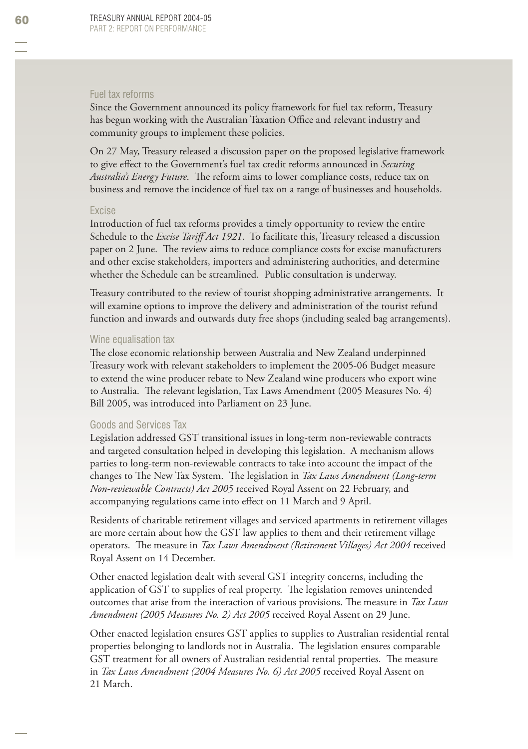### Fuel tax reforms

Since the Government announced its policy framework for fuel tax reform, Treasury has begun working with the Australian Taxation Office and relevant industry and community groups to implement these policies.

On 27 May, Treasury released a discussion paper on the proposed legislative framework to give effect to the Government's fuel tax credit reforms announced in *Securing Australia's Energy Future*. The reform aims to lower compliance costs, reduce tax on business and remove the incidence of fuel tax on a range of businesses and households.

### Excise

Introduction of fuel tax reforms provides a timely opportunity to review the entire Schedule to the *Excise Tariff Act 1921*. To facilitate this, Treasury released a discussion paper on 2 June. The review aims to reduce compliance costs for excise manufacturers and other excise stakeholders, importers and administering authorities, and determine whether the Schedule can be streamlined. Public consultation is underway.

Treasury contributed to the review of tourist shopping administrative arrangements. It will examine options to improve the delivery and administration of the tourist refund function and inwards and outwards duty free shops (including sealed bag arrangements).

### Wine equalisation tax

The close economic relationship between Australia and New Zealand underpinned Treasury work with relevant stakeholders to implement the 2005-06 Budget measure to extend the wine producer rebate to New Zealand wine producers who export wine to Australia. The relevant legislation, Tax Laws Amendment (2005 Measures No. 4) Bill 2005, was introduced into Parliament on 23 June.

### Goods and Services Tax

Legislation addressed GST transitional issues in long-term non-reviewable contracts and targeted consultation helped in developing this legislation. A mechanism allows parties to long-term non-reviewable contracts to take into account the impact of the changes to The New Tax System. The legislation in *Tax Laws Amendment (Long-term Non-reviewable Contracts) Act 2005* received Royal Assent on 22 February, and accompanying regulations came into effect on 11 March and 9 April.

Residents of charitable retirement villages and serviced apartments in retirement villages are more certain about how the GST law applies to them and their retirement village operators. The measure in *Tax Laws Amendment (Retirement Villages) Act 2004* received Royal Assent on 14 December.

Other enacted legislation dealt with several GST integrity concerns, including the application of GST to supplies of real property. The legislation removes unintended outcomes that arise from the interaction of various provisions. The measure in *Tax Laws Amendment (2005 Measures No. 2) Act 2005* received Royal Assent on 29 June.

Other enacted legislation ensures GST applies to supplies to Australian residential rental properties belonging to landlords not in Australia. The legislation ensures comparable GST treatment for all owners of Australian residential rental properties. The measure in *Tax Laws Amendment (2004 Measures No. 6) Act 2005* received Royal Assent on 21 March.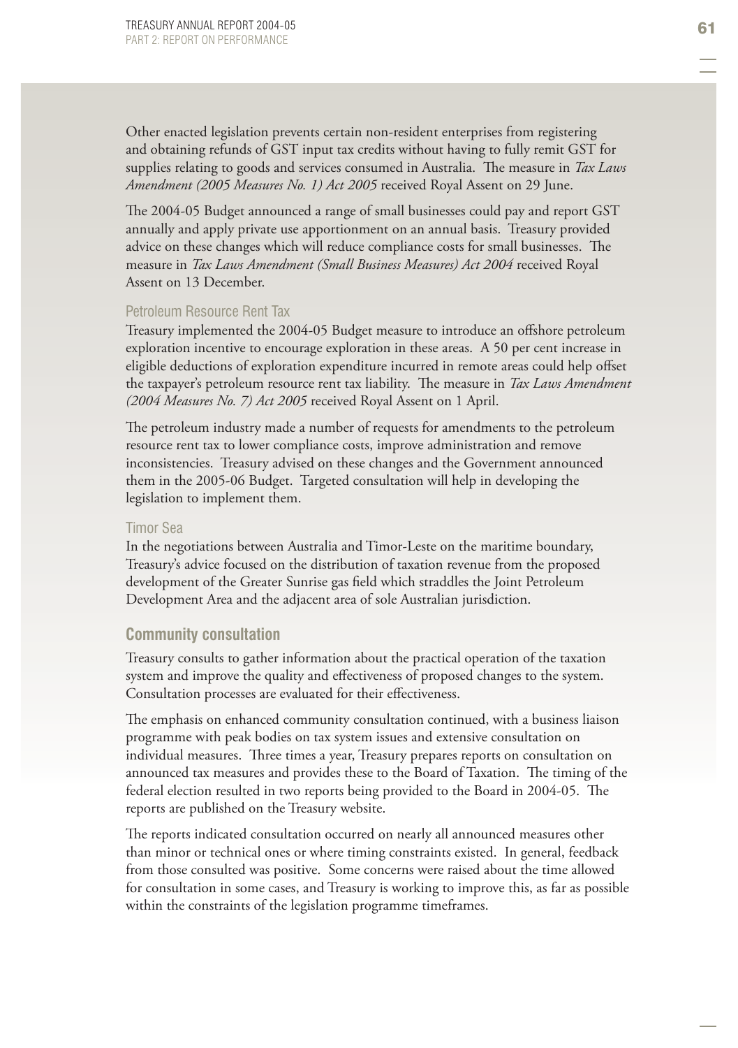Other enacted legislation prevents certain non-resident enterprises from registering and obtaining refunds of GST input tax credits without having to fully remit GST for supplies relating to goods and services consumed in Australia. The measure in *Tax Laws Amendment (2005 Measures No. 1) Act 2005* received Royal Assent on 29 June.

The 2004-05 Budget announced a range of small businesses could pay and report GST annually and apply private use apportionment on an annual basis. Treasury provided advice on these changes which will reduce compliance costs for small businesses. The measure in *Tax Laws Amendment (Small Business Measures) Act 2004* received Royal Assent on 13 December.

#### Petroleum Resource Rent Tax

Treasury implemented the 2004-05 Budget measure to introduce an offshore petroleum exploration incentive to encourage exploration in these areas. A 50 per cent increase in eligible deductions of exploration expenditure incurred in remote areas could help offset the taxpayer's petroleum resource rent tax liability. The measure in *Tax Laws Amendment (2004 Measures No. 7) Act 2005* received Royal Assent on 1 April.

The petroleum industry made a number of requests for amendments to the petroleum resource rent tax to lower compliance costs, improve administration and remove inconsistencies. Treasury advised on these changes and the Government announced them in the 2005-06 Budget. Targeted consultation will help in developing the legislation to implement them.

#### Timor Sea

In the negotiations between Australia and Timor-Leste on the maritime boundary, Treasury's advice focused on the distribution of taxation revenue from the proposed development of the Greater Sunrise gas field which straddles the Joint Petroleum Development Area and the adjacent area of sole Australian jurisdiction.

### Community consultation

Treasury consults to gather information about the practical operation of the taxation system and improve the quality and effectiveness of proposed changes to the system. Consultation processes are evaluated for their effectiveness.

The emphasis on enhanced community consultation continued, with a business liaison programme with peak bodies on tax system issues and extensive consultation on individual measures. Three times a year, Treasury prepares reports on consultation on announced tax measures and provides these to the Board of Taxation. The timing of the federal election resulted in two reports being provided to the Board in 2004-05. The reports are published on the Treasury website.

The reports indicated consultation occurred on nearly all announced measures other than minor or technical ones or where timing constraints existed. In general, feedback from those consulted was positive. Some concerns were raised about the time allowed for consultation in some cases, and Treasury is working to improve this, as far as possible within the constraints of the legislation programme timeframes.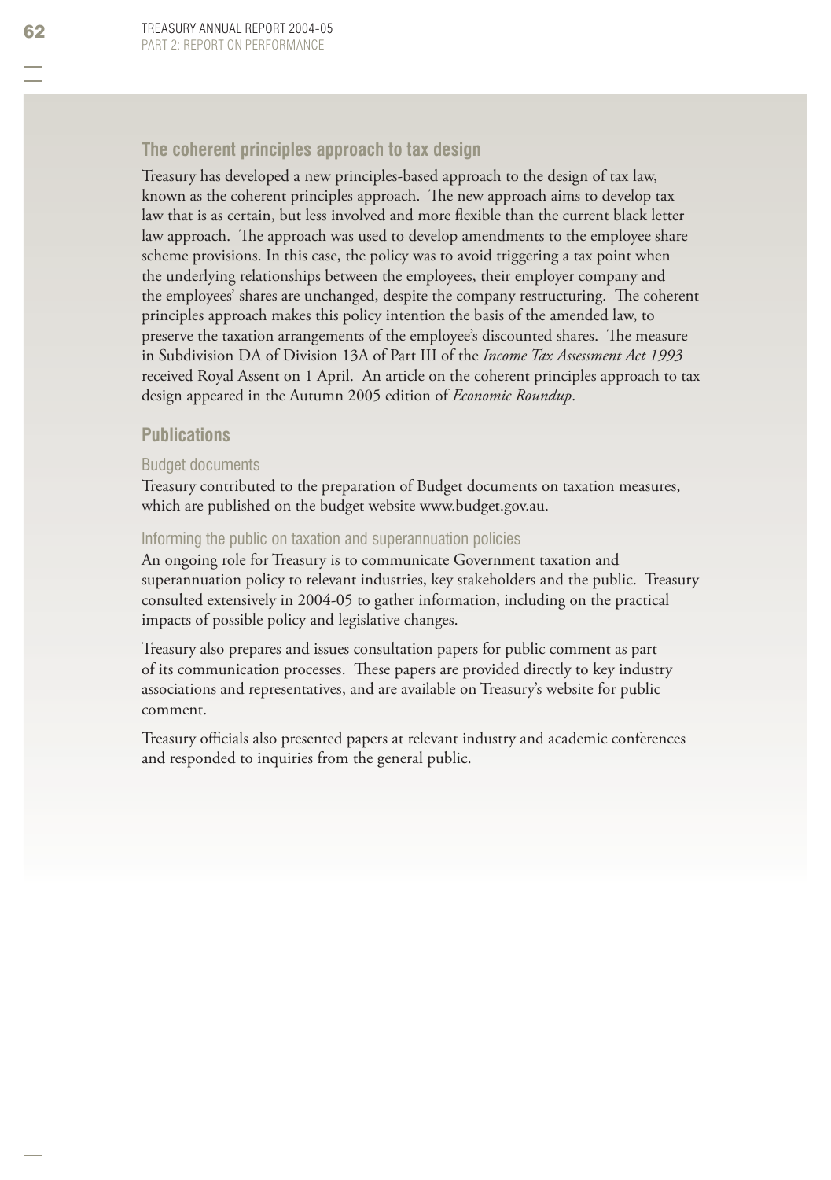## The coherent principles approach to tax design

Treasury has developed a new principles-based approach to the design of tax law, known as the coherent principles approach. The new approach aims to develop tax law that is as certain, but less involved and more flexible than the current black letter law approach. The approach was used to develop amendments to the employee share scheme provisions. In this case, the policy was to avoid triggering a tax point when the underlying relationships between the employees, their employer company and the employees' shares are unchanged, despite the company restructuring. The coherent principles approach makes this policy intention the basis of the amended law, to preserve the taxation arrangements of the employee's discounted shares. The measure in Subdivision DA of Division 13A of Part III of the *Income Tax Assessment Act 1993* received Royal Assent on 1 April. An article on the coherent principles approach to tax design appeared in the Autumn 2005 edition of *Economic Roundup*.

## Publications

### Budget documents

Treasury contributed to the preparation of Budget documents on taxation measures, which are published on the budget website www.budget.gov.au.

### Informing the public on taxation and superannuation policies

An ongoing role for Treasury is to communicate Government taxation and superannuation policy to relevant industries, key stakeholders and the public. Treasury consulted extensively in 2004-05 to gather information, including on the practical impacts of possible policy and legislative changes.

Treasury also prepares and issues consultation papers for public comment as part of its communication processes. These papers are provided directly to key industry associations and representatives, and are available on Treasury's website for public comment.

Treasury officials also presented papers at relevant industry and academic conferences and responded to inquiries from the general public.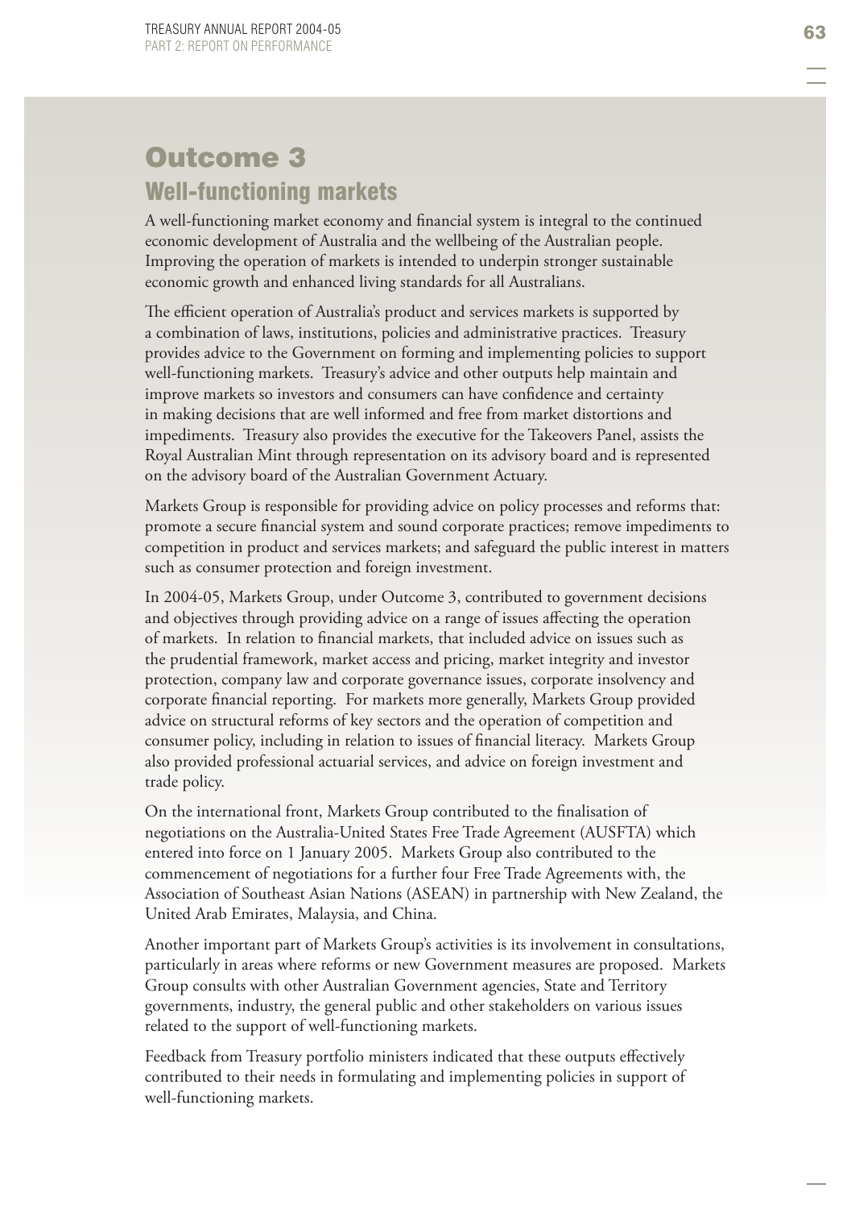# Outcome 3

## Well-functioning markets

A well-functioning market economy and financial system is integral to the continued economic development of Australia and the wellbeing of the Australian people. Improving the operation of markets is intended to underpin stronger sustainable economic growth and enhanced living standards for all Australians.

The efficient operation of Australia's product and services markets is supported by a combination of laws, institutions, policies and administrative practices. Treasury provides advice to the Government on forming and implementing policies to support well-functioning markets. Treasury's advice and other outputs help maintain and improve markets so investors and consumers can have confidence and certainty in making decisions that are well informed and free from market distortions and impediments. Treasury also provides the executive for the Takeovers Panel, assists the Royal Australian Mint through representation on its advisory board and is represented on the advisory board of the Australian Government Actuary.

Markets Group is responsible for providing advice on policy processes and reforms that: promote a secure financial system and sound corporate practices; remove impediments to competition in product and services markets; and safeguard the public interest in matters such as consumer protection and foreign investment.

In 2004-05, Markets Group, under Outcome 3, contributed to government decisions and objectives through providing advice on a range of issues affecting the operation of markets. In relation to financial markets, that included advice on issues such as the prudential framework, market access and pricing, market integrity and investor protection, company law and corporate governance issues, corporate insolvency and corporate financial reporting. For markets more generally, Markets Group provided advice on structural reforms of key sectors and the operation of competition and consumer policy, including in relation to issues of financial literacy. Markets Group also provided professional actuarial services, and advice on foreign investment and trade policy.

On the international front, Markets Group contributed to the finalisation of negotiations on the Australia-United States Free Trade Agreement (AUSFTA) which entered into force on 1 January 2005. Markets Group also contributed to the commencement of negotiations for a further four Free Trade Agreements with, the Association of Southeast Asian Nations (ASEAN) in partnership with New Zealand, the United Arab Emirates, Malaysia, and China.

Another important part of Markets Group's activities is its involvement in consultations, particularly in areas where reforms or new Government measures are proposed. Markets Group consults with other Australian Government agencies, State and Territory governments, industry, the general public and other stakeholders on various issues related to the support of well-functioning markets.

Feedback from Treasury portfolio ministers indicated that these outputs effectively contributed to their needs in formulating and implementing policies in support of well-functioning markets.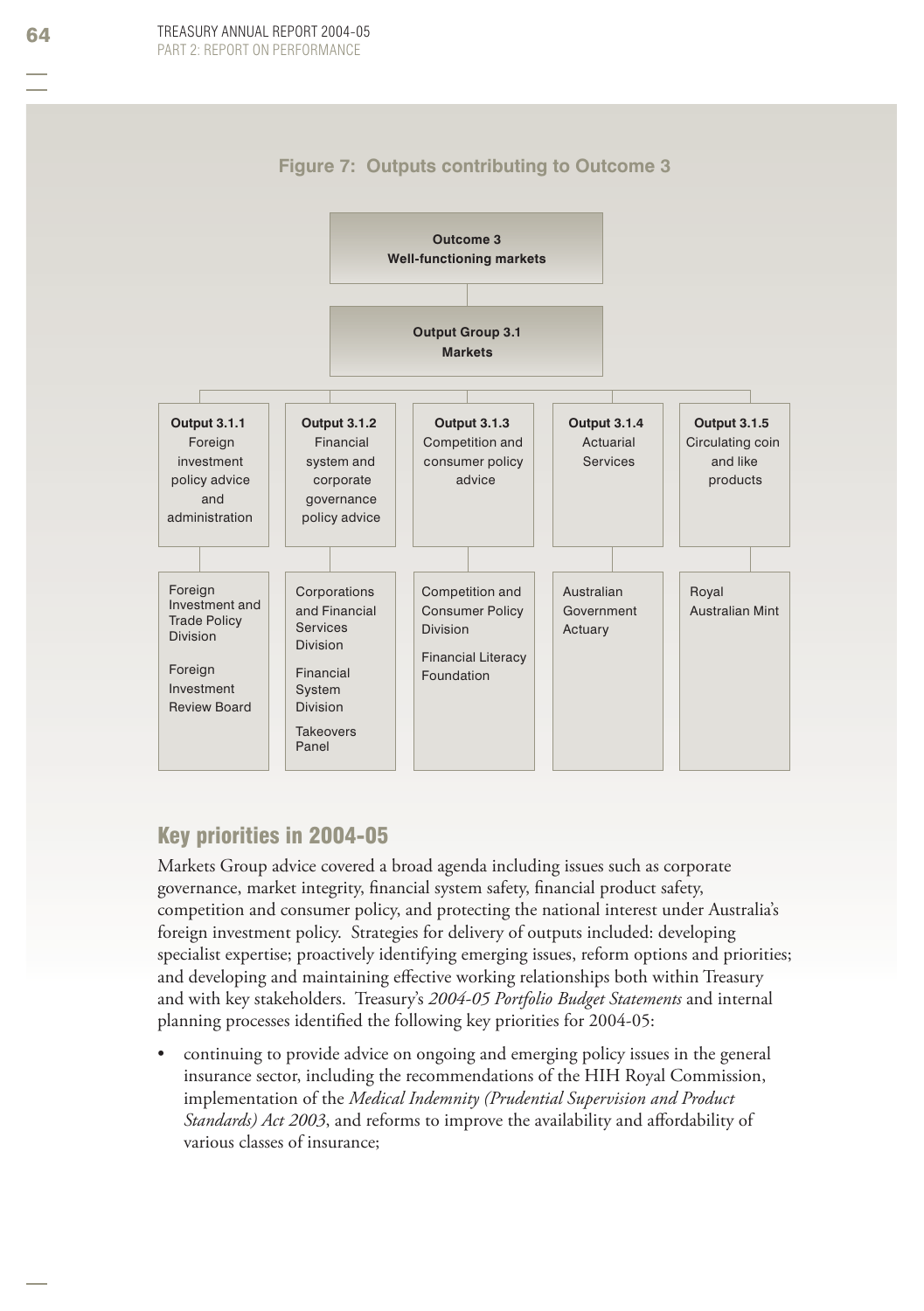**Figure 7: Outputs contributing to Outcome 3**

**Outcome 3**
**Well-functioning markets**

**Output Group 3.1**
**Markets**

| Output 3.1.1 | Output 3.1.2 | Output 3.1.3 | Output 3.1.4 | Output 3.1.5 |
|---|---|---|---|---|
| Foreign investment policy advice and administration | Financial system and corporate governance policy advice | Competition and consumer policy advice | Actuarial Services | Circulating coin and like products |
| Foreign Investment and Trade Policy Division; Foreign Investment Review Board | Corporations and Financial Services Division; Financial System Division; Takeovers Panel | Competition and Consumer Policy Division; Financial Literacy Foundation | Australian Government Actuary | Royal Australian Mint |

## Key priorities in 2004-05

Markets Group advice covered a broad agenda including issues such as corporate governance, market integrity, financial system safety, financial product safety, competition and consumer policy, and protecting the national interest under Australia's foreign investment policy. Strategies for delivery of outputs included: developing specialist expertise; proactively identifying emerging issues, reform options and priorities; and developing and maintaining effective working relationships both within Treasury and with key stakeholders. Treasury's *2004-05 Portfolio Budget Statements* and internal planning processes identified the following key priorities for 2004-05:

- continuing to provide advice on ongoing and emerging policy issues in the general insurance sector, including the recommendations of the HIH Royal Commission, implementation of the *Medical Indemnity (Prudential Supervision and Product Standards) Act 2003*, and reforms to improve the availability and affordability of various classes of insurance;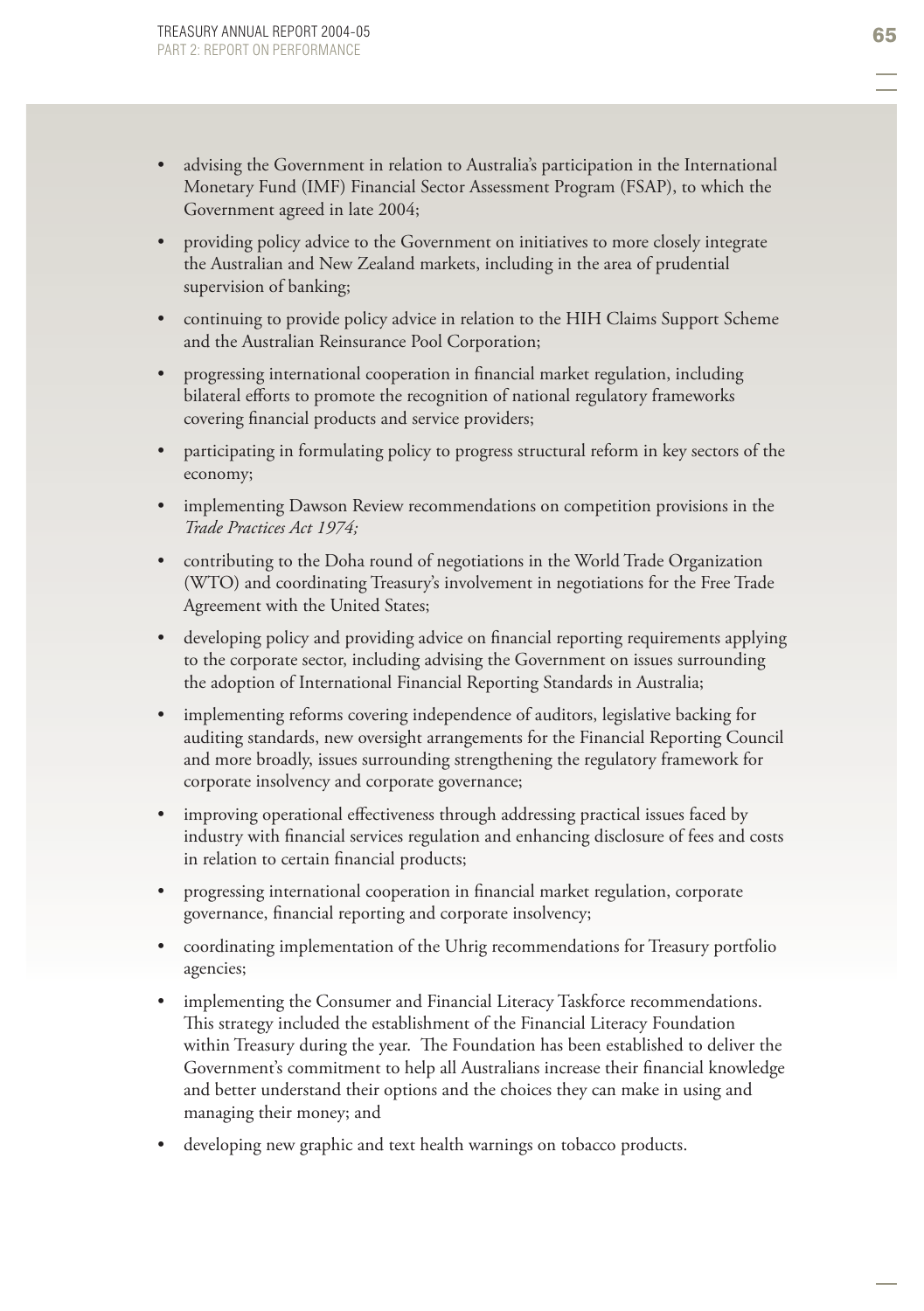- advising the Government in relation to Australia's participation in the International Monetary Fund (IMF) Financial Sector Assessment Program (FSAP), to which the Government agreed in late 2004;
- providing policy advice to the Government on initiatives to more closely integrate the Australian and New Zealand markets, including in the area of prudential supervision of banking;
- continuing to provide policy advice in relation to the HIH Claims Support Scheme and the Australian Reinsurance Pool Corporation;
- progressing international cooperation in financial market regulation, including bilateral efforts to promote the recognition of national regulatory frameworks covering financial products and service providers;
- participating in formulating policy to progress structural reform in key sectors of the economy;
- implementing Dawson Review recommendations on competition provisions in the *Trade Practices Act 1974;*
- contributing to the Doha round of negotiations in the World Trade Organization (WTO) and coordinating Treasury's involvement in negotiations for the Free Trade Agreement with the United States;
- developing policy and providing advice on financial reporting requirements applying to the corporate sector, including advising the Government on issues surrounding the adoption of International Financial Reporting Standards in Australia;
- implementing reforms covering independence of auditors, legislative backing for auditing standards, new oversight arrangements for the Financial Reporting Council and more broadly, issues surrounding strengthening the regulatory framework for corporate insolvency and corporate governance;
- improving operational effectiveness through addressing practical issues faced by industry with financial services regulation and enhancing disclosure of fees and costs in relation to certain financial products;
- progressing international cooperation in financial market regulation, corporate governance, financial reporting and corporate insolvency;
- coordinating implementation of the Uhrig recommendations for Treasury portfolio agencies;
- implementing the Consumer and Financial Literacy Taskforce recommendations. This strategy included the establishment of the Financial Literacy Foundation within Treasury during the year. The Foundation has been established to deliver the Government's commitment to help all Australians increase their financial knowledge and better understand their options and the choices they can make in using and managing their money; and
- developing new graphic and text health warnings on tobacco products.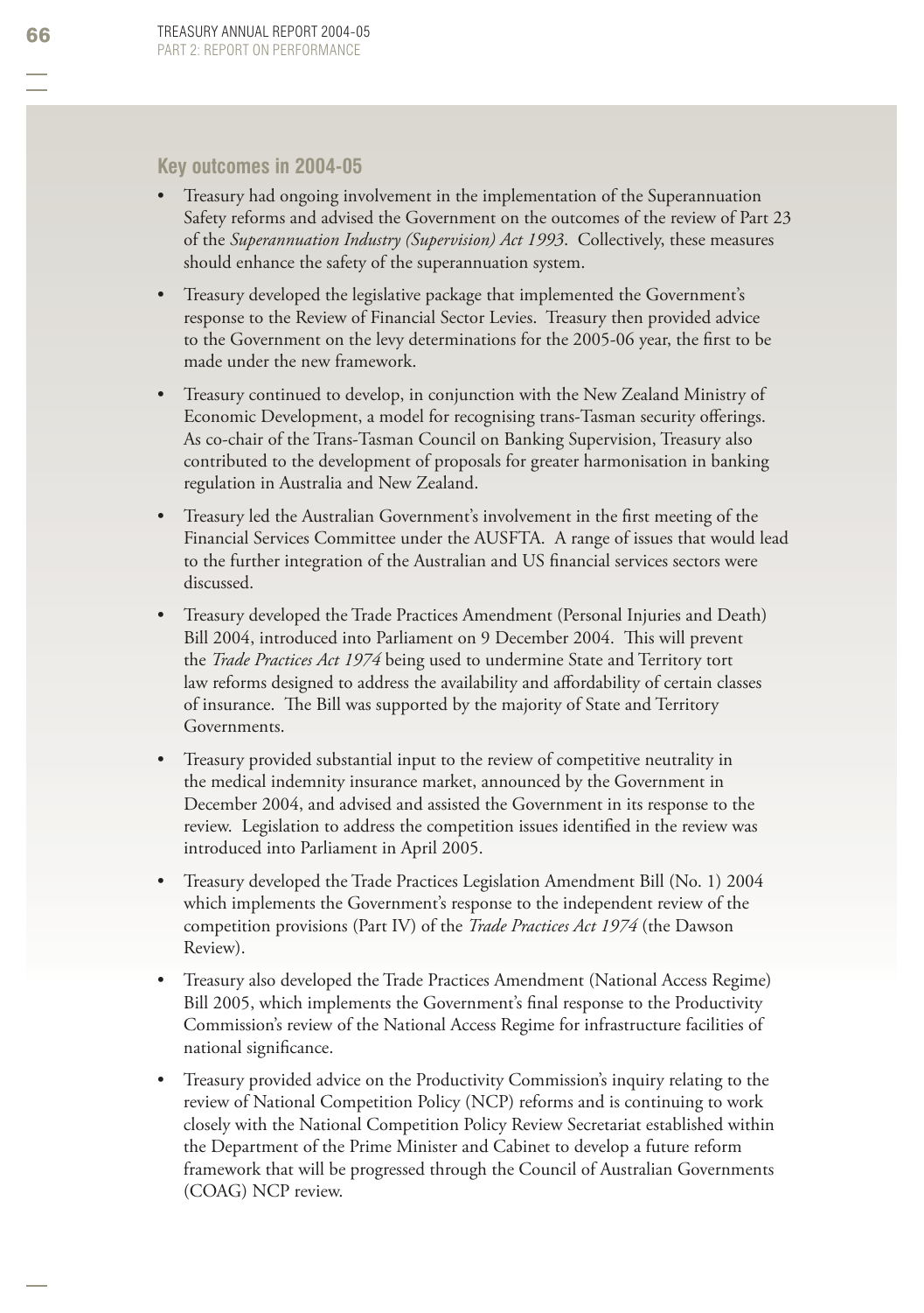## Key outcomes in 2004-05

- Treasury had ongoing involvement in the implementation of the Superannuation Safety reforms and advised the Government on the outcomes of the review of Part 23 of the *Superannuation Industry (Supervision) Act 1993*. Collectively, these measures should enhance the safety of the superannuation system.
- Treasury developed the legislative package that implemented the Government's response to the Review of Financial Sector Levies. Treasury then provided advice to the Government on the levy determinations for the 2005-06 year, the first to be made under the new framework.
- Treasury continued to develop, in conjunction with the New Zealand Ministry of Economic Development, a model for recognising trans-Tasman security offerings. As co-chair of the Trans-Tasman Council on Banking Supervision, Treasury also contributed to the development of proposals for greater harmonisation in banking regulation in Australia and New Zealand.
- Treasury led the Australian Government's involvement in the first meeting of the Financial Services Committee under the AUSFTA. A range of issues that would lead to the further integration of the Australian and US financial services sectors were discussed.
- Treasury developed the Trade Practices Amendment (Personal Injuries and Death) Bill 2004, introduced into Parliament on 9 December 2004. This will prevent the *Trade Practices Act 1974* being used to undermine State and Territory tort law reforms designed to address the availability and affordability of certain classes of insurance. The Bill was supported by the majority of State and Territory Governments.
- Treasury provided substantial input to the review of competitive neutrality in the medical indemnity insurance market, announced by the Government in December 2004, and advised and assisted the Government in its response to the review. Legislation to address the competition issues identified in the review was introduced into Parliament in April 2005.
- Treasury developed the Trade Practices Legislation Amendment Bill (No. 1) 2004 which implements the Government's response to the independent review of the competition provisions (Part IV) of the *Trade Practices Act 1974* (the Dawson Review).
- Treasury also developed the Trade Practices Amendment (National Access Regime) Bill 2005, which implements the Government's final response to the Productivity Commission's review of the National Access Regime for infrastructure facilities of national significance.
- Treasury provided advice on the Productivity Commission's inquiry relating to the review of National Competition Policy (NCP) reforms and is continuing to work closely with the National Competition Policy Review Secretariat established within the Department of the Prime Minister and Cabinet to develop a future reform framework that will be progressed through the Council of Australian Governments (COAG) NCP review.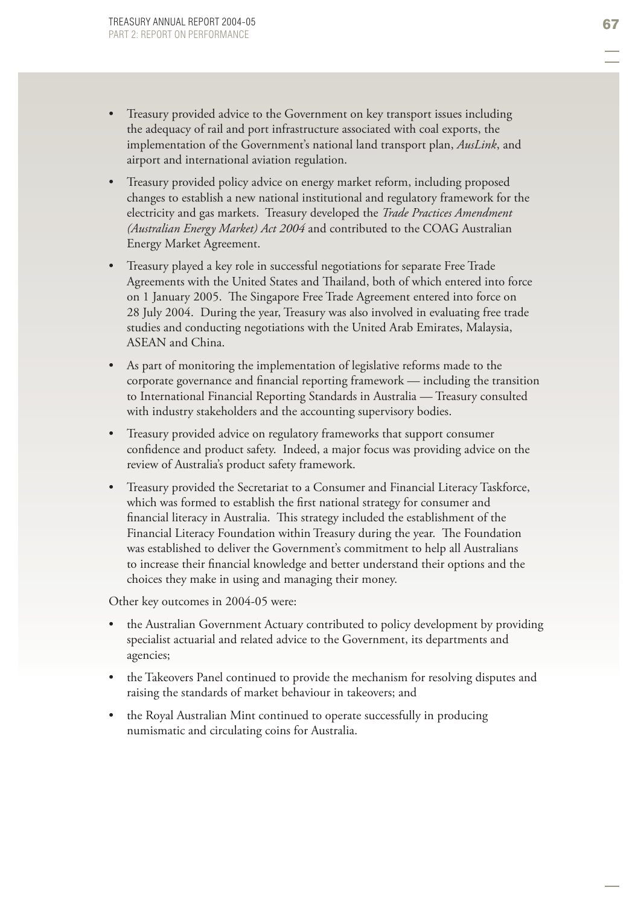- Treasury provided advice to the Government on key transport issues including the adequacy of rail and port infrastructure associated with coal exports, the implementation of the Government's national land transport plan, *AusLink*, and airport and international aviation regulation.
- Treasury provided policy advice on energy market reform, including proposed changes to establish a new national institutional and regulatory framework for the electricity and gas markets. Treasury developed the *Trade Practices Amendment (Australian Energy Market) Act 2004* and contributed to the COAG Australian Energy Market Agreement.
- Treasury played a key role in successful negotiations for separate Free Trade Agreements with the United States and Thailand, both of which entered into force on 1 January 2005. The Singapore Free Trade Agreement entered into force on 28 July 2004. During the year, Treasury was also involved in evaluating free trade studies and conducting negotiations with the United Arab Emirates, Malaysia, ASEAN and China.
- As part of monitoring the implementation of legislative reforms made to the corporate governance and financial reporting framework — including the transition to International Financial Reporting Standards in Australia — Treasury consulted with industry stakeholders and the accounting supervisory bodies.
- Treasury provided advice on regulatory frameworks that support consumer confidence and product safety. Indeed, a major focus was providing advice on the review of Australia's product safety framework.
- Treasury provided the Secretariat to a Consumer and Financial Literacy Taskforce, which was formed to establish the first national strategy for consumer and financial literacy in Australia. This strategy included the establishment of the Financial Literacy Foundation within Treasury during the year. The Foundation was established to deliver the Government's commitment to help all Australians to increase their financial knowledge and better understand their options and the choices they make in using and managing their money.

Other key outcomes in 2004-05 were:

- the Australian Government Actuary contributed to policy development by providing specialist actuarial and related advice to the Government, its departments and agencies;
- the Takeovers Panel continued to provide the mechanism for resolving disputes and raising the standards of market behaviour in takeovers; and
- the Royal Australian Mint continued to operate successfully in producing numismatic and circulating coins for Australia.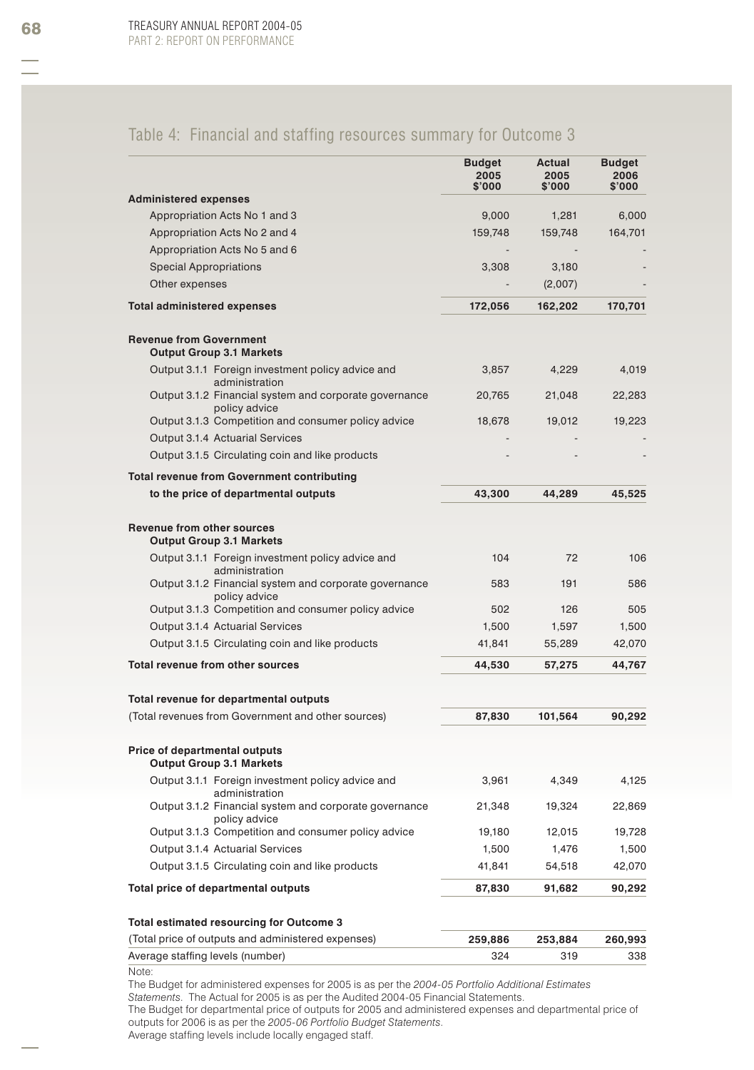## Table 4: Financial and staffing resources summary for Outcome 3

| | Budget 2005 $'000 | Actual 2005 $'000 | Budget 2006 $'000 |
|---|---|---|---|
| **Administered expenses** | | | |
| Appropriation Acts No 1 and 3 | 9,000 | 1,281 | 6,000 |
| Appropriation Acts No 2 and 4 | 159,748 | 159,748 | 164,701 |
| Appropriation Acts No 5 and 6 | - | - | - |
| Special Appropriations | 3,308 | 3,180 | - |
| Other expenses | - | (2,007) | - |
| **Total administered expenses** | **172,056** | **162,202** | **170,701** |
| **Revenue from Government** | | | |
| **Output Group 3.1 Markets** | | | |
| Output 3.1.1 Foreign investment policy advice and administration | 3,857 | 4,229 | 4,019 |
| Output 3.1.2 Financial system and corporate governance policy advice | 20,765 | 21,048 | 22,283 |
| Output 3.1.3 Competition and consumer policy advice | 18,678 | 19,012 | 19,223 |
| Output 3.1.4 Actuarial Services | - | - | - |
| Output 3.1.5 Circulating coin and like products | - | - | - |
| **Total revenue from Government contributing to the price of departmental outputs** | **43,300** | **44,289** | **45,525** |
| **Revenue from other sources** | | | |
| **Output Group 3.1 Markets** | | | |
| Output 3.1.1 Foreign investment policy advice and administration | 104 | 72 | 106 |
| Output 3.1.2 Financial system and corporate governance policy advice | 583 | 191 | 586 |
| Output 3.1.3 Competition and consumer policy advice | 502 | 126 | 505 |
| Output 3.1.4 Actuarial Services | 1,500 | 1,597 | 1,500 |
| Output 3.1.5 Circulating coin and like products | 41,841 | 55,289 | 42,070 |
| **Total revenue from other sources** | **44,530** | **57,275** | **44,767** |
| **Total revenue for departmental outputs** | | | |
| (Total revenues from Government and other sources) | **87,830** | **101,564** | **90,292** |
| **Price of departmental outputs** | | | |
| **Output Group 3.1 Markets** | | | |
| Output 3.1.1 Foreign investment policy advice and administration | 3,961 | 4,349 | 4,125 |
| Output 3.1.2 Financial system and corporate governance policy advice | 21,348 | 19,324 | 22,869 |
| Output 3.1.3 Competition and consumer policy advice | 19,180 | 12,015 | 19,728 |
| Output 3.1.4 Actuarial Services | 1,500 | 1,476 | 1,500 |
| Output 3.1.5 Circulating coin and like products | 41,841 | 54,518 | 42,070 |
| **Total price of departmental outputs** | **87,830** | **91,682** | **90,292** |
| **Total estimated resourcing for Outcome 3** | | | |
| (Total price of outputs and administered expenses) | **259,886** | **253,884** | **260,993** |
| Average staffing levels (number) | 324 | 319 | 338 |

Note:

The Budget for administered expenses for 2005 is as per the *2004-05 Portfolio Additional Estimates Statements*. The Actual for 2005 is as per the Audited 2004-05 Financial Statements.

The Budget for departmental price of outputs for 2005 and administered expenses and departmental price of outputs for 2006 is as per the *2005-06 Portfolio Budget Statements*.

Average staffing levels include locally engaged staff.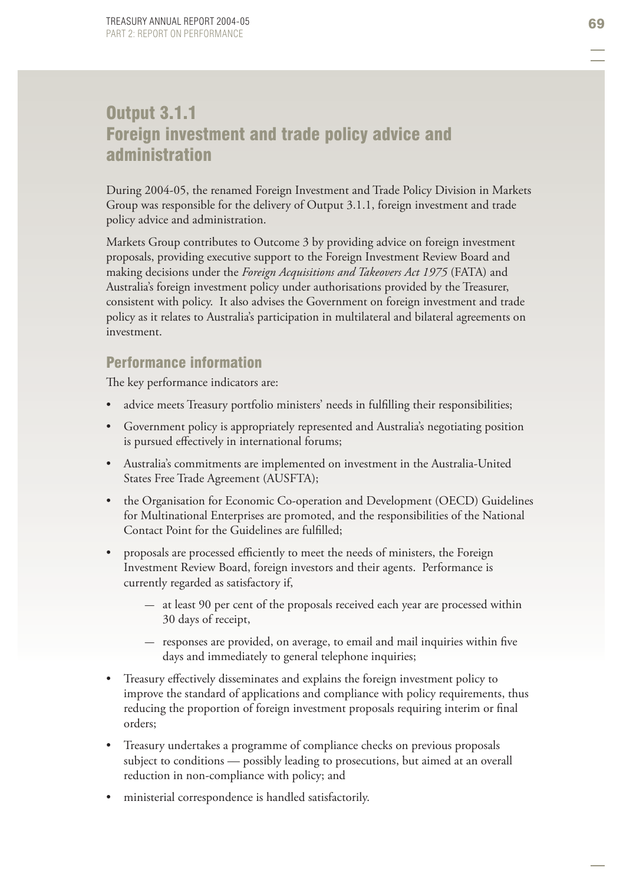# Output 3.1.1
# Foreign investment and trade policy advice and administration

During 2004-05, the renamed Foreign Investment and Trade Policy Division in Markets Group was responsible for the delivery of Output 3.1.1, foreign investment and trade policy advice and administration.

Markets Group contributes to Outcome 3 by providing advice on foreign investment proposals, providing executive support to the Foreign Investment Review Board and making decisions under the *Foreign Acquisitions and Takeovers Act 1975* (FATA) and Australia's foreign investment policy under authorisations provided by the Treasurer, consistent with policy. It also advises the Government on foreign investment and trade policy as it relates to Australia's participation in multilateral and bilateral agreements on investment.

## Performance information

The key performance indicators are:

- advice meets Treasury portfolio ministers' needs in fulfilling their responsibilities;
- Government policy is appropriately represented and Australia's negotiating position is pursued effectively in international forums;
- Australia's commitments are implemented on investment in the Australia-United States Free Trade Agreement (AUSFTA);
- the Organisation for Economic Co-operation and Development (OECD) Guidelines for Multinational Enterprises are promoted, and the responsibilities of the National Contact Point for the Guidelines are fulfilled;
- proposals are processed efficiently to meet the needs of ministers, the Foreign Investment Review Board, foreign investors and their agents. Performance is currently regarded as satisfactory if,
  - at least 90 per cent of the proposals received each year are processed within 30 days of receipt,
  - responses are provided, on average, to email and mail inquiries within five days and immediately to general telephone inquiries;
- Treasury effectively disseminates and explains the foreign investment policy to improve the standard of applications and compliance with policy requirements, thus reducing the proportion of foreign investment proposals requiring interim or final orders;
- Treasury undertakes a programme of compliance checks on previous proposals subject to conditions — possibly leading to prosecutions, but aimed at an overall reduction in non-compliance with policy; and
- ministerial correspondence is handled satisfactorily.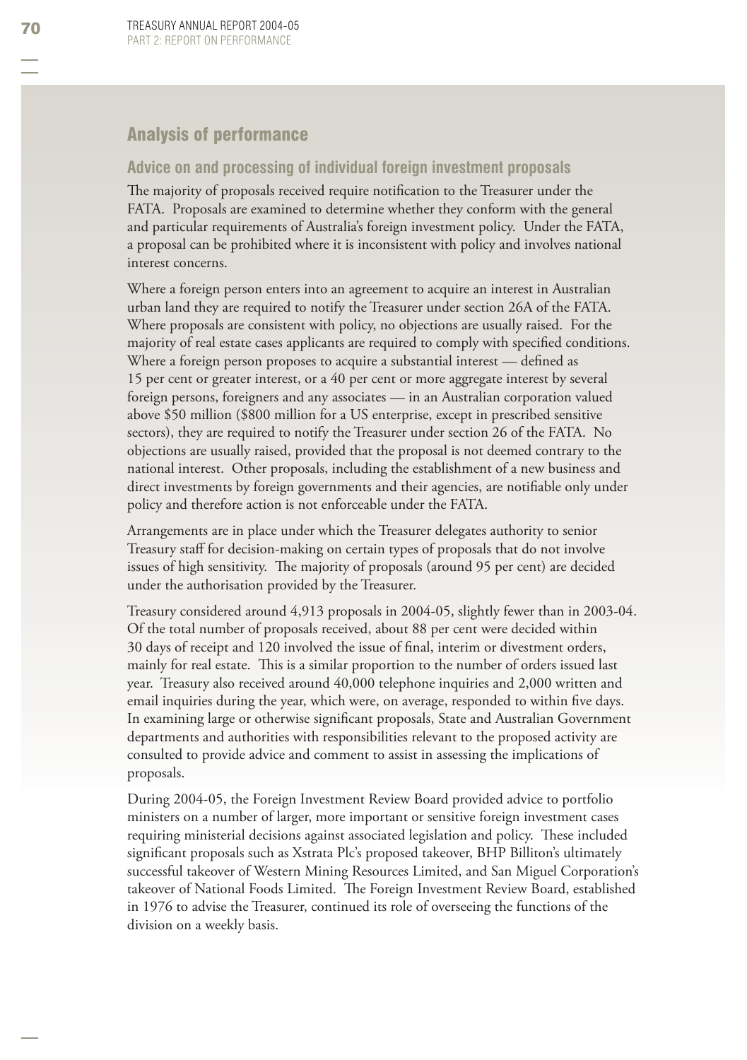## Analysis of performance

### Advice on and processing of individual foreign investment proposals

The majority of proposals received require notification to the Treasurer under the FATA. Proposals are examined to determine whether they conform with the general and particular requirements of Australia's foreign investment policy. Under the FATA, a proposal can be prohibited where it is inconsistent with policy and involves national interest concerns.

Where a foreign person enters into an agreement to acquire an interest in Australian urban land they are required to notify the Treasurer under section 26A of the FATA. Where proposals are consistent with policy, no objections are usually raised. For the majority of real estate cases applicants are required to comply with specified conditions. Where a foreign person proposes to acquire a substantial interest — defined as 15 per cent or greater interest, or a 40 per cent or more aggregate interest by several foreign persons, foreigners and any associates — in an Australian corporation valued above $50 million ($800 million for a US enterprise, except in prescribed sensitive sectors), they are required to notify the Treasurer under section 26 of the FATA. No objections are usually raised, provided that the proposal is not deemed contrary to the national interest. Other proposals, including the establishment of a new business and direct investments by foreign governments and their agencies, are notifiable only under policy and therefore action is not enforceable under the FATA.

Arrangements are in place under which the Treasurer delegates authority to senior Treasury staff for decision-making on certain types of proposals that do not involve issues of high sensitivity. The majority of proposals (around 95 per cent) are decided under the authorisation provided by the Treasurer.

Treasury considered around 4,913 proposals in 2004-05, slightly fewer than in 2003-04. Of the total number of proposals received, about 88 per cent were decided within 30 days of receipt and 120 involved the issue of final, interim or divestment orders, mainly for real estate. This is a similar proportion to the number of orders issued last year. Treasury also received around 40,000 telephone inquiries and 2,000 written and email inquiries during the year, which were, on average, responded to within five days. In examining large or otherwise significant proposals, State and Australian Government departments and authorities with responsibilities relevant to the proposed activity are consulted to provide advice and comment to assist in assessing the implications of proposals.

During 2004-05, the Foreign Investment Review Board provided advice to portfolio ministers on a number of larger, more important or sensitive foreign investment cases requiring ministerial decisions against associated legislation and policy. These included significant proposals such as Xstrata Plc's proposed takeover, BHP Billiton's ultimately successful takeover of Western Mining Resources Limited, and San Miguel Corporation's takeover of National Foods Limited. The Foreign Investment Review Board, established in 1976 to advise the Treasurer, continued its role of overseeing the functions of the division on a weekly basis.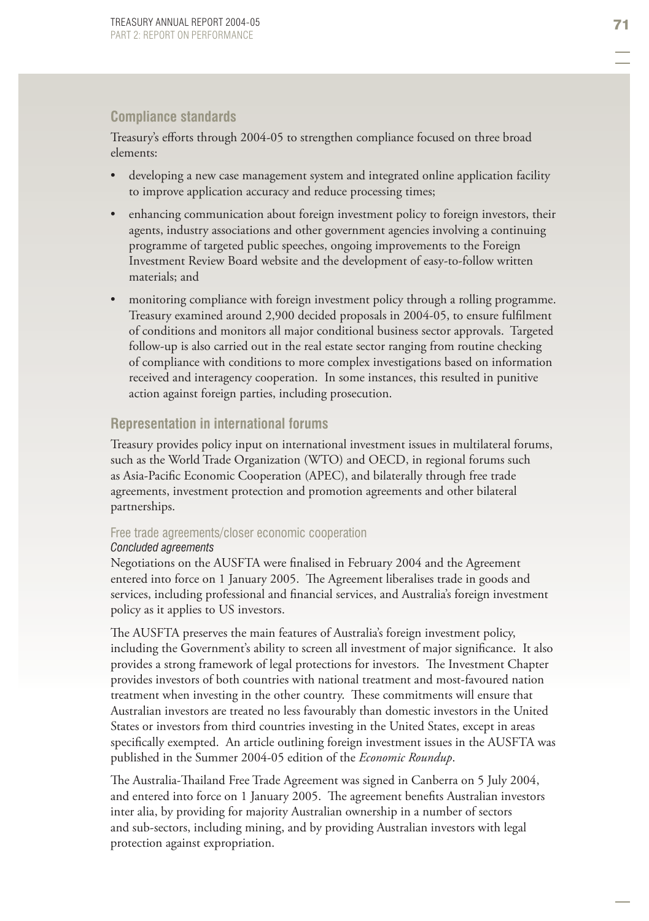## Compliance standards

Treasury's efforts through 2004-05 to strengthen compliance focused on three broad elements:

- developing a new case management system and integrated online application facility to improve application accuracy and reduce processing times;
- enhancing communication about foreign investment policy to foreign investors, their agents, industry associations and other government agencies involving a continuing programme of targeted public speeches, ongoing improvements to the Foreign Investment Review Board website and the development of easy-to-follow written materials; and
- monitoring compliance with foreign investment policy through a rolling programme. Treasury examined around 2,900 decided proposals in 2004-05, to ensure fulfilment of conditions and monitors all major conditional business sector approvals. Targeted follow-up is also carried out in the real estate sector ranging from routine checking of compliance with conditions to more complex investigations based on information received and interagency cooperation. In some instances, this resulted in punitive action against foreign parties, including prosecution.

## Representation in international forums

Treasury provides policy input on international investment issues in multilateral forums, such as the World Trade Organization (WTO) and OECD, in regional forums such as Asia-Pacific Economic Cooperation (APEC), and bilaterally through free trade agreements, investment protection and promotion agreements and other bilateral partnerships.

### Free trade agreements/closer economic cooperation

#### *Concluded agreements*

Negotiations on the AUSFTA were finalised in February 2004 and the Agreement entered into force on 1 January 2005. The Agreement liberalises trade in goods and services, including professional and financial services, and Australia's foreign investment policy as it applies to US investors.

The AUSFTA preserves the main features of Australia's foreign investment policy, including the Government's ability to screen all investment of major significance. It also provides a strong framework of legal protections for investors. The Investment Chapter provides investors of both countries with national treatment and most-favoured nation treatment when investing in the other country. These commitments will ensure that Australian investors are treated no less favourably than domestic investors in the United States or investors from third countries investing in the United States, except in areas specifically exempted. An article outlining foreign investment issues in the AUSFTA was published in the Summer 2004-05 edition of the *Economic Roundup*.

The Australia-Thailand Free Trade Agreement was signed in Canberra on 5 July 2004, and entered into force on 1 January 2005. The agreement benefits Australian investors inter alia, by providing for majority Australian ownership in a number of sectors and sub-sectors, including mining, and by providing Australian investors with legal protection against expropriation.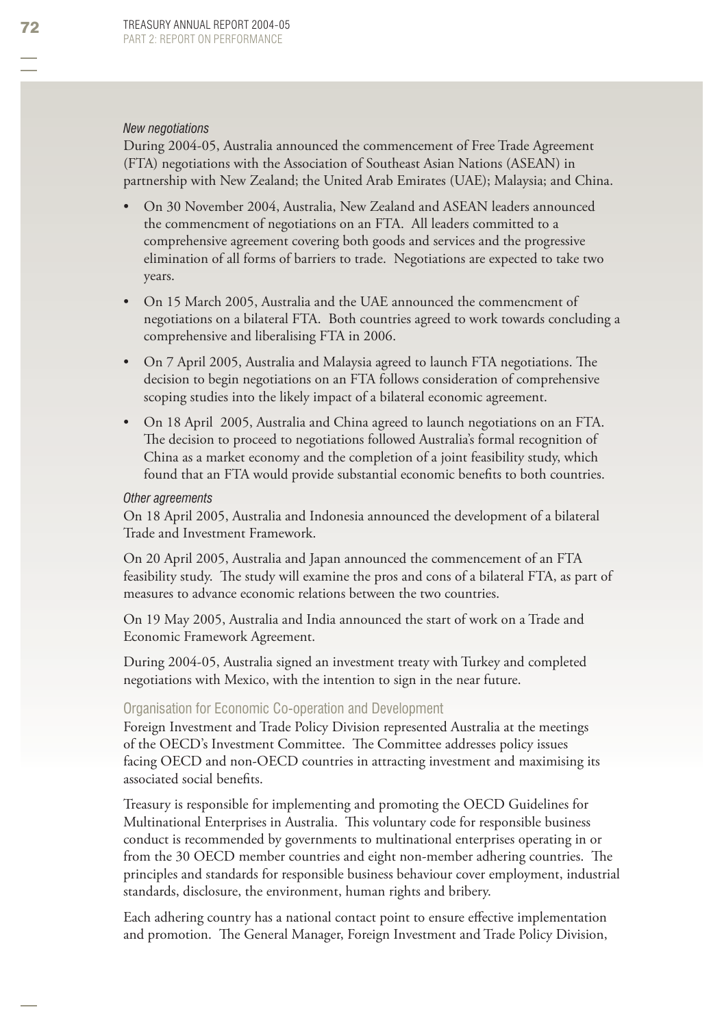*New negotiations*

During 2004-05, Australia announced the commencement of Free Trade Agreement (FTA) negotiations with the Association of Southeast Asian Nations (ASEAN) in partnership with New Zealand; the United Arab Emirates (UAE); Malaysia; and China.

- On 30 November 2004, Australia, New Zealand and ASEAN leaders announced the commencment of negotiations on an FTA. All leaders committed to a comprehensive agreement covering both goods and services and the progressive elimination of all forms of barriers to trade. Negotiations are expected to take two years.
- On 15 March 2005, Australia and the UAE announced the commencment of negotiations on a bilateral FTA. Both countries agreed to work towards concluding a comprehensive and liberalising FTA in 2006.
- On 7 April 2005, Australia and Malaysia agreed to launch FTA negotiations. The decision to begin negotiations on an FTA follows consideration of comprehensive scoping studies into the likely impact of a bilateral economic agreement.
- On 18 April 2005, Australia and China agreed to launch negotiations on an FTA. The decision to proceed to negotiations followed Australia's formal recognition of China as a market economy and the completion of a joint feasibility study, which found that an FTA would provide substantial economic benefits to both countries.

*Other agreements*

On 18 April 2005, Australia and Indonesia announced the development of a bilateral Trade and Investment Framework.

On 20 April 2005, Australia and Japan announced the commencement of an FTA feasibility study. The study will examine the pros and cons of a bilateral FTA, as part of measures to advance economic relations between the two countries.

On 19 May 2005, Australia and India announced the start of work on a Trade and Economic Framework Agreement.

During 2004-05, Australia signed an investment treaty with Turkey and completed negotiations with Mexico, with the intention to sign in the near future.

### Organisation for Economic Co-operation and Development

Foreign Investment and Trade Policy Division represented Australia at the meetings of the OECD's Investment Committee. The Committee addresses policy issues facing OECD and non-OECD countries in attracting investment and maximising its associated social benefits.

Treasury is responsible for implementing and promoting the OECD Guidelines for Multinational Enterprises in Australia. This voluntary code for responsible business conduct is recommended by governments to multinational enterprises operating in or from the 30 OECD member countries and eight non-member adhering countries. The principles and standards for responsible business behaviour cover employment, industrial standards, disclosure, the environment, human rights and bribery.

Each adhering country has a national contact point to ensure effective implementation and promotion. The General Manager, Foreign Investment and Trade Policy Division,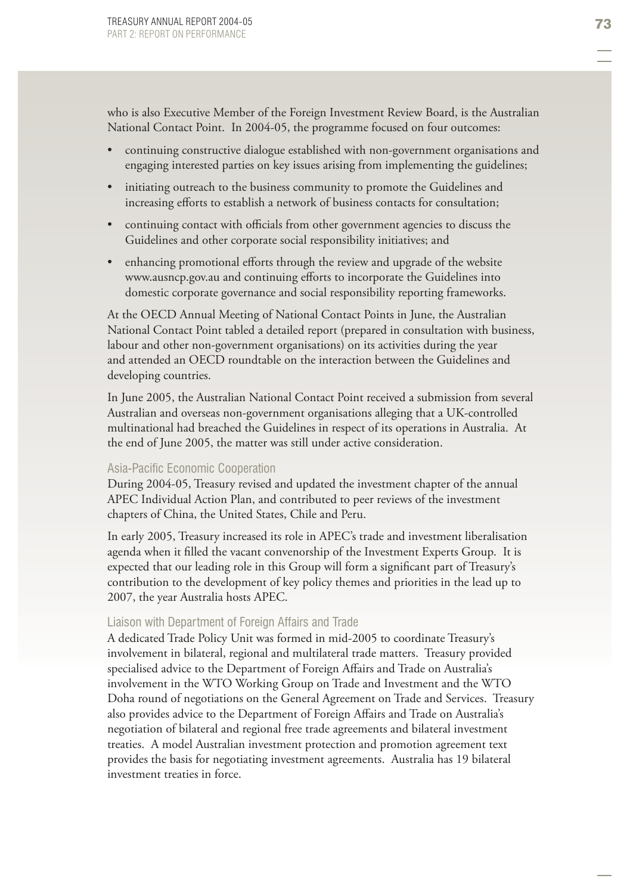who is also Executive Member of the Foreign Investment Review Board, is the Australian National Contact Point. In 2004-05, the programme focused on four outcomes:

- continuing constructive dialogue established with non-government organisations and engaging interested parties on key issues arising from implementing the guidelines;
- initiating outreach to the business community to promote the Guidelines and increasing efforts to establish a network of business contacts for consultation;
- continuing contact with officials from other government agencies to discuss the Guidelines and other corporate social responsibility initiatives; and
- enhancing promotional efforts through the review and upgrade of the website www.ausncp.gov.au and continuing efforts to incorporate the Guidelines into domestic corporate governance and social responsibility reporting frameworks.

At the OECD Annual Meeting of National Contact Points in June, the Australian National Contact Point tabled a detailed report (prepared in consultation with business, labour and other non-government organisations) on its activities during the year and attended an OECD roundtable on the interaction between the Guidelines and developing countries.

In June 2005, the Australian National Contact Point received a submission from several Australian and overseas non-government organisations alleging that a UK-controlled multinational had breached the Guidelines in respect of its operations in Australia. At the end of June 2005, the matter was still under active consideration.

### Asia-Pacific Economic Cooperation

During 2004-05, Treasury revised and updated the investment chapter of the annual APEC Individual Action Plan, and contributed to peer reviews of the investment chapters of China, the United States, Chile and Peru.

In early 2005, Treasury increased its role in APEC's trade and investment liberalisation agenda when it filled the vacant convenorship of the Investment Experts Group. It is expected that our leading role in this Group will form a significant part of Treasury's contribution to the development of key policy themes and priorities in the lead up to 2007, the year Australia hosts APEC.

### Liaison with Department of Foreign Affairs and Trade

A dedicated Trade Policy Unit was formed in mid-2005 to coordinate Treasury's involvement in bilateral, regional and multilateral trade matters. Treasury provided specialised advice to the Department of Foreign Affairs and Trade on Australia's involvement in the WTO Working Group on Trade and Investment and the WTO Doha round of negotiations on the General Agreement on Trade and Services. Treasury also provides advice to the Department of Foreign Affairs and Trade on Australia's negotiation of bilateral and regional free trade agreements and bilateral investment treaties. A model Australian investment protection and promotion agreement text provides the basis for negotiating investment agreements. Australia has 19 bilateral investment treaties in force.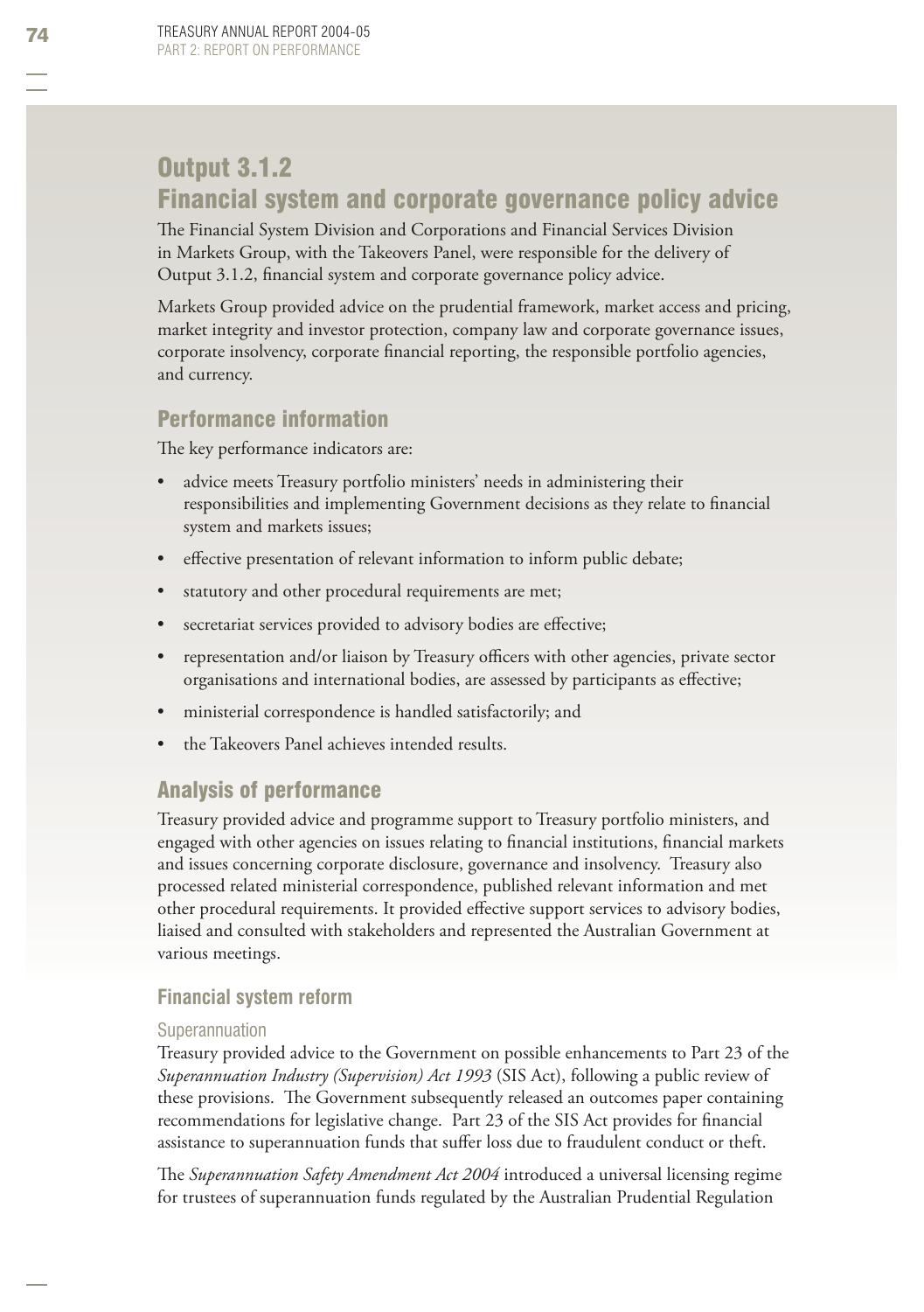## Output 3.1.2
## Financial system and corporate governance policy advice

The Financial System Division and Corporations and Financial Services Division in Markets Group, with the Takeovers Panel, were responsible for the delivery of Output 3.1.2, financial system and corporate governance policy advice.

Markets Group provided advice on the prudential framework, market access and pricing, market integrity and investor protection, company law and corporate governance issues, corporate insolvency, corporate financial reporting, the responsible portfolio agencies, and currency.

### Performance information

The key performance indicators are:

- advice meets Treasury portfolio ministers' needs in administering their responsibilities and implementing Government decisions as they relate to financial system and markets issues;
- effective presentation of relevant information to inform public debate;
- statutory and other procedural requirements are met;
- secretariat services provided to advisory bodies are effective;
- representation and/or liaison by Treasury officers with other agencies, private sector organisations and international bodies, are assessed by participants as effective;
- ministerial correspondence is handled satisfactorily; and
- the Takeovers Panel achieves intended results.

### Analysis of performance

Treasury provided advice and programme support to Treasury portfolio ministers, and engaged with other agencies on issues relating to financial institutions, financial markets and issues concerning corporate disclosure, governance and insolvency. Treasury also processed related ministerial correspondence, published relevant information and met other procedural requirements. It provided effective support services to advisory bodies, liaised and consulted with stakeholders and represented the Australian Government at various meetings.

#### Financial system reform

##### Superannuation

Treasury provided advice to the Government on possible enhancements to Part 23 of the *Superannuation Industry (Supervision) Act 1993* (SIS Act), following a public review of these provisions. The Government subsequently released an outcomes paper containing recommendations for legislative change. Part 23 of the SIS Act provides for financial assistance to superannuation funds that suffer loss due to fraudulent conduct or theft.

The *Superannuation Safety Amendment Act 2004* introduced a universal licensing regime for trustees of superannuation funds regulated by the Australian Prudential Regulation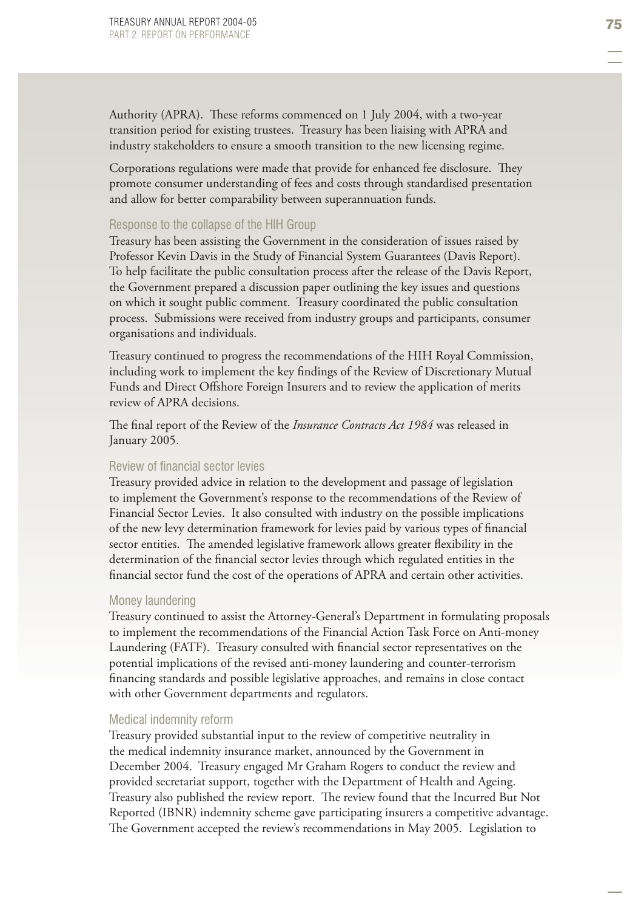Authority (APRA). These reforms commenced on 1 July 2004, with a two-year transition period for existing trustees. Treasury has been liaising with APRA and industry stakeholders to ensure a smooth transition to the new licensing regime.

Corporations regulations were made that provide for enhanced fee disclosure. They promote consumer understanding of fees and costs through standardised presentation and allow for better comparability between superannuation funds.

### Response to the collapse of the HIH Group

Treasury has been assisting the Government in the consideration of issues raised by Professor Kevin Davis in the Study of Financial System Guarantees (Davis Report). To help facilitate the public consultation process after the release of the Davis Report, the Government prepared a discussion paper outlining the key issues and questions on which it sought public comment. Treasury coordinated the public consultation process. Submissions were received from industry groups and participants, consumer organisations and individuals.

Treasury continued to progress the recommendations of the HIH Royal Commission, including work to implement the key findings of the Review of Discretionary Mutual Funds and Direct Offshore Foreign Insurers and to review the application of merits review of APRA decisions.

The final report of the Review of the *Insurance Contracts Act 1984* was released in January 2005.

### Review of financial sector levies

Treasury provided advice in relation to the development and passage of legislation to implement the Government's response to the recommendations of the Review of Financial Sector Levies. It also consulted with industry on the possible implications of the new levy determination framework for levies paid by various types of financial sector entities. The amended legislative framework allows greater flexibility in the determination of the financial sector levies through which regulated entities in the financial sector fund the cost of the operations of APRA and certain other activities.

### Money laundering

Treasury continued to assist the Attorney-General's Department in formulating proposals to implement the recommendations of the Financial Action Task Force on Anti-money Laundering (FATF). Treasury consulted with financial sector representatives on the potential implications of the revised anti-money laundering and counter-terrorism financing standards and possible legislative approaches, and remains in close contact with other Government departments and regulators.

### Medical indemnity reform

Treasury provided substantial input to the review of competitive neutrality in the medical indemnity insurance market, announced by the Government in December 2004. Treasury engaged Mr Graham Rogers to conduct the review and provided secretariat support, together with the Department of Health and Ageing. Treasury also published the review report. The review found that the Incurred But Not Reported (IBNR) indemnity scheme gave participating insurers a competitive advantage. The Government accepted the review's recommendations in May 2005. Legislation to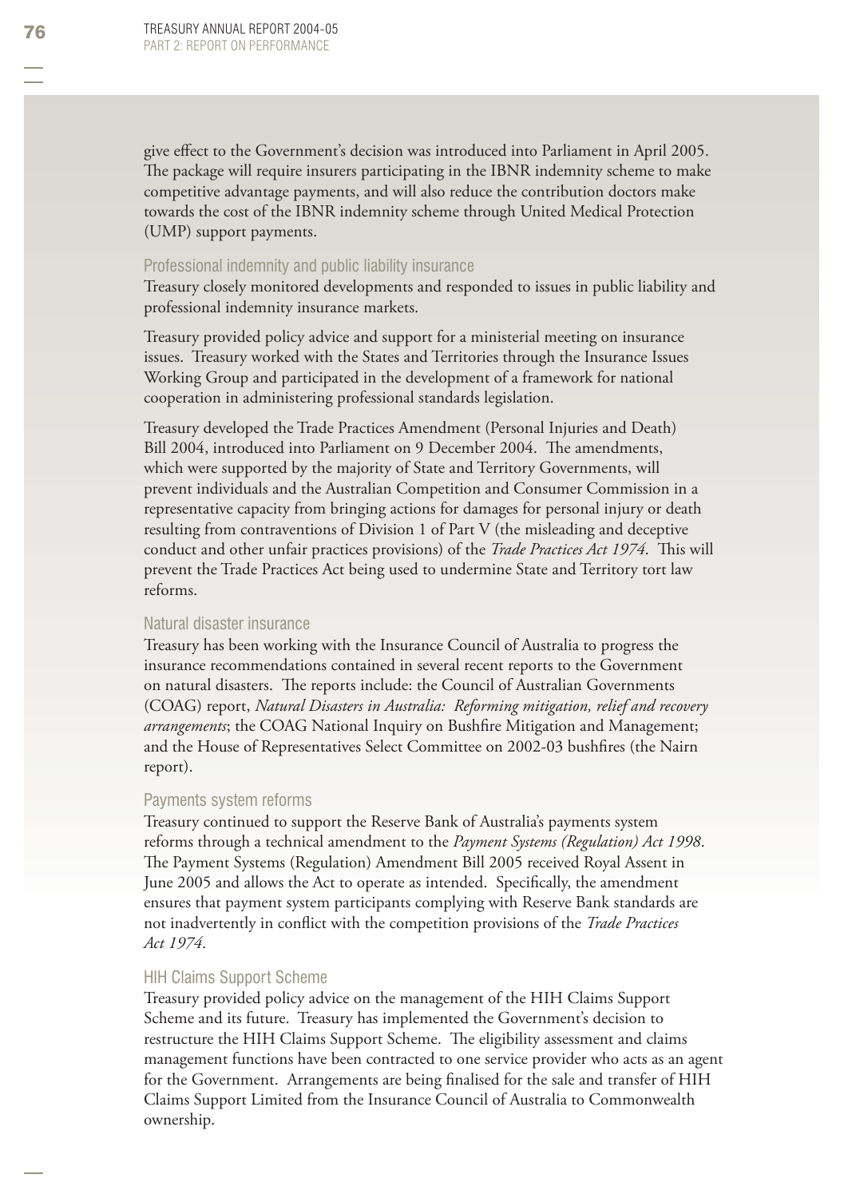give effect to the Government's decision was introduced into Parliament in April 2005. The package will require insurers participating in the IBNR indemnity scheme to make competitive advantage payments, and will also reduce the contribution doctors make towards the cost of the IBNR indemnity scheme through United Medical Protection (UMP) support payments.

### Professional indemnity and public liability insurance

Treasury closely monitored developments and responded to issues in public liability and professional indemnity insurance markets.

Treasury provided policy advice and support for a ministerial meeting on insurance issues. Treasury worked with the States and Territories through the Insurance Issues Working Group and participated in the development of a framework for national cooperation in administering professional standards legislation.

Treasury developed the Trade Practices Amendment (Personal Injuries and Death) Bill 2004, introduced into Parliament on 9 December 2004. The amendments, which were supported by the majority of State and Territory Governments, will prevent individuals and the Australian Competition and Consumer Commission in a representative capacity from bringing actions for damages for personal injury or death resulting from contraventions of Division 1 of Part V (the misleading and deceptive conduct and other unfair practices provisions) of the *Trade Practices Act 1974*. This will prevent the Trade Practices Act being used to undermine State and Territory tort law reforms.

### Natural disaster insurance

Treasury has been working with the Insurance Council of Australia to progress the insurance recommendations contained in several recent reports to the Government on natural disasters. The reports include: the Council of Australian Governments (COAG) report, *Natural Disasters in Australia: Reforming mitigation, relief and recovery arrangements*; the COAG National Inquiry on Bushfire Mitigation and Management; and the House of Representatives Select Committee on 2002-03 bushfires (the Nairn report).

### Payments system reforms

Treasury continued to support the Reserve Bank of Australia's payments system reforms through a technical amendment to the *Payment Systems (Regulation) Act 1998*. The Payment Systems (Regulation) Amendment Bill 2005 received Royal Assent in June 2005 and allows the Act to operate as intended. Specifically, the amendment ensures that payment system participants complying with Reserve Bank standards are not inadvertently in conflict with the competition provisions of the *Trade Practices Act 1974*.

### HIH Claims Support Scheme

Treasury provided policy advice on the management of the HIH Claims Support Scheme and its future. Treasury has implemented the Government's decision to restructure the HIH Claims Support Scheme. The eligibility assessment and claims management functions have been contracted to one service provider who acts as an agent for the Government. Arrangements are being finalised for the sale and transfer of HIH Claims Support Limited from the Insurance Council of Australia to Commonwealth ownership.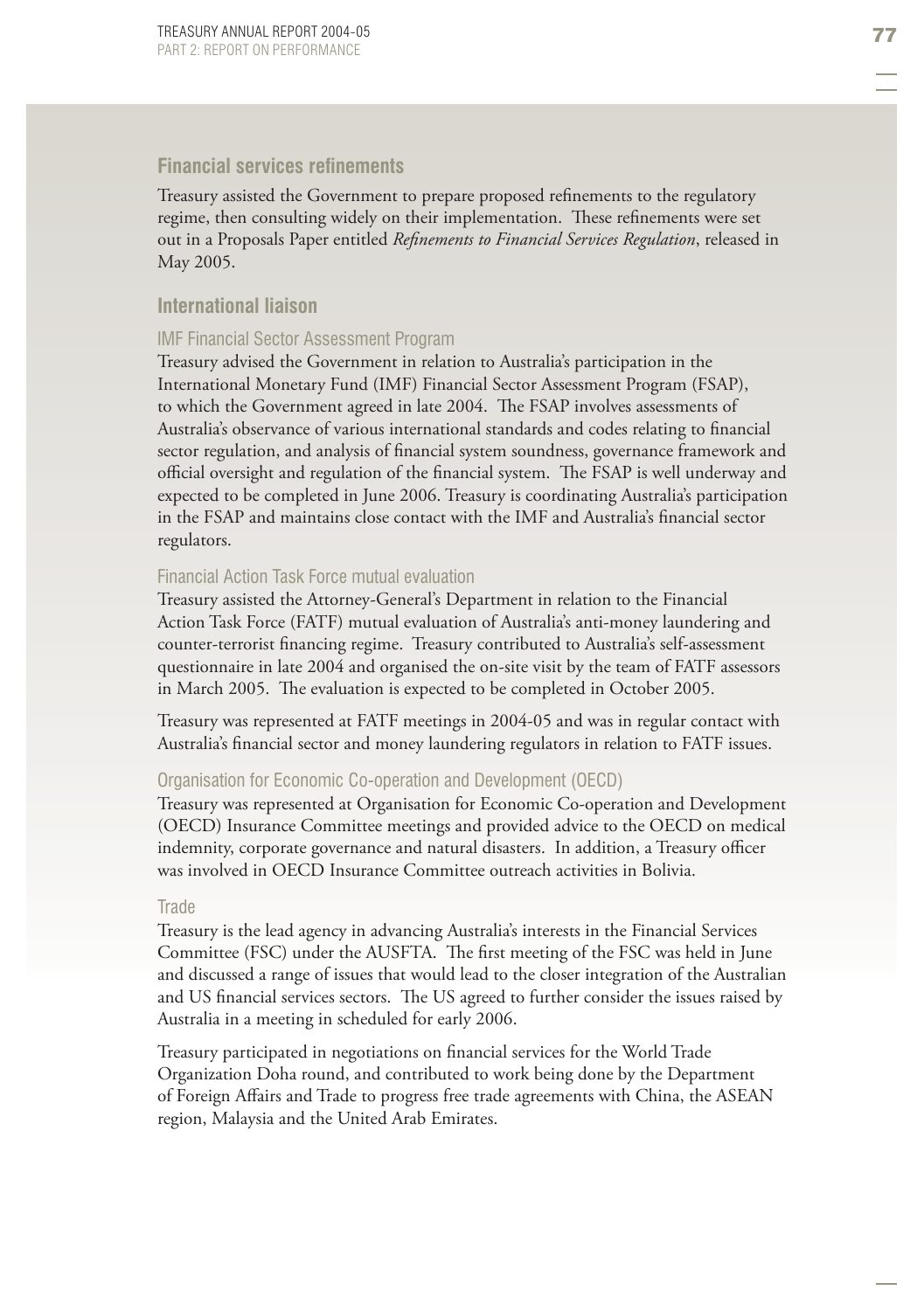## Financial services refinements

Treasury assisted the Government to prepare proposed refinements to the regulatory regime, then consulting widely on their implementation. These refinements were set out in a Proposals Paper entitled *Refinements to Financial Services Regulation*, released in May 2005.

## International liaison

### IMF Financial Sector Assessment Program

Treasury advised the Government in relation to Australia's participation in the International Monetary Fund (IMF) Financial Sector Assessment Program (FSAP), to which the Government agreed in late 2004. The FSAP involves assessments of Australia's observance of various international standards and codes relating to financial sector regulation, and analysis of financial system soundness, governance framework and official oversight and regulation of the financial system. The FSAP is well underway and expected to be completed in June 2006. Treasury is coordinating Australia's participation in the FSAP and maintains close contact with the IMF and Australia's financial sector regulators.

### Financial Action Task Force mutual evaluation

Treasury assisted the Attorney-General's Department in relation to the Financial Action Task Force (FATF) mutual evaluation of Australia's anti-money laundering and counter-terrorist financing regime. Treasury contributed to Australia's self-assessment questionnaire in late 2004 and organised the on-site visit by the team of FATF assessors in March 2005. The evaluation is expected to be completed in October 2005.

Treasury was represented at FATF meetings in 2004-05 and was in regular contact with Australia's financial sector and money laundering regulators in relation to FATF issues.

### Organisation for Economic Co-operation and Development (OECD)

Treasury was represented at Organisation for Economic Co-operation and Development (OECD) Insurance Committee meetings and provided advice to the OECD on medical indemnity, corporate governance and natural disasters. In addition, a Treasury officer was involved in OECD Insurance Committee outreach activities in Bolivia.

### Trade

Treasury is the lead agency in advancing Australia's interests in the Financial Services Committee (FSC) under the AUSFTA. The first meeting of the FSC was held in June and discussed a range of issues that would lead to the closer integration of the Australian and US financial services sectors. The US agreed to further consider the issues raised by Australia in a meeting in scheduled for early 2006.

Treasury participated in negotiations on financial services for the World Trade Organization Doha round, and contributed to work being done by the Department of Foreign Affairs and Trade to progress free trade agreements with China, the ASEAN region, Malaysia and the United Arab Emirates.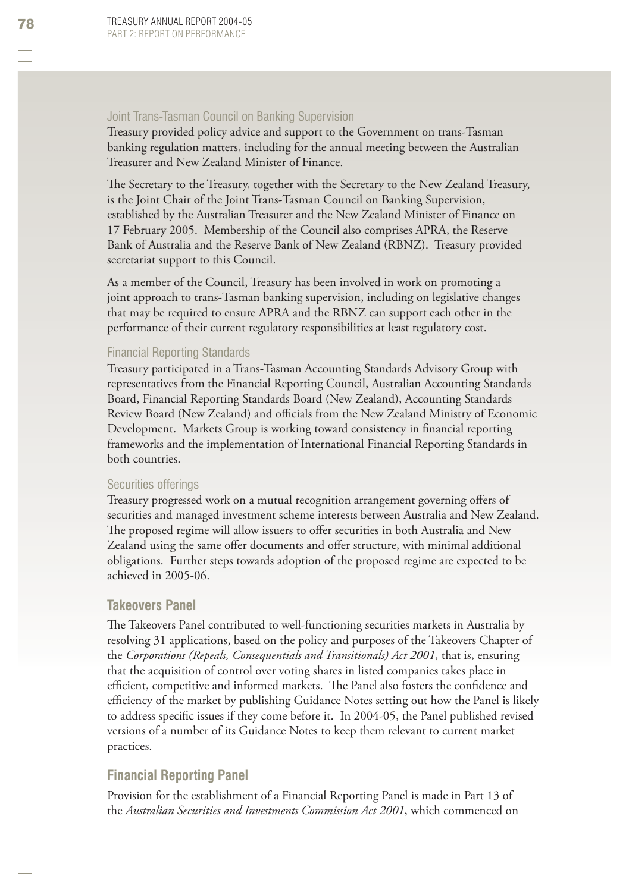### Joint Trans-Tasman Council on Banking Supervision

Treasury provided policy advice and support to the Government on trans-Tasman banking regulation matters, including for the annual meeting between the Australian Treasurer and New Zealand Minister of Finance.

The Secretary to the Treasury, together with the Secretary to the New Zealand Treasury, is the Joint Chair of the Joint Trans-Tasman Council on Banking Supervision, established by the Australian Treasurer and the New Zealand Minister of Finance on 17 February 2005. Membership of the Council also comprises APRA, the Reserve Bank of Australia and the Reserve Bank of New Zealand (RBNZ). Treasury provided secretariat support to this Council.

As a member of the Council, Treasury has been involved in work on promoting a joint approach to trans-Tasman banking supervision, including on legislative changes that may be required to ensure APRA and the RBNZ can support each other in the performance of their current regulatory responsibilities at least regulatory cost.

### Financial Reporting Standards

Treasury participated in a Trans-Tasman Accounting Standards Advisory Group with representatives from the Financial Reporting Council, Australian Accounting Standards Board, Financial Reporting Standards Board (New Zealand), Accounting Standards Review Board (New Zealand) and officials from the New Zealand Ministry of Economic Development. Markets Group is working toward consistency in financial reporting frameworks and the implementation of International Financial Reporting Standards in both countries.

### Securities offerings

Treasury progressed work on a mutual recognition arrangement governing offers of securities and managed investment scheme interests between Australia and New Zealand. The proposed regime will allow issuers to offer securities in both Australia and New Zealand using the same offer documents and offer structure, with minimal additional obligations. Further steps towards adoption of the proposed regime are expected to be achieved in 2005-06.

## Takeovers Panel

The Takeovers Panel contributed to well-functioning securities markets in Australia by resolving 31 applications, based on the policy and purposes of the Takeovers Chapter of the *Corporations (Repeals, Consequentials and Transitionals) Act 2001*, that is, ensuring that the acquisition of control over voting shares in listed companies takes place in efficient, competitive and informed markets. The Panel also fosters the confidence and efficiency of the market by publishing Guidance Notes setting out how the Panel is likely to address specific issues if they come before it. In 2004-05, the Panel published revised versions of a number of its Guidance Notes to keep them relevant to current market practices.

## Financial Reporting Panel

Provision for the establishment of a Financial Reporting Panel is made in Part 13 of the *Australian Securities and Investments Commission Act 2001*, which commenced on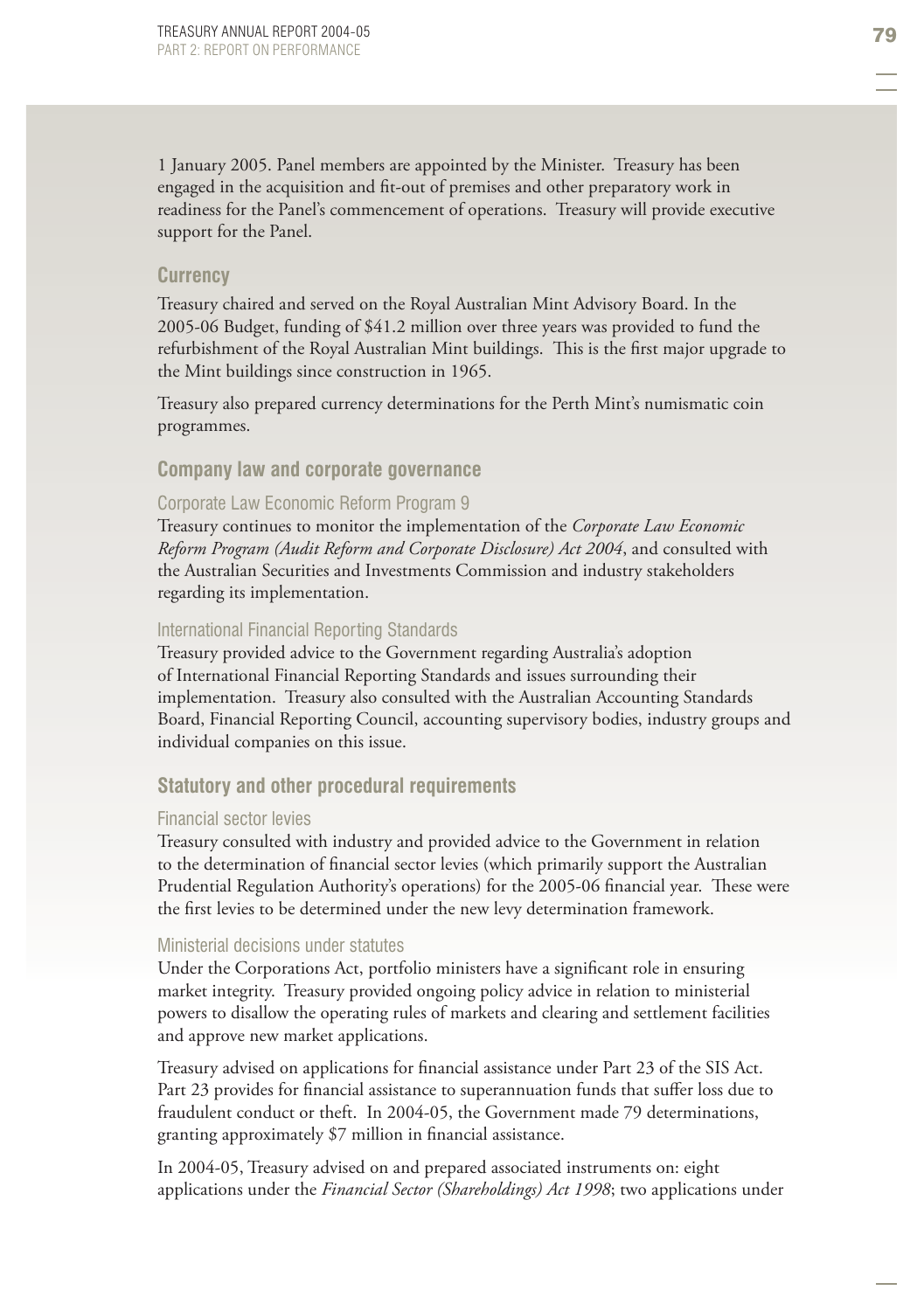1 January 2005. Panel members are appointed by the Minister. Treasury has been engaged in the acquisition and fit-out of premises and other preparatory work in readiness for the Panel's commencement of operations. Treasury will provide executive support for the Panel.

## Currency

Treasury chaired and served on the Royal Australian Mint Advisory Board. In the 2005-06 Budget, funding of $41.2 million over three years was provided to fund the refurbishment of the Royal Australian Mint buildings. This is the first major upgrade to the Mint buildings since construction in 1965.

Treasury also prepared currency determinations for the Perth Mint's numismatic coin programmes.

## Company law and corporate governance

### Corporate Law Economic Reform Program 9

Treasury continues to monitor the implementation of the *Corporate Law Economic Reform Program (Audit Reform and Corporate Disclosure) Act 2004*, and consulted with the Australian Securities and Investments Commission and industry stakeholders regarding its implementation.

### International Financial Reporting Standards

Treasury provided advice to the Government regarding Australia's adoption of International Financial Reporting Standards and issues surrounding their implementation. Treasury also consulted with the Australian Accounting Standards Board, Financial Reporting Council, accounting supervisory bodies, industry groups and individual companies on this issue.

## Statutory and other procedural requirements

### Financial sector levies

Treasury consulted with industry and provided advice to the Government in relation to the determination of financial sector levies (which primarily support the Australian Prudential Regulation Authority's operations) for the 2005-06 financial year. These were the first levies to be determined under the new levy determination framework.

### Ministerial decisions under statutes

Under the Corporations Act, portfolio ministers have a significant role in ensuring market integrity. Treasury provided ongoing policy advice in relation to ministerial powers to disallow the operating rules of markets and clearing and settlement facilities and approve new market applications.

Treasury advised on applications for financial assistance under Part 23 of the SIS Act. Part 23 provides for financial assistance to superannuation funds that suffer loss due to fraudulent conduct or theft. In 2004-05, the Government made 79 determinations, granting approximately $7 million in financial assistance.

In 2004-05, Treasury advised on and prepared associated instruments on: eight applications under the *Financial Sector (Shareholdings) Act 1998*; two applications under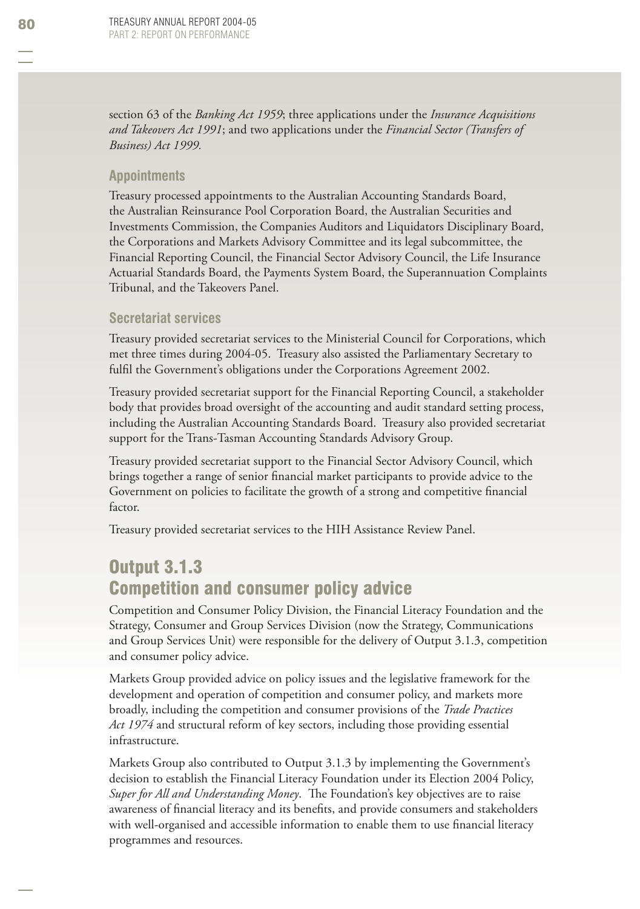section 63 of the *Banking Act 1959*; three applications under the *Insurance Acquisitions and Takeovers Act 1991*; and two applications under the *Financial Sector (Transfers of Business) Act 1999.*

### Appointments

Treasury processed appointments to the Australian Accounting Standards Board, the Australian Reinsurance Pool Corporation Board, the Australian Securities and Investments Commission, the Companies Auditors and Liquidators Disciplinary Board, the Corporations and Markets Advisory Committee and its legal subcommittee, the Financial Reporting Council, the Financial Sector Advisory Council, the Life Insurance Actuarial Standards Board, the Payments System Board, the Superannuation Complaints Tribunal, and the Takeovers Panel.

### Secretariat services

Treasury provided secretariat services to the Ministerial Council for Corporations, which met three times during 2004-05. Treasury also assisted the Parliamentary Secretary to fulfil the Government's obligations under the Corporations Agreement 2002.

Treasury provided secretariat support for the Financial Reporting Council, a stakeholder body that provides broad oversight of the accounting and audit standard setting process, including the Australian Accounting Standards Board. Treasury also provided secretariat support for the Trans-Tasman Accounting Standards Advisory Group.

Treasury provided secretariat support to the Financial Sector Advisory Council, which brings together a range of senior financial market participants to provide advice to the Government on policies to facilitate the growth of a strong and competitive financial factor.

Treasury provided secretariat services to the HIH Assistance Review Panel.

## Output 3.1.3 Competition and consumer policy advice

Competition and Consumer Policy Division, the Financial Literacy Foundation and the Strategy, Consumer and Group Services Division (now the Strategy, Communications and Group Services Unit) were responsible for the delivery of Output 3.1.3, competition and consumer policy advice.

Markets Group provided advice on policy issues and the legislative framework for the development and operation of competition and consumer policy, and markets more broadly, including the competition and consumer provisions of the *Trade Practices Act 1974* and structural reform of key sectors, including those providing essential infrastructure.

Markets Group also contributed to Output 3.1.3 by implementing the Government's decision to establish the Financial Literacy Foundation under its Election 2004 Policy, *Super for All and Understanding Money*. The Foundation's key objectives are to raise awareness of financial literacy and its benefits, and provide consumers and stakeholders with well-organised and accessible information to enable them to use financial literacy programmes and resources.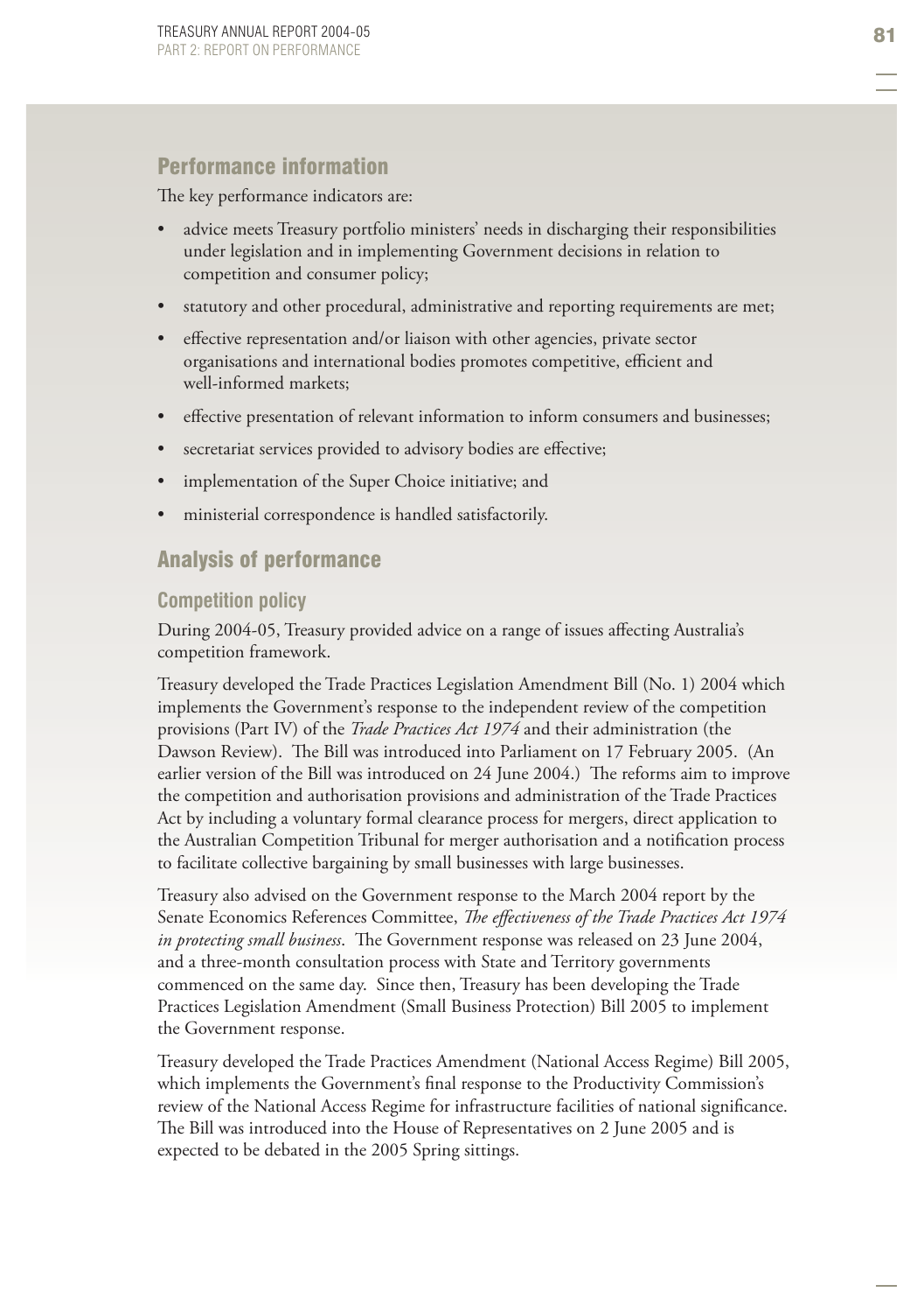## Performance information

The key performance indicators are:

- advice meets Treasury portfolio ministers' needs in discharging their responsibilities under legislation and in implementing Government decisions in relation to competition and consumer policy;
- statutory and other procedural, administrative and reporting requirements are met;
- effective representation and/or liaison with other agencies, private sector organisations and international bodies promotes competitive, efficient and well-informed markets;
- effective presentation of relevant information to inform consumers and businesses;
- secretariat services provided to advisory bodies are effective;
- implementation of the Super Choice initiative; and
- ministerial correspondence is handled satisfactorily.

## Analysis of performance

### Competition policy

During 2004-05, Treasury provided advice on a range of issues affecting Australia's competition framework.

Treasury developed the Trade Practices Legislation Amendment Bill (No. 1) 2004 which implements the Government's response to the independent review of the competition provisions (Part IV) of the *Trade Practices Act 1974* and their administration (the Dawson Review). The Bill was introduced into Parliament on 17 February 2005. (An earlier version of the Bill was introduced on 24 June 2004.) The reforms aim to improve the competition and authorisation provisions and administration of the Trade Practices Act by including a voluntary formal clearance process for mergers, direct application to the Australian Competition Tribunal for merger authorisation and a notification process to facilitate collective bargaining by small businesses with large businesses.

Treasury also advised on the Government response to the March 2004 report by the Senate Economics References Committee, *The effectiveness of the Trade Practices Act 1974 in protecting small business*. The Government response was released on 23 June 2004, and a three-month consultation process with State and Territory governments commenced on the same day. Since then, Treasury has been developing the Trade Practices Legislation Amendment (Small Business Protection) Bill 2005 to implement the Government response.

Treasury developed the Trade Practices Amendment (National Access Regime) Bill 2005, which implements the Government's final response to the Productivity Commission's review of the National Access Regime for infrastructure facilities of national significance. The Bill was introduced into the House of Representatives on 2 June 2005 and is expected to be debated in the 2005 Spring sittings.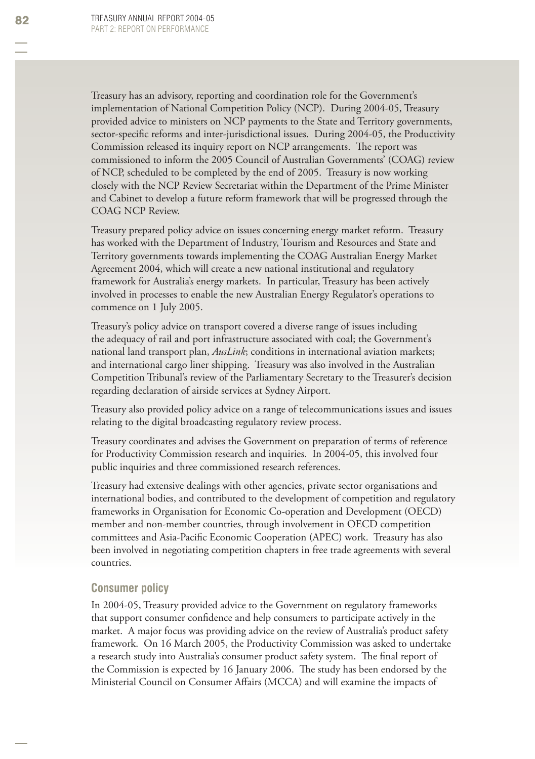Treasury has an advisory, reporting and coordination role for the Government's implementation of National Competition Policy (NCP). During 2004-05, Treasury provided advice to ministers on NCP payments to the State and Territory governments, sector-specific reforms and inter-jurisdictional issues. During 2004-05, the Productivity Commission released its inquiry report on NCP arrangements. The report was commissioned to inform the 2005 Council of Australian Governments' (COAG) review of NCP, scheduled to be completed by the end of 2005. Treasury is now working closely with the NCP Review Secretariat within the Department of the Prime Minister and Cabinet to develop a future reform framework that will be progressed through the COAG NCP Review.

Treasury prepared policy advice on issues concerning energy market reform. Treasury has worked with the Department of Industry, Tourism and Resources and State and Territory governments towards implementing the COAG Australian Energy Market Agreement 2004, which will create a new national institutional and regulatory framework for Australia's energy markets. In particular, Treasury has been actively involved in processes to enable the new Australian Energy Regulator's operations to commence on 1 July 2005.

Treasury's policy advice on transport covered a diverse range of issues including the adequacy of rail and port infrastructure associated with coal; the Government's national land transport plan, *AusLink*; conditions in international aviation markets; and international cargo liner shipping. Treasury was also involved in the Australian Competition Tribunal's review of the Parliamentary Secretary to the Treasurer's decision regarding declaration of airside services at Sydney Airport.

Treasury also provided policy advice on a range of telecommunications issues and issues relating to the digital broadcasting regulatory review process.

Treasury coordinates and advises the Government on preparation of terms of reference for Productivity Commission research and inquiries. In 2004-05, this involved four public inquiries and three commissioned research references.

Treasury had extensive dealings with other agencies, private sector organisations and international bodies, and contributed to the development of competition and regulatory frameworks in Organisation for Economic Co-operation and Development (OECD) member and non-member countries, through involvement in OECD competition committees and Asia-Pacific Economic Cooperation (APEC) work. Treasury has also been involved in negotiating competition chapters in free trade agreements with several countries.

### Consumer policy

In 2004-05, Treasury provided advice to the Government on regulatory frameworks that support consumer confidence and help consumers to participate actively in the market. A major focus was providing advice on the review of Australia's product safety framework. On 16 March 2005, the Productivity Commission was asked to undertake a research study into Australia's consumer product safety system. The final report of the Commission is expected by 16 January 2006. The study has been endorsed by the Ministerial Council on Consumer Affairs (MCCA) and will examine the impacts of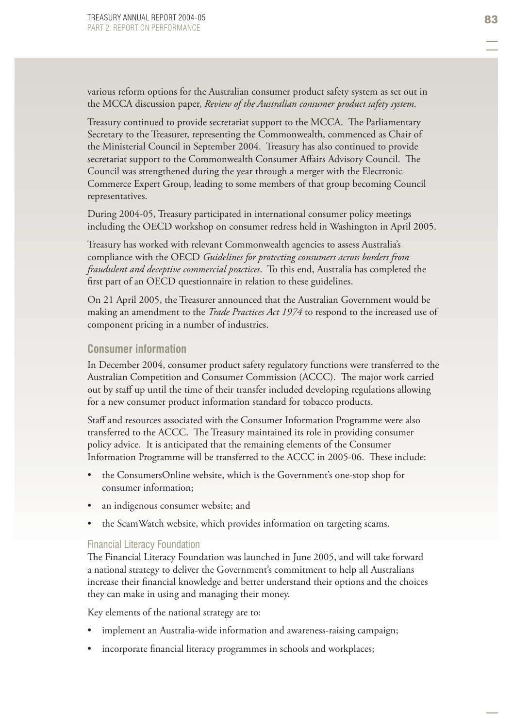various reform options for the Australian consumer product safety system as set out in the MCCA discussion paper, *Review of the Australian consumer product safety system*.

Treasury continued to provide secretariat support to the MCCA. The Parliamentary Secretary to the Treasurer, representing the Commonwealth, commenced as Chair of the Ministerial Council in September 2004. Treasury has also continued to provide secretariat support to the Commonwealth Consumer Affairs Advisory Council. The Council was strengthened during the year through a merger with the Electronic Commerce Expert Group, leading to some members of that group becoming Council representatives.

During 2004-05, Treasury participated in international consumer policy meetings including the OECD workshop on consumer redress held in Washington in April 2005.

Treasury has worked with relevant Commonwealth agencies to assess Australia's compliance with the OECD *Guidelines for protecting consumers across borders from fraudulent and deceptive commercial practices*. To this end, Australia has completed the first part of an OECD questionnaire in relation to these guidelines.

On 21 April 2005, the Treasurer announced that the Australian Government would be making an amendment to the *Trade Practices Act 1974* to respond to the increased use of component pricing in a number of industries.

## Consumer information

In December 2004, consumer product safety regulatory functions were transferred to the Australian Competition and Consumer Commission (ACCC). The major work carried out by staff up until the time of their transfer included developing regulations allowing for a new consumer product information standard for tobacco products.

Staff and resources associated with the Consumer Information Programme were also transferred to the ACCC. The Treasury maintained its role in providing consumer policy advice. It is anticipated that the remaining elements of the Consumer Information Programme will be transferred to the ACCC in 2005-06. These include:

- the ConsumersOnline website, which is the Government's one-stop shop for consumer information;
- an indigenous consumer website; and
- the ScamWatch website, which provides information on targeting scams.

### Financial Literacy Foundation

The Financial Literacy Foundation was launched in June 2005, and will take forward a national strategy to deliver the Government's commitment to help all Australians increase their financial knowledge and better understand their options and the choices they can make in using and managing their money.

Key elements of the national strategy are to:

- implement an Australia-wide information and awareness-raising campaign;
- incorporate financial literacy programmes in schools and workplaces;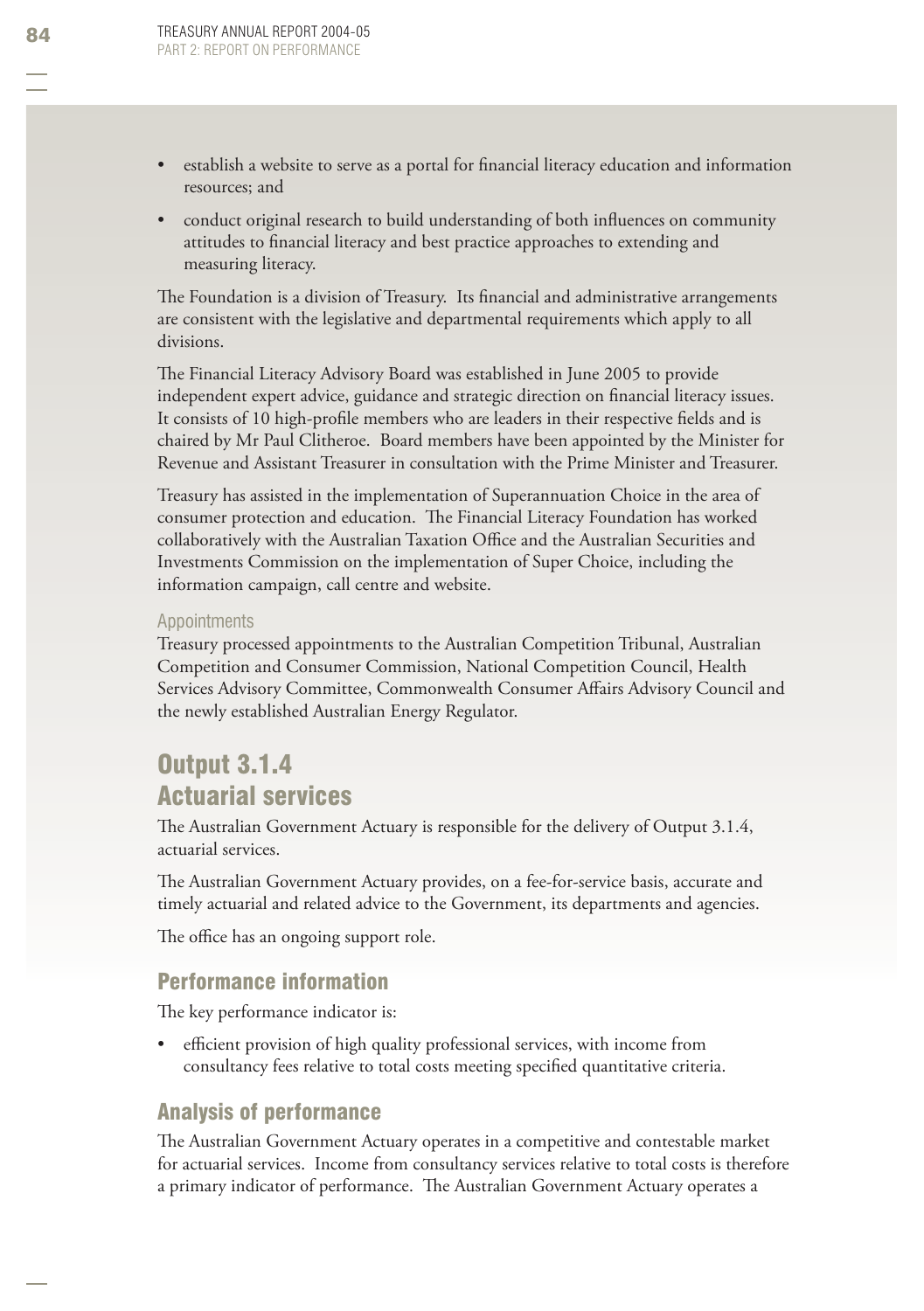- establish a website to serve as a portal for financial literacy education and information resources; and
- conduct original research to build understanding of both influences on community attitudes to financial literacy and best practice approaches to extending and measuring literacy.

The Foundation is a division of Treasury. Its financial and administrative arrangements are consistent with the legislative and departmental requirements which apply to all divisions.

The Financial Literacy Advisory Board was established in June 2005 to provide independent expert advice, guidance and strategic direction on financial literacy issues. It consists of 10 high-profile members who are leaders in their respective fields and is chaired by Mr Paul Clitheroe. Board members have been appointed by the Minister for Revenue and Assistant Treasurer in consultation with the Prime Minister and Treasurer.

Treasury has assisted in the implementation of Superannuation Choice in the area of consumer protection and education. The Financial Literacy Foundation has worked collaboratively with the Australian Taxation Office and the Australian Securities and Investments Commission on the implementation of Super Choice, including the information campaign, call centre and website.

#### Appointments

Treasury processed appointments to the Australian Competition Tribunal, Australian Competition and Consumer Commission, National Competition Council, Health Services Advisory Committee, Commonwealth Consumer Affairs Advisory Council and the newly established Australian Energy Regulator.

## Output 3.1.4
## Actuarial services

The Australian Government Actuary is responsible for the delivery of Output 3.1.4, actuarial services.

The Australian Government Actuary provides, on a fee-for-service basis, accurate and timely actuarial and related advice to the Government, its departments and agencies.

The office has an ongoing support role.

### Performance information

The key performance indicator is:

- efficient provision of high quality professional services, with income from consultancy fees relative to total costs meeting specified quantitative criteria.

### Analysis of performance

The Australian Government Actuary operates in a competitive and contestable market for actuarial services. Income from consultancy services relative to total costs is therefore a primary indicator of performance. The Australian Government Actuary operates a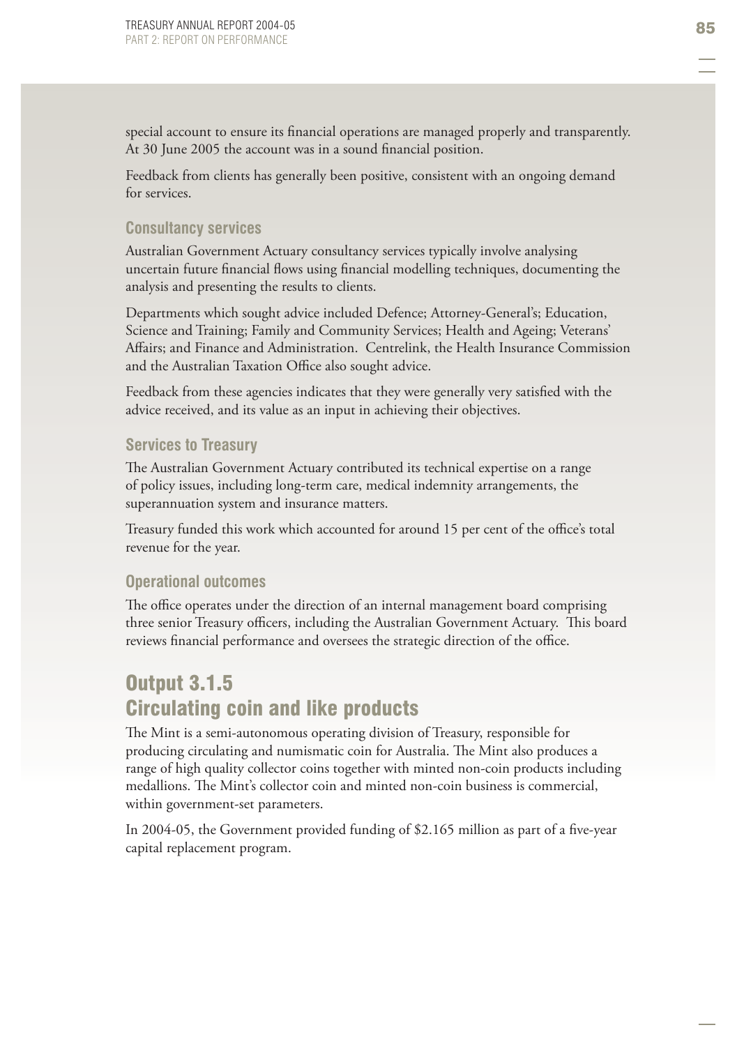special account to ensure its financial operations are managed properly and transparently. At 30 June 2005 the account was in a sound financial position.

Feedback from clients has generally been positive, consistent with an ongoing demand for services.

### Consultancy services

Australian Government Actuary consultancy services typically involve analysing uncertain future financial flows using financial modelling techniques, documenting the analysis and presenting the results to clients.

Departments which sought advice included Defence; Attorney-General's; Education, Science and Training; Family and Community Services; Health and Ageing; Veterans' Affairs; and Finance and Administration. Centrelink, the Health Insurance Commission and the Australian Taxation Office also sought advice.

Feedback from these agencies indicates that they were generally very satisfied with the advice received, and its value as an input in achieving their objectives.

### Services to Treasury

The Australian Government Actuary contributed its technical expertise on a range of policy issues, including long-term care, medical indemnity arrangements, the superannuation system and insurance matters.

Treasury funded this work which accounted for around 15 per cent of the office's total revenue for the year.

### Operational outcomes

The office operates under the direction of an internal management board comprising three senior Treasury officers, including the Australian Government Actuary. This board reviews financial performance and oversees the strategic direction of the office.

## Output 3.1.5 Circulating coin and like products

The Mint is a semi-autonomous operating division of Treasury, responsible for producing circulating and numismatic coin for Australia. The Mint also produces a range of high quality collector coins together with minted non-coin products including medallions. The Mint's collector coin and minted non-coin business is commercial, within government-set parameters.

In 2004-05, the Government provided funding of $2.165 million as part of a five-year capital replacement program.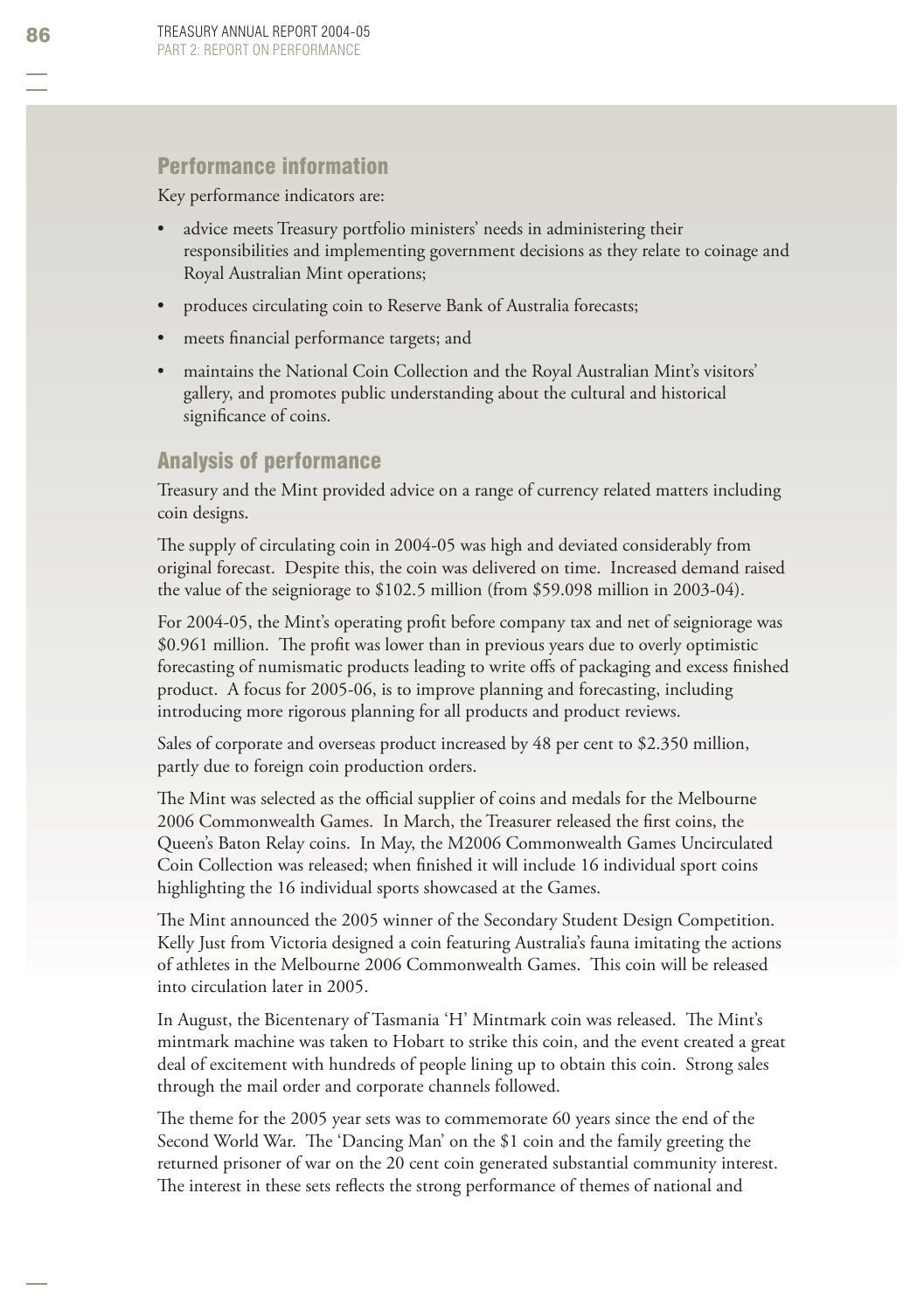## Performance information

Key performance indicators are:

- advice meets Treasury portfolio ministers' needs in administering their responsibilities and implementing government decisions as they relate to coinage and Royal Australian Mint operations;
- produces circulating coin to Reserve Bank of Australia forecasts;
- meets financial performance targets; and
- maintains the National Coin Collection and the Royal Australian Mint's visitors' gallery, and promotes public understanding about the cultural and historical significance of coins.

## Analysis of performance

Treasury and the Mint provided advice on a range of currency related matters including coin designs.

The supply of circulating coin in 2004-05 was high and deviated considerably from original forecast. Despite this, the coin was delivered on time. Increased demand raised the value of the seigniorage to $102.5 million (from $59.098 million in 2003-04).

For 2004-05, the Mint's operating profit before company tax and net of seigniorage was $0.961 million. The profit was lower than in previous years due to overly optimistic forecasting of numismatic products leading to write offs of packaging and excess finished product. A focus for 2005-06, is to improve planning and forecasting, including introducing more rigorous planning for all products and product reviews.

Sales of corporate and overseas product increased by 48 per cent to $2.350 million, partly due to foreign coin production orders.

The Mint was selected as the official supplier of coins and medals for the Melbourne 2006 Commonwealth Games. In March, the Treasurer released the first coins, the Queen's Baton Relay coins. In May, the M2006 Commonwealth Games Uncirculated Coin Collection was released; when finished it will include 16 individual sport coins highlighting the 16 individual sports showcased at the Games.

The Mint announced the 2005 winner of the Secondary Student Design Competition. Kelly Just from Victoria designed a coin featuring Australia's fauna imitating the actions of athletes in the Melbourne 2006 Commonwealth Games. This coin will be released into circulation later in 2005.

In August, the Bicentenary of Tasmania 'H' Mintmark coin was released. The Mint's mintmark machine was taken to Hobart to strike this coin, and the event created a great deal of excitement with hundreds of people lining up to obtain this coin. Strong sales through the mail order and corporate channels followed.

The theme for the 2005 year sets was to commemorate 60 years since the end of the Second World War. The 'Dancing Man' on the $1 coin and the family greeting the returned prisoner of war on the 20 cent coin generated substantial community interest. The interest in these sets reflects the strong performance of themes of national and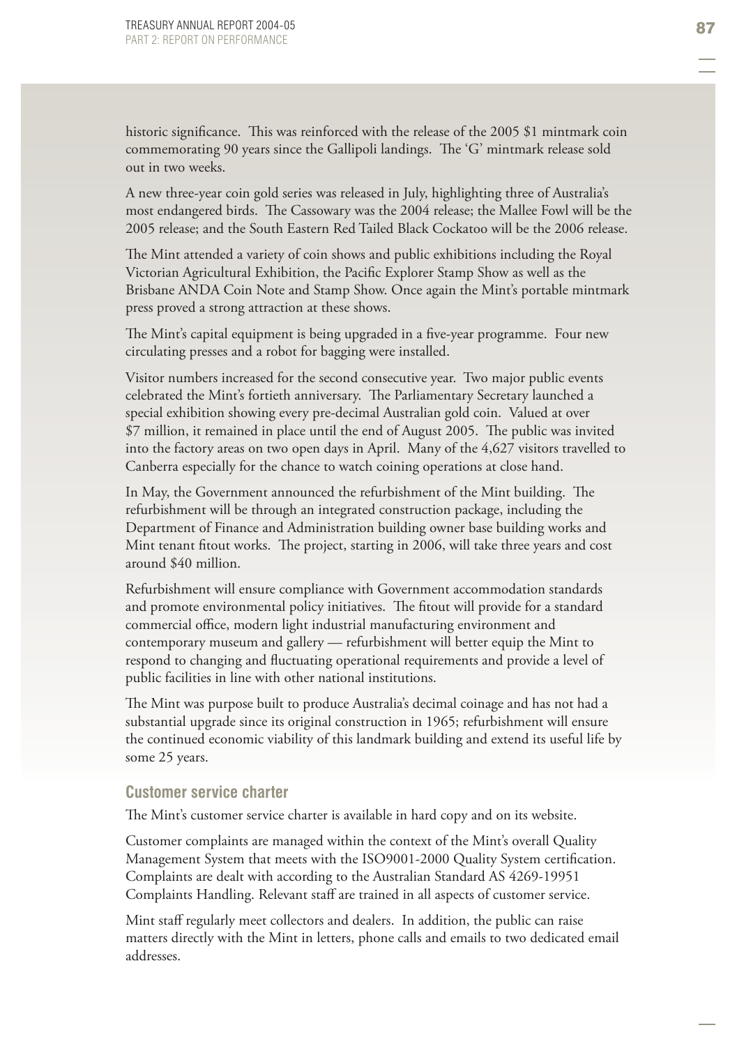historic significance. This was reinforced with the release of the 2005 $1 mintmark coin commemorating 90 years since the Gallipoli landings. The 'G' mintmark release sold out in two weeks.

A new three-year coin gold series was released in July, highlighting three of Australia's most endangered birds. The Cassowary was the 2004 release; the Mallee Fowl will be the 2005 release; and the South Eastern Red Tailed Black Cockatoo will be the 2006 release.

The Mint attended a variety of coin shows and public exhibitions including the Royal Victorian Agricultural Exhibition, the Pacific Explorer Stamp Show as well as the Brisbane ANDA Coin Note and Stamp Show. Once again the Mint's portable mintmark press proved a strong attraction at these shows.

The Mint's capital equipment is being upgraded in a five-year programme. Four new circulating presses and a robot for bagging were installed.

Visitor numbers increased for the second consecutive year. Two major public events celebrated the Mint's fortieth anniversary. The Parliamentary Secretary launched a special exhibition showing every pre-decimal Australian gold coin. Valued at over $7 million, it remained in place until the end of August 2005. The public was invited into the factory areas on two open days in April. Many of the 4,627 visitors travelled to Canberra especially for the chance to watch coining operations at close hand.

In May, the Government announced the refurbishment of the Mint building. The refurbishment will be through an integrated construction package, including the Department of Finance and Administration building owner base building works and Mint tenant fitout works. The project, starting in 2006, will take three years and cost around $40 million.

Refurbishment will ensure compliance with Government accommodation standards and promote environmental policy initiatives. The fitout will provide for a standard commercial office, modern light industrial manufacturing environment and contemporary museum and gallery — refurbishment will better equip the Mint to respond to changing and fluctuating operational requirements and provide a level of public facilities in line with other national institutions.

The Mint was purpose built to produce Australia's decimal coinage and has not had a substantial upgrade since its original construction in 1965; refurbishment will ensure the continued economic viability of this landmark building and extend its useful life by some 25 years.

### Customer service charter

The Mint's customer service charter is available in hard copy and on its website.

Customer complaints are managed within the context of the Mint's overall Quality Management System that meets with the ISO9001-2000 Quality System certification. Complaints are dealt with according to the Australian Standard AS 4269-19951 Complaints Handling. Relevant staff are trained in all aspects of customer service.

Mint staff regularly meet collectors and dealers. In addition, the public can raise matters directly with the Mint in letters, phone calls and emails to two dedicated email addresses.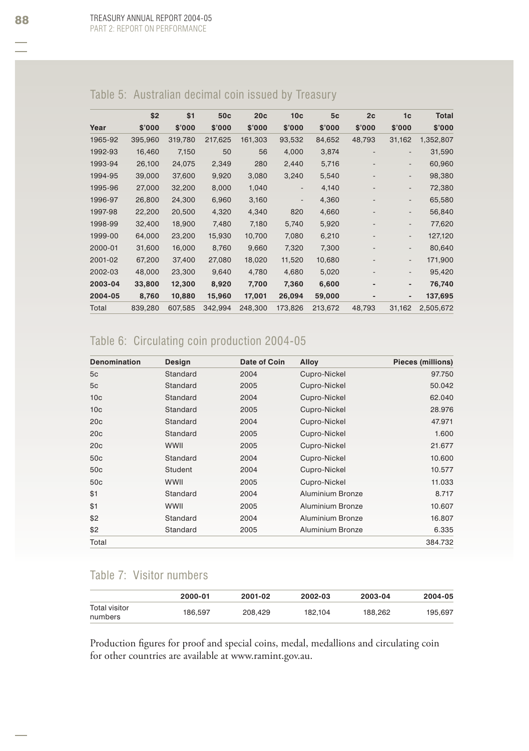## Table 5: Australian decimal coin issued by Treasury

| Year | $2 $'000 | $1 $'000 | 50c $'000 | 20c $'000 | 10c $'000 | 5c $'000 | 2c $'000 | 1c $'000 | Total $'000 |
|---|---|---|---|---|---|---|---|---|---|
| 1965-92 | 395,960 | 319,780 | 217,625 | 161,303 | 93,532 | 84,652 | 48,793 | 31,162 | 1,352,807 |
| 1992-93 | 16,460 | 7,150 | 50 | 56 | 4,000 | 3,874 | - | - | 31,590 |
| 1993-94 | 26,100 | 24,075 | 2,349 | 280 | 2,440 | 5,716 | - | - | 60,960 |
| 1994-95 | 39,000 | 37,600 | 9,920 | 3,080 | 3,240 | 5,540 | - | - | 98,380 |
| 1995-96 | 27,000 | 32,200 | 8,000 | 1,040 | - | 4,140 | - | - | 72,380 |
| 1996-97 | 26,800 | 24,300 | 6,960 | 3,160 | - | 4,360 | - | - | 65,580 |
| 1997-98 | 22,200 | 20,500 | 4,320 | 4,340 | 820 | 4,660 | - | - | 56,840 |
| 1998-99 | 32,400 | 18,900 | 7,480 | 7,180 | 5,740 | 5,920 | - | - | 77,620 |
| 1999-00 | 64,000 | 23,200 | 15,930 | 10,700 | 7,080 | 6,210 | - | - | 127,120 |
| 2000-01 | 31,600 | 16,000 | 8,760 | 9,660 | 7,320 | 7,300 | - | - | 80,640 |
| 2001-02 | 67,200 | 37,400 | 27,080 | 18,020 | 11,520 | 10,680 | - | - | 171,900 |
| 2002-03 | 48,000 | 23,300 | 9,640 | 4,780 | 4,680 | 5,020 | - | - | 95,420 |
| **2003-04** | **33,800** | **12,300** | **8,920** | **7,700** | **7,360** | **6,600** | **-** | **-** | **76,740** |
| **2004-05** | **8,760** | **10,880** | **15,960** | **17,001** | **26,094** | **59,000** | **-** | **-** | **137,695** |
| Total | 839,280 | 607,585 | 342,994 | 248,300 | 173,826 | 213,672 | 48,793 | 31,162 | 2,505,672 |

## Table 6: Circulating coin production 2004-05

| Denomination | Design | Date of Coin | Alloy | Pieces (millions) |
|---|---|---|---|---|
| 5c | Standard | 2004 | Cupro-Nickel | 97.750 |
| 5c | Standard | 2005 | Cupro-Nickel | 50.042 |
| 10c | Standard | 2004 | Cupro-Nickel | 62.040 |
| 10c | Standard | 2005 | Cupro-Nickel | 28.976 |
| 20c | Standard | 2004 | Cupro-Nickel | 47.971 |
| 20c | Standard | 2005 | Cupro-Nickel | 1.600 |
| 20c | WWII | 2005 | Cupro-Nickel | 21.677 |
| 50c | Standard | 2004 | Cupro-Nickel | 10.600 |
| 50c | Student | 2004 | Cupro-Nickel | 10.577 |
| 50c | WWII | 2005 | Cupro-Nickel | 11.033 |
| $1 | Standard | 2004 | Aluminium Bronze | 8.717 |
| $1 | WWII | 2005 | Aluminium Bronze | 10.607 |
| $2 | Standard | 2004 | Aluminium Bronze | 16.807 |
| $2 | Standard | 2005 | Aluminium Bronze | 6.335 |
| Total | | | | 384.732 |

## Table 7: Visitor numbers

| | 2000-01 | 2001-02 | 2002-03 | 2003-04 | 2004-05 |
|---|---|---|---|---|---|
| Total visitor numbers | 186,597 | 208,429 | 182,104 | 188,262 | 195,697 |

Production figures for proof and special coins, medal, medallions and circulating coin for other countries are available at www.ramint.gov.au.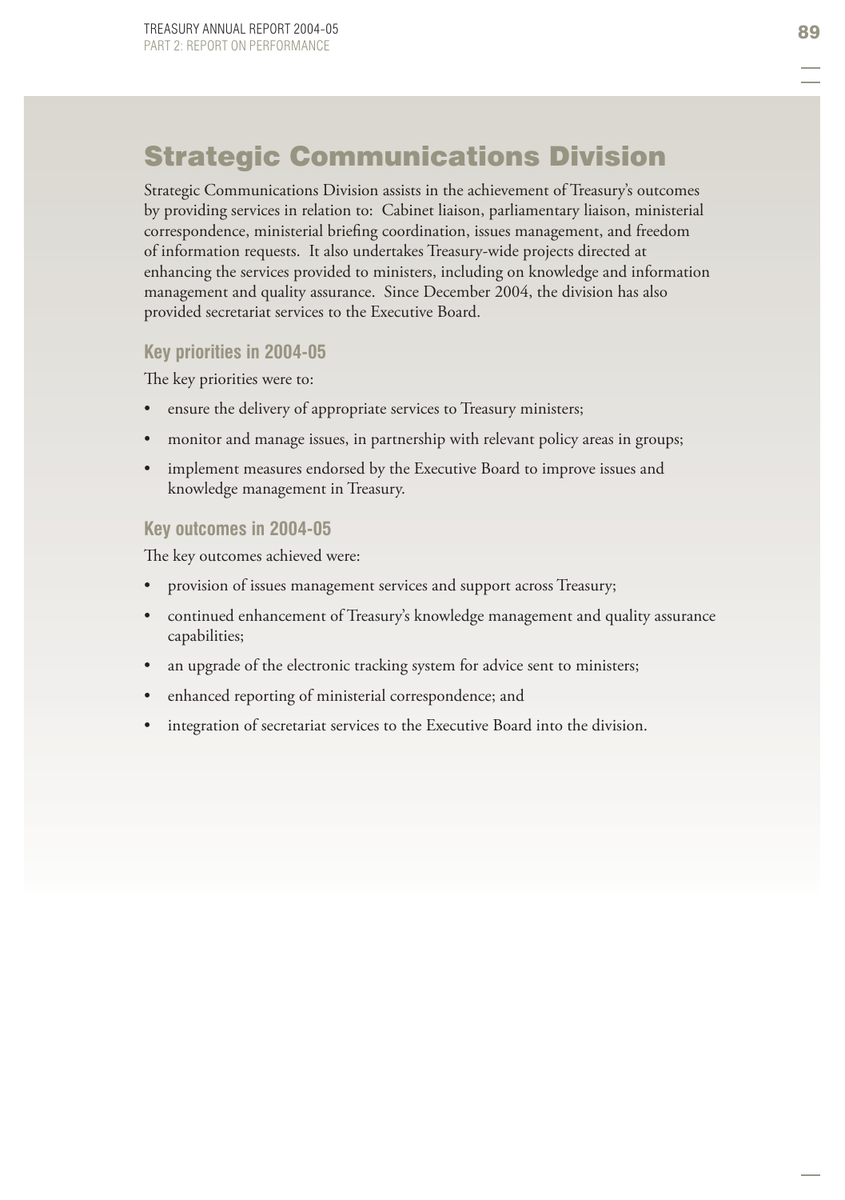# Strategic Communications Division

Strategic Communications Division assists in the achievement of Treasury's outcomes by providing services in relation to: Cabinet liaison, parliamentary liaison, ministerial correspondence, ministerial briefing coordination, issues management, and freedom of information requests. It also undertakes Treasury-wide projects directed at enhancing the services provided to ministers, including on knowledge and information management and quality assurance. Since December 2004, the division has also provided secretariat services to the Executive Board.

### Key priorities in 2004-05

The key priorities were to:

- ensure the delivery of appropriate services to Treasury ministers;
- monitor and manage issues, in partnership with relevant policy areas in groups;
- implement measures endorsed by the Executive Board to improve issues and knowledge management in Treasury.

### Key outcomes in 2004-05

The key outcomes achieved were:

- provision of issues management services and support across Treasury;
- continued enhancement of Treasury's knowledge management and quality assurance capabilities;
- an upgrade of the electronic tracking system for advice sent to ministers;
- enhanced reporting of ministerial correspondence; and
- integration of secretariat services to the Executive Board into the division.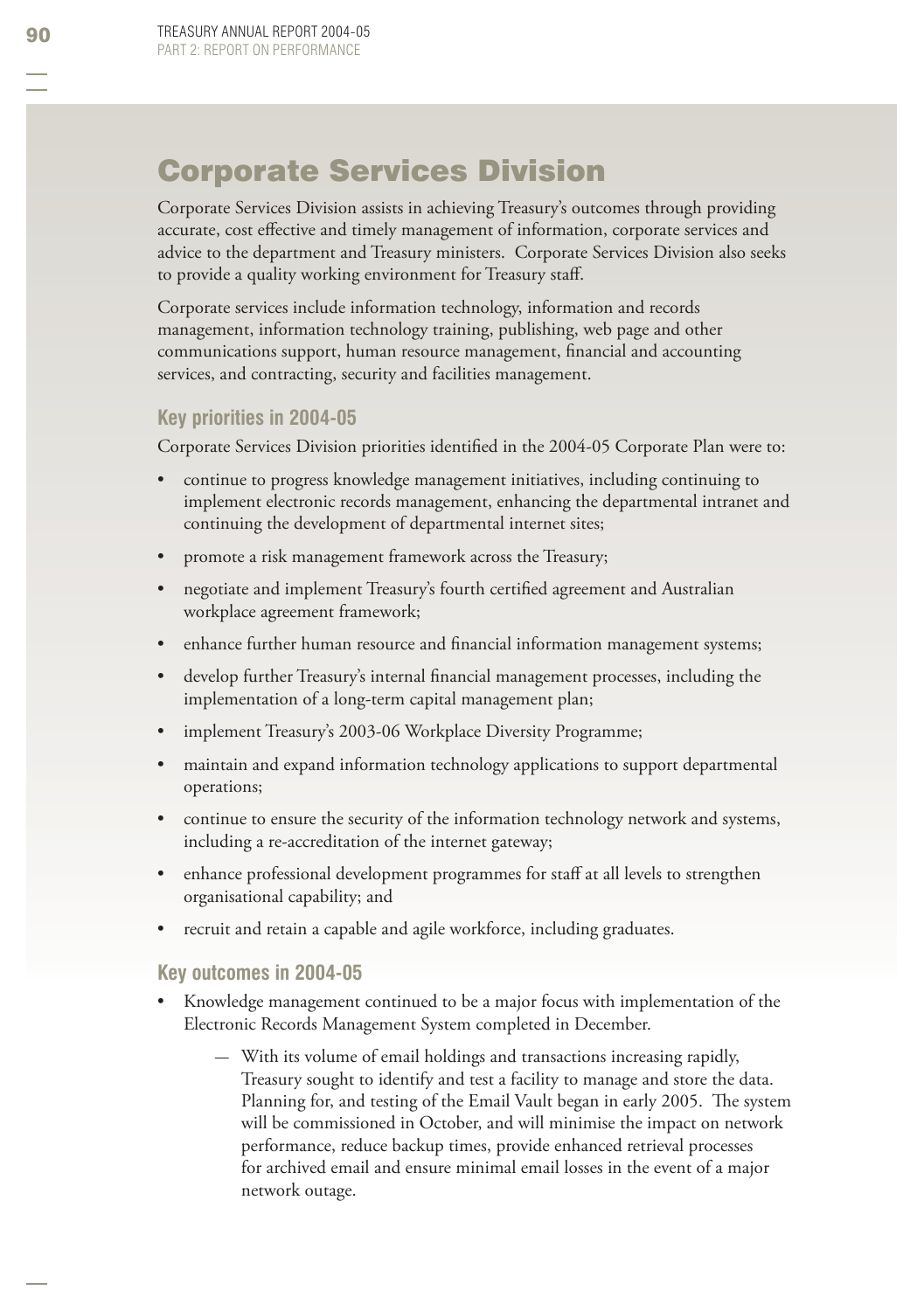# Corporate Services Division

Corporate Services Division assists in achieving Treasury's outcomes through providing accurate, cost effective and timely management of information, corporate services and advice to the department and Treasury ministers. Corporate Services Division also seeks to provide a quality working environment for Treasury staff.

Corporate services include information technology, information and records management, information technology training, publishing, web page and other communications support, human resource management, financial and accounting services, and contracting, security and facilities management.

## Key priorities in 2004-05

Corporate Services Division priorities identified in the 2004-05 Corporate Plan were to:

- continue to progress knowledge management initiatives, including continuing to implement electronic records management, enhancing the departmental intranet and continuing the development of departmental internet sites;
- promote a risk management framework across the Treasury;
- negotiate and implement Treasury's fourth certified agreement and Australian workplace agreement framework;
- enhance further human resource and financial information management systems;
- develop further Treasury's internal financial management processes, including the implementation of a long-term capital management plan;
- implement Treasury's 2003-06 Workplace Diversity Programme;
- maintain and expand information technology applications to support departmental operations;
- continue to ensure the security of the information technology network and systems, including a re-accreditation of the internet gateway;
- enhance professional development programmes for staff at all levels to strengthen organisational capability; and
- recruit and retain a capable and agile workforce, including graduates.

## Key outcomes in 2004-05

- Knowledge management continued to be a major focus with implementation of the Electronic Records Management System completed in December.
  - — With its volume of email holdings and transactions increasing rapidly, Treasury sought to identify and test a facility to manage and store the data. Planning for, and testing of the Email Vault began in early 2005. The system will be commissioned in October, and will minimise the impact on network performance, reduce backup times, provide enhanced retrieval processes for archived email and ensure minimal email losses in the event of a major network outage.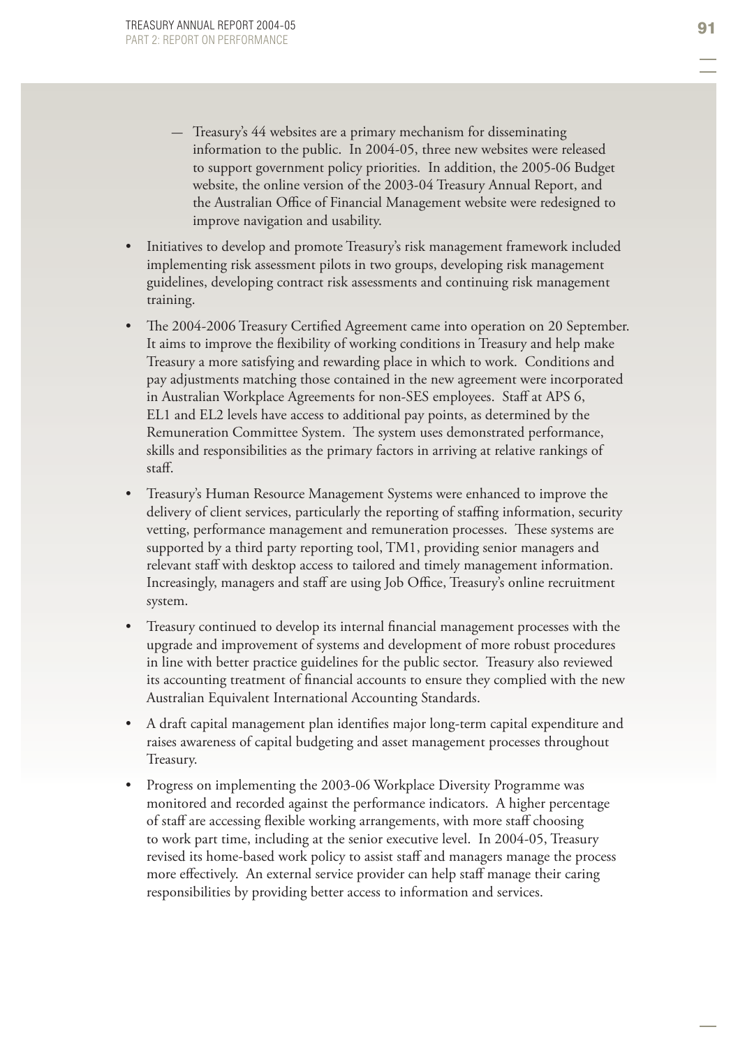- Treasury's 44 websites are a primary mechanism for disseminating information to the public. In 2004-05, three new websites were released to support government policy priorities. In addition, the 2005-06 Budget website, the online version of the 2003-04 Treasury Annual Report, and the Australian Office of Financial Management website were redesigned to improve navigation and usability.

- Initiatives to develop and promote Treasury's risk management framework included implementing risk assessment pilots in two groups, developing risk management guidelines, developing contract risk assessments and continuing risk management training.
- The 2004-2006 Treasury Certified Agreement came into operation on 20 September. It aims to improve the flexibility of working conditions in Treasury and help make Treasury a more satisfying and rewarding place in which to work. Conditions and pay adjustments matching those contained in the new agreement were incorporated in Australian Workplace Agreements for non-SES employees. Staff at APS 6, EL1 and EL2 levels have access to additional pay points, as determined by the Remuneration Committee System. The system uses demonstrated performance, skills and responsibilities as the primary factors in arriving at relative rankings of staff.
- Treasury's Human Resource Management Systems were enhanced to improve the delivery of client services, particularly the reporting of staffing information, security vetting, performance management and remuneration processes. These systems are supported by a third party reporting tool, TM1, providing senior managers and relevant staff with desktop access to tailored and timely management information. Increasingly, managers and staff are using Job Office, Treasury's online recruitment system.
- Treasury continued to develop its internal financial management processes with the upgrade and improvement of systems and development of more robust procedures in line with better practice guidelines for the public sector. Treasury also reviewed its accounting treatment of financial accounts to ensure they complied with the new Australian Equivalent International Accounting Standards.
- A draft capital management plan identifies major long-term capital expenditure and raises awareness of capital budgeting and asset management processes throughout Treasury.
- Progress on implementing the 2003-06 Workplace Diversity Programme was monitored and recorded against the performance indicators. A higher percentage of staff are accessing flexible working arrangements, with more staff choosing to work part time, including at the senior executive level. In 2004-05, Treasury revised its home-based work policy to assist staff and managers manage the process more effectively. An external service provider can help staff manage their caring responsibilities by providing better access to information and services.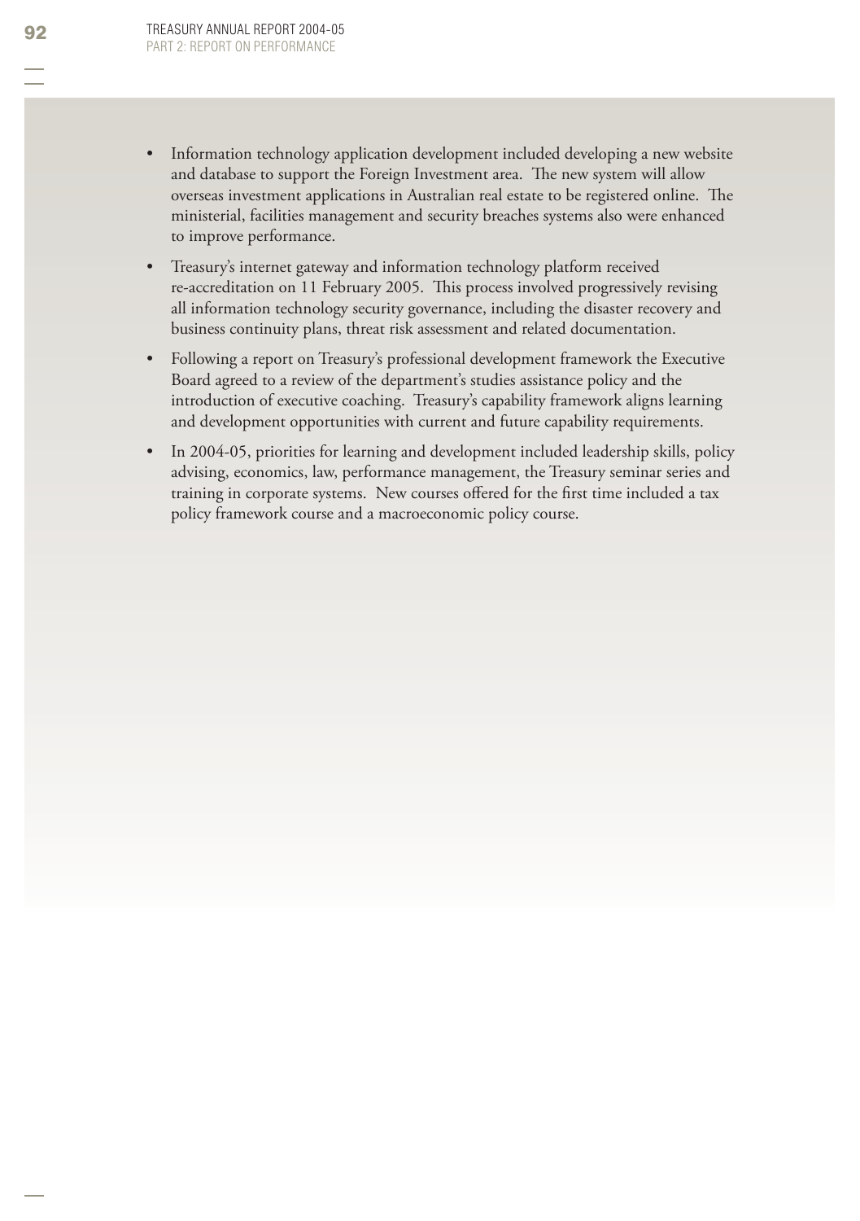- Information technology application development included developing a new website and database to support the Foreign Investment area. The new system will allow overseas investment applications in Australian real estate to be registered online. The ministerial, facilities management and security breaches systems also were enhanced to improve performance.
- Treasury's internet gateway and information technology platform received re-accreditation on 11 February 2005. This process involved progressively revising all information technology security governance, including the disaster recovery and business continuity plans, threat risk assessment and related documentation.
- Following a report on Treasury's professional development framework the Executive Board agreed to a review of the department's studies assistance policy and the introduction of executive coaching. Treasury's capability framework aligns learning and development opportunities with current and future capability requirements.
- In 2004-05, priorities for learning and development included leadership skills, policy advising, economics, law, performance management, the Treasury seminar series and training in corporate systems. New courses offered for the first time included a tax policy framework course and a macroeconomic policy course.